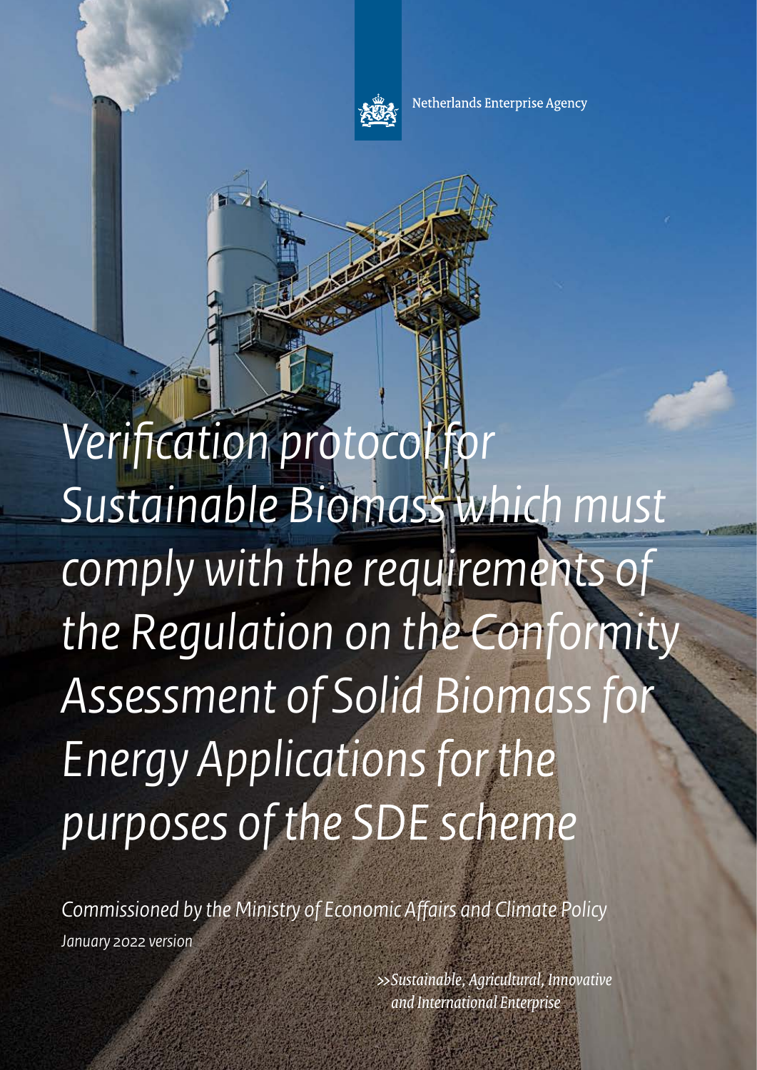Netherlands Enterprise Agency

# *Verification protocol for Sustainable Biomass which must comply with the requirements of the Regulation on the Conformity Assessment of Solid Biomass for Energy Applications for the purposes of the SDE scheme*

*Commissioned by the Ministry of Economic Affairs and Climate Policy*

*January 2022 version*

*>>Sustainable, Agricultural, Innovative and International Enterprise*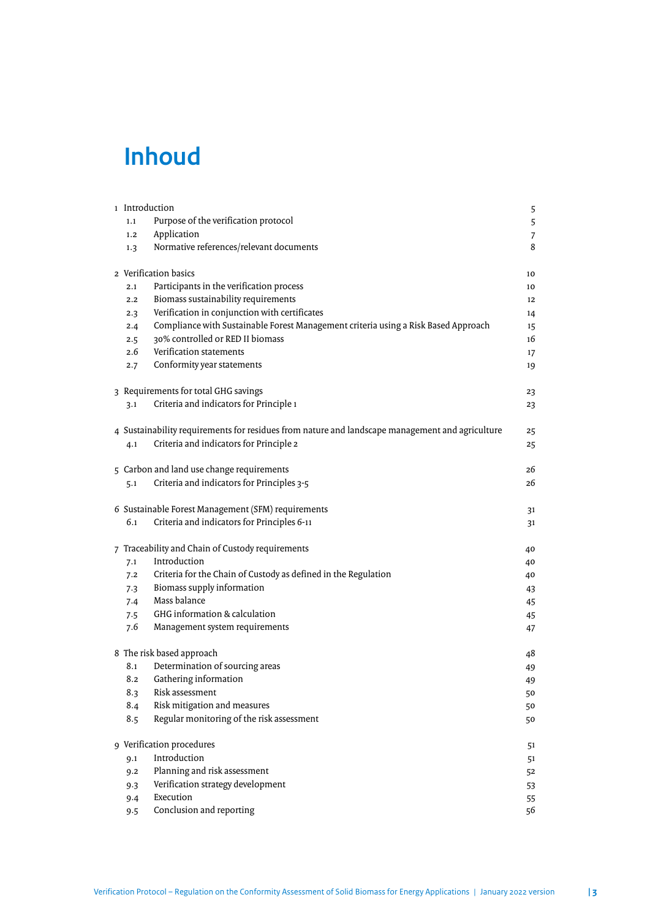# Inhoud

| | | |
|---|---|---|
| 1 | Introduction | 5 |
| 1.1 | Purpose of the verification protocol | 5 |
| 1.2 | Application | 7 |
| 1.3 | Normative references/relevant documents | 8 |
| 2 | Verification basics | 10 |
| 2.1 | Participants in the verification process | 10 |
| 2.2 | Biomass sustainability requirements | 12 |
| 2.3 | Verification in conjunction with certificates | 14 |
| 2.4 | Compliance with Sustainable Forest Management criteria using a Risk Based Approach | 15 |
| 2.5 | 30% controlled or RED II biomass | 16 |
| 2.6 | Verification statements | 17 |
| 2.7 | Conformity year statements | 19 |
| 3 | Requirements for total GHG savings | 23 |
| 3.1 | Criteria and indicators for Principle 1 | 23 |
| 4 | Sustainability requirements for residues from nature and landscape management and agriculture | 25 |
| 4.1 | Criteria and indicators for Principle 2 | 25 |
| 5 | Carbon and land use change requirements | 26 |
| 5.1 | Criteria and indicators for Principles 3-5 | 26 |
| 6 | Sustainable Forest Management (SFM) requirements | 31 |
| 6.1 | Criteria and indicators for Principles 6-11 | 31 |
| 7 | Traceability and Chain of Custody requirements | 40 |
| 7.1 | Introduction | 40 |
| 7.2 | Criteria for the Chain of Custody as defined in the Regulation | 40 |
| 7.3 | Biomass supply information | 43 |
| 7.4 | Mass balance | 45 |
| 7.5 | GHG information & calculation | 45 |
| 7.6 | Management system requirements | 47 |
| 8 | The risk based approach | 48 |
| 8.1 | Determination of sourcing areas | 49 |
| 8.2 | Gathering information | 49 |
| 8.3 | Risk assessment | 50 |
| 8.4 | Risk mitigation and measures | 50 |
| 8.5 | Regular monitoring of the risk assessment | 50 |
| 9 | Verification procedures | 51 |
| 9.1 | Introduction | 51 |
| 9.2 | Planning and risk assessment | 52 |
| 9.3 | Verification strategy development | 53 |
| 9.4 | Execution | 55 |
| 9.5 | Conclusion and reporting | 56 |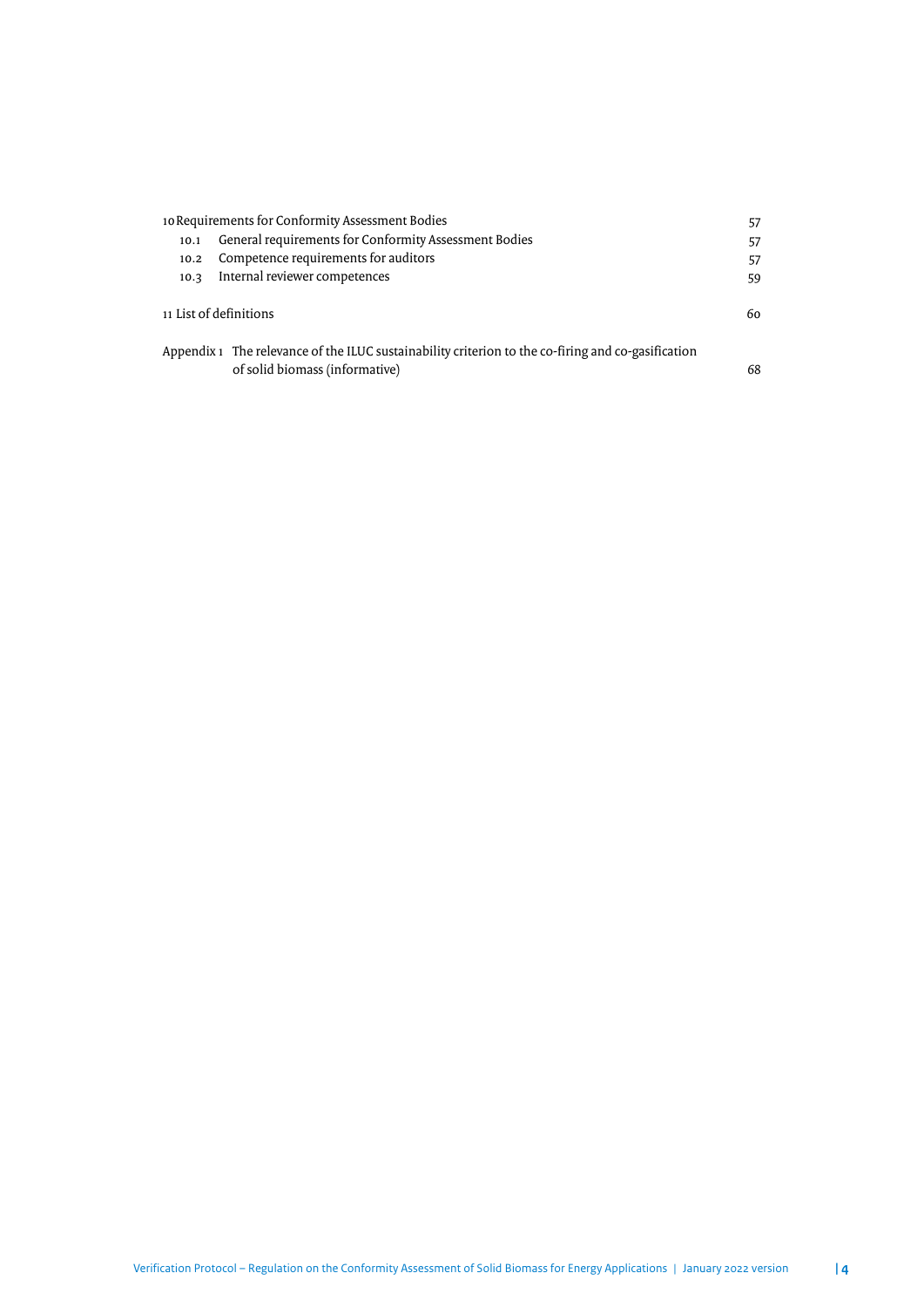| | | |
|---|---|---|
| 10 Requirements for Conformity Assessment Bodies | | 57 |
| 10.1 | General requirements for Conformity Assessment Bodies | 57 |
| 10.2 | Competence requirements for auditors | 57 |
| 10.3 | Internal reviewer competences | 59 |
| 11 List of definitions | | 60 |
| Appendix 1 | The relevance of the ILUC sustainability criterion to the co-firing and co-gasification of solid biomass (informative) | 68 |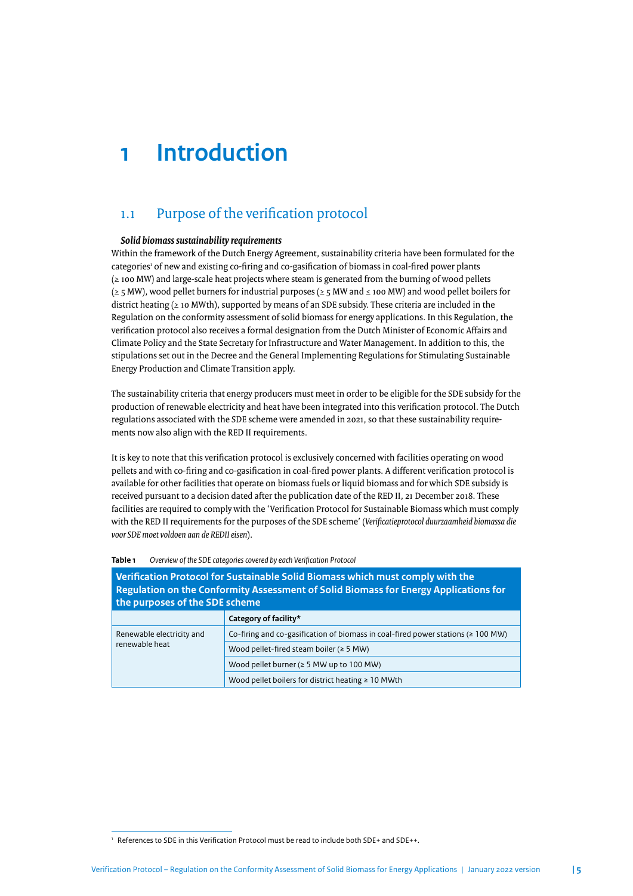# 1 Introduction

## 1.1 Purpose of the verification protocol

***Solid biomass sustainability requirements***

Within the framework of the Dutch Energy Agreement, sustainability criteria have been formulated for the categories[1] of new and existing co-firing and co-gasification of biomass in coal-fired power plants (≥ 100 MW) and large-scale heat projects where steam is generated from the burning of wood pellets (≥ 5 MW), wood pellet burners for industrial purposes (≥ 5 MW and ≤ 100 MW) and wood pellet boilers for district heating (≥ 10 MWth), supported by means of an SDE subsidy. These criteria are included in the Regulation on the conformity assessment of solid biomass for energy applications. In this Regulation, the verification protocol also receives a formal designation from the Dutch Minister of Economic Affairs and Climate Policy and the State Secretary for Infrastructure and Water Management. In addition to this, the stipulations set out in the Decree and the General Implementing Regulations for Stimulating Sustainable Energy Production and Climate Transition apply.

The sustainability criteria that energy producers must meet in order to be eligible for the SDE subsidy for the production of renewable electricity and heat have been integrated into this verification protocol. The Dutch regulations associated with the SDE scheme were amended in 2021, so that these sustainability requirements now also align with the RED II requirements.

It is key to note that this verification protocol is exclusively concerned with facilities operating on wood pellets and with co-firing and co-gasification in coal-fired power plants. A different verification protocol is available for other facilities that operate on biomass fuels or liquid biomass and for which SDE subsidy is received pursuant to a decision dated after the publication date of the RED II, 21 December 2018. These facilities are required to comply with the 'Verification Protocol for Sustainable Biomass which must comply with the RED II requirements for the purposes of the SDE scheme' (*Verificatieprotocol duurzaamheid biomassa die voor SDE moet voldoen aan de REDII eisen*).

**Table 1** *Overview of the SDE categories covered by each Verification Protocol*

| Verification Protocol for Sustainable Solid Biomass which must comply with the Regulation on the Conformity Assessment of Solid Biomass for Energy Applications for the purposes of the SDE scheme | |
|---|---|
| | **Category of facility*** |
| Renewable electricity and renewable heat | Co-firing and co-gasification of biomass in coal-fired power stations (≥ 100 MW) |
| | Wood pellet-fired steam boiler (≥ 5 MW) |
| | Wood pellet burner (≥ 5 MW up to 100 MW) |
| | Wood pellet boilers for district heating ≥ 10 MWth |

[1] References to SDE in this Verification Protocol must be read to include both SDE+ and SDE++.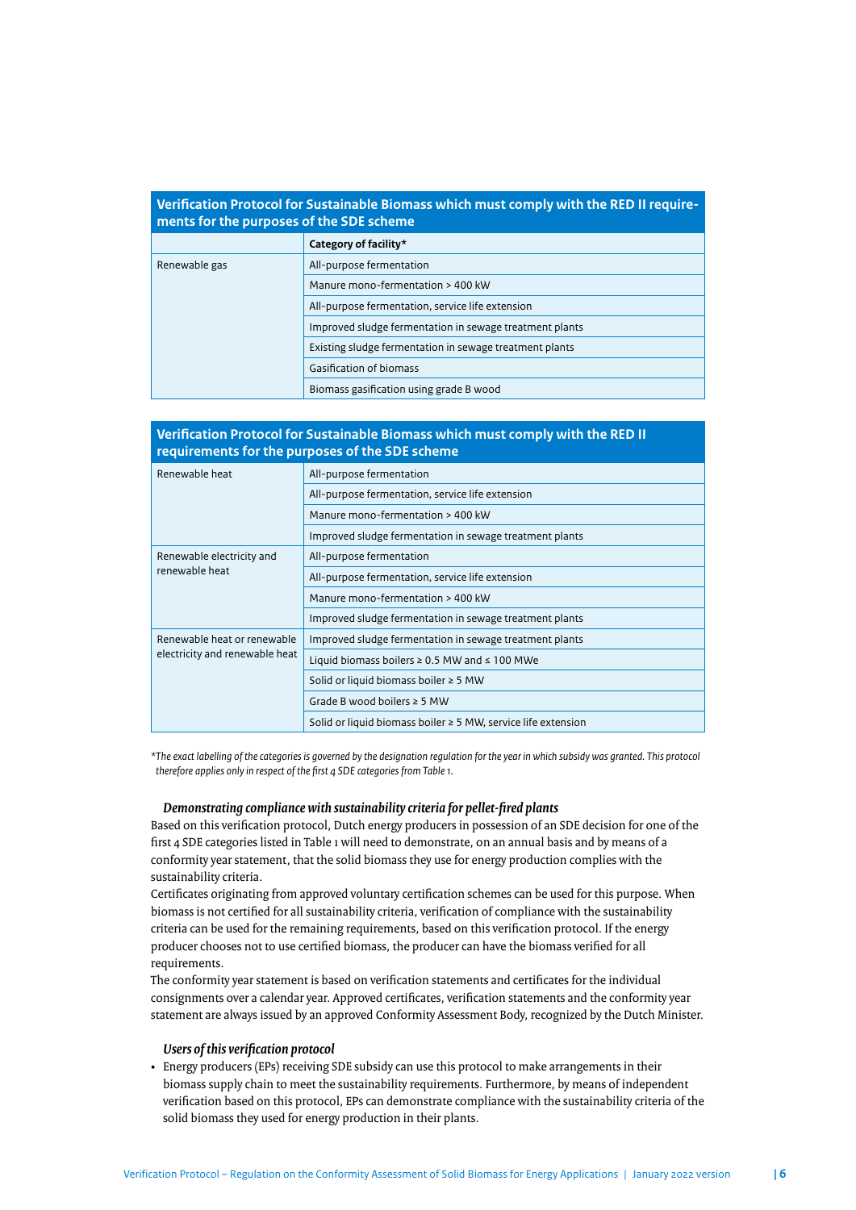| Verification Protocol for Sustainable Biomass which must comply with the RED II requirements for the purposes of the SDE scheme | |
|---|---|
| | **Category of facility*** |
| Renewable gas | All-purpose fermentation |
| | Manure mono-fermentation > 400 kW |
| | All-purpose fermentation, service life extension |
| | Improved sludge fermentation in sewage treatment plants |
| | Existing sludge fermentation in sewage treatment plants |
| | Gasification of biomass |
| | Biomass gasification using grade B wood |

| Verification Protocol for Sustainable Biomass which must comply with the RED II requirements for the purposes of the SDE scheme | |
|---|---|
| Renewable heat | All-purpose fermentation |
| | All-purpose fermentation, service life extension |
| | Manure mono-fermentation > 400 kW |
| | Improved sludge fermentation in sewage treatment plants |
| Renewable electricity and renewable heat | All-purpose fermentation |
| | All-purpose fermentation, service life extension |
| | Manure mono-fermentation > 400 kW |
| | Improved sludge fermentation in sewage treatment plants |
| Renewable heat or renewable electricity and renewable heat | Improved sludge fermentation in sewage treatment plants |
| | Liquid biomass boilers ≥ 0.5 MW and ≤ 100 MWe |
| | Solid or liquid biomass boiler ≥ 5 MW |
| | Grade B wood boilers ≥ 5 MW |
| | Solid or liquid biomass boiler ≥ 5 MW, service life extension |

*\*The exact labelling of the categories is governed by the designation regulation for the year in which subsidy was granted. This protocol therefore applies only in respect of the first 4 SDE categories from Table 1.*

### *Demonstrating compliance with sustainability criteria for pellet-fired plants*

Based on this verification protocol, Dutch energy producers in possession of an SDE decision for one of the first 4 SDE categories listed in Table 1 will need to demonstrate, on an annual basis and by means of a conformity year statement, that the solid biomass they use for energy production complies with the sustainability criteria.

Certificates originating from approved voluntary certification schemes can be used for this purpose. When biomass is not certified for all sustainability criteria, verification of compliance with the sustainability criteria can be used for the remaining requirements, based on this verification protocol. If the energy producer chooses not to use certified biomass, the producer can have the biomass verified for all requirements.

The conformity year statement is based on verification statements and certificates for the individual consignments over a calendar year. Approved certificates, verification statements and the conformity year statement are always issued by an approved Conformity Assessment Body, recognized by the Dutch Minister.

### *Users of this verification protocol*

- Energy producers (EPs) receiving SDE subsidy can use this protocol to make arrangements in their biomass supply chain to meet the sustainability requirements. Furthermore, by means of independent verification based on this protocol, EPs can demonstrate compliance with the sustainability criteria of the solid biomass they used for energy production in their plants.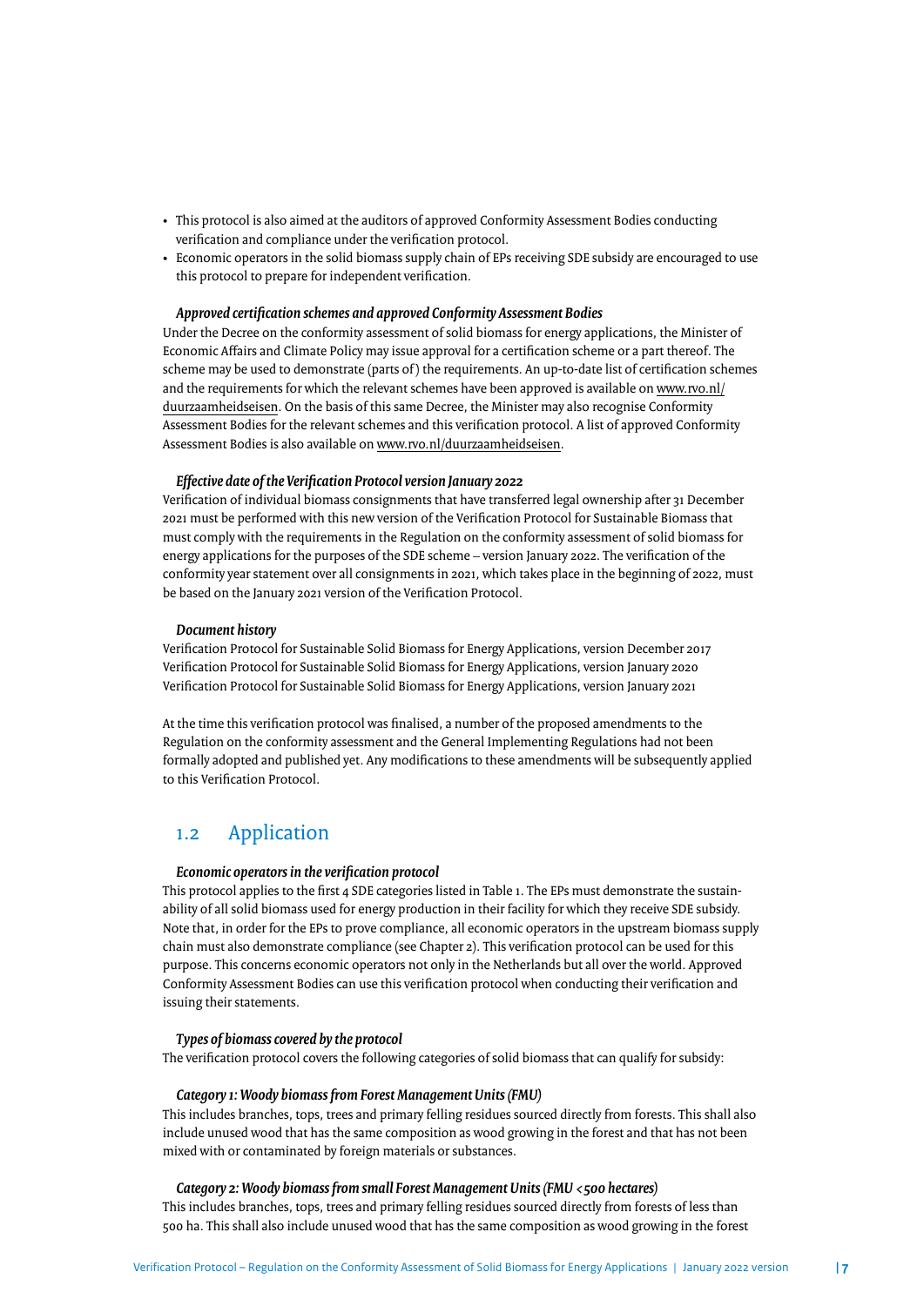- This protocol is also aimed at the auditors of approved Conformity Assessment Bodies conducting verification and compliance under the verification protocol.
- Economic operators in the solid biomass supply chain of EPs receiving SDE subsidy are encouraged to use this protocol to prepare for independent verification.

***Approved certification schemes and approved Conformity Assessment Bodies***

Under the Decree on the conformity assessment of solid biomass for energy applications, the Minister of Economic Affairs and Climate Policy may issue approval for a certification scheme or a part thereof. The scheme may be used to demonstrate (parts of) the requirements. An up-to-date list of certification schemes and the requirements for which the relevant schemes have been approved is available on www.rvo.nl/duurzaamheidseisen. On the basis of this same Decree, the Minister may also recognise Conformity Assessment Bodies for the relevant schemes and this verification protocol. A list of approved Conformity Assessment Bodies is also available on www.rvo.nl/duurzaamheidseisen.

***Effective date of the Verification Protocol version January 2022***

Verification of individual biomass consignments that have transferred legal ownership after 31 December 2021 must be performed with this new version of the Verification Protocol for Sustainable Biomass that must comply with the requirements in the Regulation on the conformity assessment of solid biomass for energy applications for the purposes of the SDE scheme – version January 2022. The verification of the conformity year statement over all consignments in 2021, which takes place in the beginning of 2022, must be based on the January 2021 version of the Verification Protocol.

***Document history***

Verification Protocol for Sustainable Solid Biomass for Energy Applications, version December 2017
Verification Protocol for Sustainable Solid Biomass for Energy Applications, version January 2020
Verification Protocol for Sustainable Solid Biomass for Energy Applications, version January 2021

At the time this verification protocol was finalised, a number of the proposed amendments to the Regulation on the conformity assessment and the General Implementing Regulations had not been formally adopted and published yet. Any modifications to these amendments will be subsequently applied to this Verification Protocol.

## 1.2 Application

***Economic operators in the verification protocol***

This protocol applies to the first 4 SDE categories listed in Table 1. The EPs must demonstrate the sustainability of all solid biomass used for energy production in their facility for which they receive SDE subsidy. Note that, in order for the EPs to prove compliance, all economic operators in the upstream biomass supply chain must also demonstrate compliance (see Chapter 2). This verification protocol can be used for this purpose. This concerns economic operators not only in the Netherlands but all over the world. Approved Conformity Assessment Bodies can use this verification protocol when conducting their verification and issuing their statements.

***Types of biomass covered by the protocol***

The verification protocol covers the following categories of solid biomass that can qualify for subsidy:

***Category 1: Woody biomass from Forest Management Units (FMU)***

This includes branches, tops, trees and primary felling residues sourced directly from forests. This shall also include unused wood that has the same composition as wood growing in the forest and that has not been mixed with or contaminated by foreign materials or substances.

***Category 2: Woody biomass from small Forest Management Units (FMU < 500 hectares)***

This includes branches, tops, trees and primary felling residues sourced directly from forests of less than 500 ha. This shall also include unused wood that has the same composition as wood growing in the forest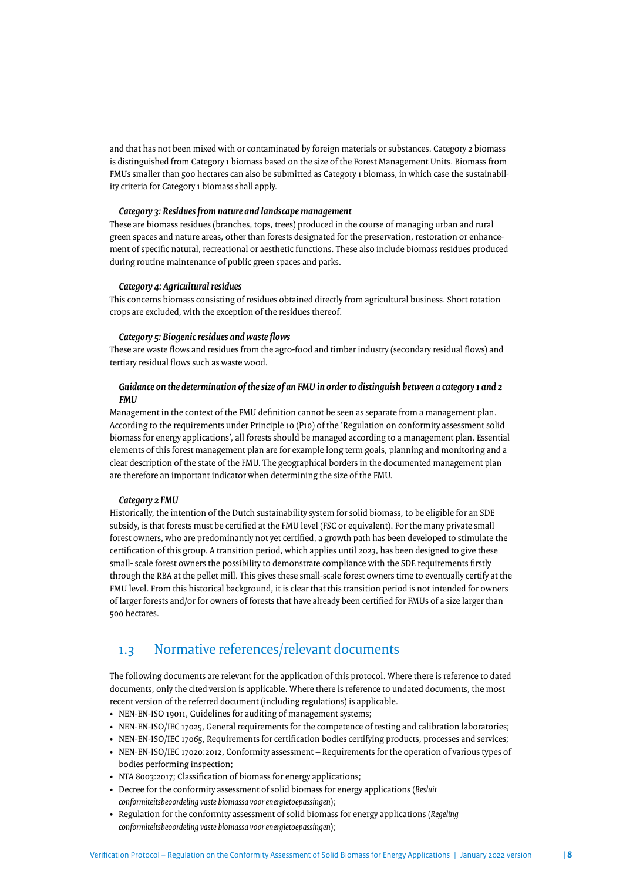and that has not been mixed with or contaminated by foreign materials or substances. Category 2 biomass is distinguished from Category 1 biomass based on the size of the Forest Management Units. Biomass from FMUs smaller than 500 hectares can also be submitted as Category 1 biomass, in which case the sustainability criteria for Category 1 biomass shall apply.

***Category 3: Residues from nature and landscape management***

These are biomass residues (branches, tops, trees) produced in the course of managing urban and rural green spaces and nature areas, other than forests designated for the preservation, restoration or enhancement of specific natural, recreational or aesthetic functions. These also include biomass residues produced during routine maintenance of public green spaces and parks.

***Category 4: Agricultural residues***

This concerns biomass consisting of residues obtained directly from agricultural business. Short rotation crops are excluded, with the exception of the residues thereof.

***Category 5: Biogenic residues and waste flows***

These are waste flows and residues from the agro-food and timber industry (secondary residual flows) and tertiary residual flows such as waste wood.

***Guidance on the determination of the size of an FMU in order to distinguish between a category 1 and 2 FMU***

Management in the context of the FMU definition cannot be seen as separate from a management plan. According to the requirements under Principle 10 (P10) of the 'Regulation on conformity assessment solid biomass for energy applications', all forests should be managed according to a management plan. Essential elements of this forest management plan are for example long term goals, planning and monitoring and a clear description of the state of the FMU. The geographical borders in the documented management plan are therefore an important indicator when determining the size of the FMU.

***Category 2 FMU***

Historically, the intention of the Dutch sustainability system for solid biomass, to be eligible for an SDE subsidy, is that forests must be certified at the FMU level (FSC or equivalent). For the many private small forest owners, who are predominantly not yet certified, a growth path has been developed to stimulate the certification of this group. A transition period, which applies until 2023, has been designed to give these small- scale forest owners the possibility to demonstrate compliance with the SDE requirements firstly through the RBA at the pellet mill. This gives these small-scale forest owners time to eventually certify at the FMU level. From this historical background, it is clear that this transition period is not intended for owners of larger forests and/or for owners of forests that have already been certified for FMUs of a size larger than 500 hectares.

## 1.3 Normative references/relevant documents

The following documents are relevant for the application of this protocol. Where there is reference to dated documents, only the cited version is applicable. Where there is reference to undated documents, the most recent version of the referred document (including regulations) is applicable.

- NEN-EN-ISO 19011, Guidelines for auditing of management systems;
- NEN-EN-ISO/IEC 17025, General requirements for the competence of testing and calibration laboratories;
- NEN-EN-ISO/IEC 17065, Requirements for certification bodies certifying products, processes and services;
- NEN-EN-ISO/IEC 17020:2012, Conformity assessment – Requirements for the operation of various types of bodies performing inspection;
- NTA 8003:2017; Classification of biomass for energy applications;
- Decree for the conformity assessment of solid biomass for energy applications (*Besluit conformiteitsbeoordeling vaste biomassa voor energietoepassingen*);
- Regulation for the conformity assessment of solid biomass for energy applications (*Regeling conformiteitsbeoordeling vaste biomassa voor energietoepassingen*);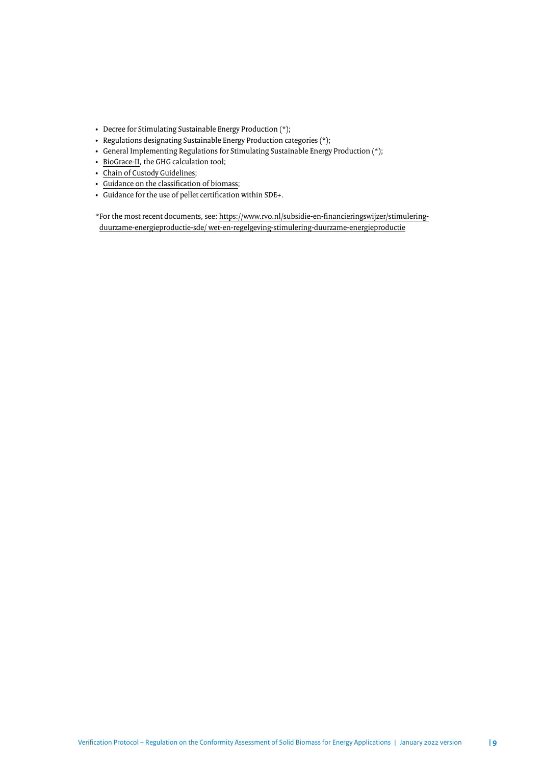- Decree for Stimulating Sustainable Energy Production (*);
- Regulations designating Sustainable Energy Production categories (*);
- General Implementing Regulations for Stimulating Sustainable Energy Production (*);
- BioGrace-II, the GHG calculation tool;
- Chain of Custody Guidelines;
- Guidance on the classification of biomass;
- Guidance for the use of pellet certification within SDE+.

*For the most recent documents, see: https://www.rvo.nl/subsidie-en-financieringswijzer/stimulering-duurzame-energieproductie-sde/ wet-en-regelgeving-stimulering-duurzame-energieproductie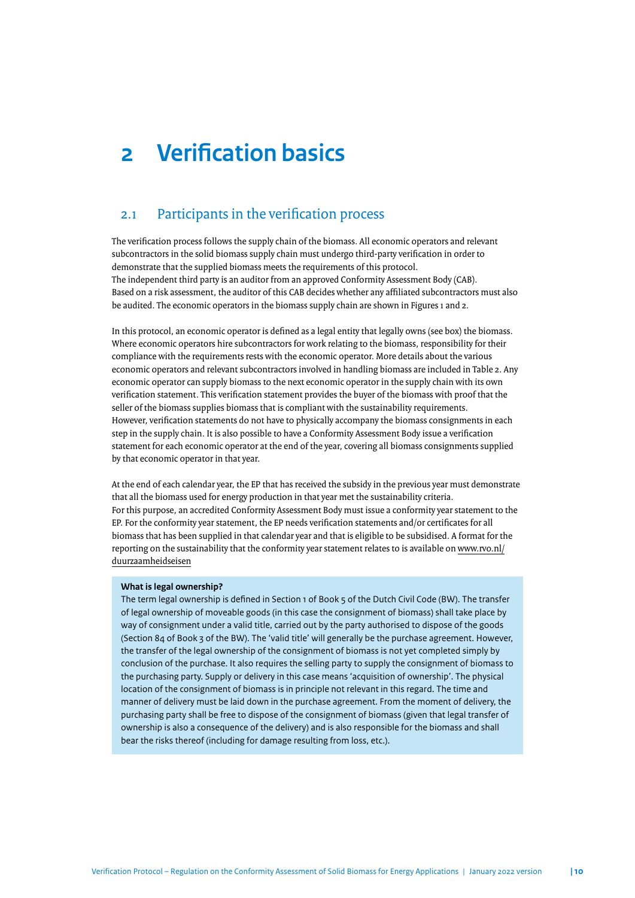# 2 Verification basics

## 2.1 Participants in the verification process

The verification process follows the supply chain of the biomass. All economic operators and relevant subcontractors in the solid biomass supply chain must undergo third-party verification in order to demonstrate that the supplied biomass meets the requirements of this protocol.
The independent third party is an auditor from an approved Conformity Assessment Body (CAB).
Based on a risk assessment, the auditor of this CAB decides whether any affiliated subcontractors must also be audited. The economic operators in the biomass supply chain are shown in Figures 1 and 2.

In this protocol, an economic operator is defined as a legal entity that legally owns (see box) the biomass. Where economic operators hire subcontractors for work relating to the biomass, responsibility for their compliance with the requirements rests with the economic operator. More details about the various economic operators and relevant subcontractors involved in handling biomass are included in Table 2. Any economic operator can supply biomass to the next economic operator in the supply chain with its own verification statement. This verification statement provides the buyer of the biomass with proof that the seller of the biomass supplies biomass that is compliant with the sustainability requirements.
However, verification statements do not have to physically accompany the biomass consignments in each step in the supply chain. It is also possible to have a Conformity Assessment Body issue a verification statement for each economic operator at the end of the year, covering all biomass consignments supplied by that economic operator in that year.

At the end of each calendar year, the EP that has received the subsidy in the previous year must demonstrate that all the biomass used for energy production in that year met the sustainability criteria.
For this purpose, an accredited Conformity Assessment Body must issue a conformity year statement to the EP. For the conformity year statement, the EP needs verification statements and/or certificates for all biomass that has been supplied in that calendar year and that is eligible to be subsidised. A format for the reporting on the sustainability that the conformity year statement relates to is available on www.rvo.nl/duurzaamheidseisen

**What is legal ownership?**

The term legal ownership is defined in Section 1 of Book 5 of the Dutch Civil Code (BW). The transfer of legal ownership of moveable goods (in this case the consignment of biomass) shall take place by way of consignment under a valid title, carried out by the party authorised to dispose of the goods (Section 84 of Book 3 of the BW). The 'valid title' will generally be the purchase agreement. However, the transfer of the legal ownership of the consignment of biomass is not yet completed simply by conclusion of the purchase. It also requires the selling party to supply the consignment of biomass to the purchasing party. Supply or delivery in this case means 'acquisition of ownership'. The physical location of the consignment of biomass is in principle not relevant in this regard. The time and manner of delivery must be laid down in the purchase agreement. From the moment of delivery, the purchasing party shall be free to dispose of the consignment of biomass (given that legal transfer of ownership is also a consequence of the delivery) and is also responsible for the biomass and shall bear the risks thereof (including for damage resulting from loss, etc.).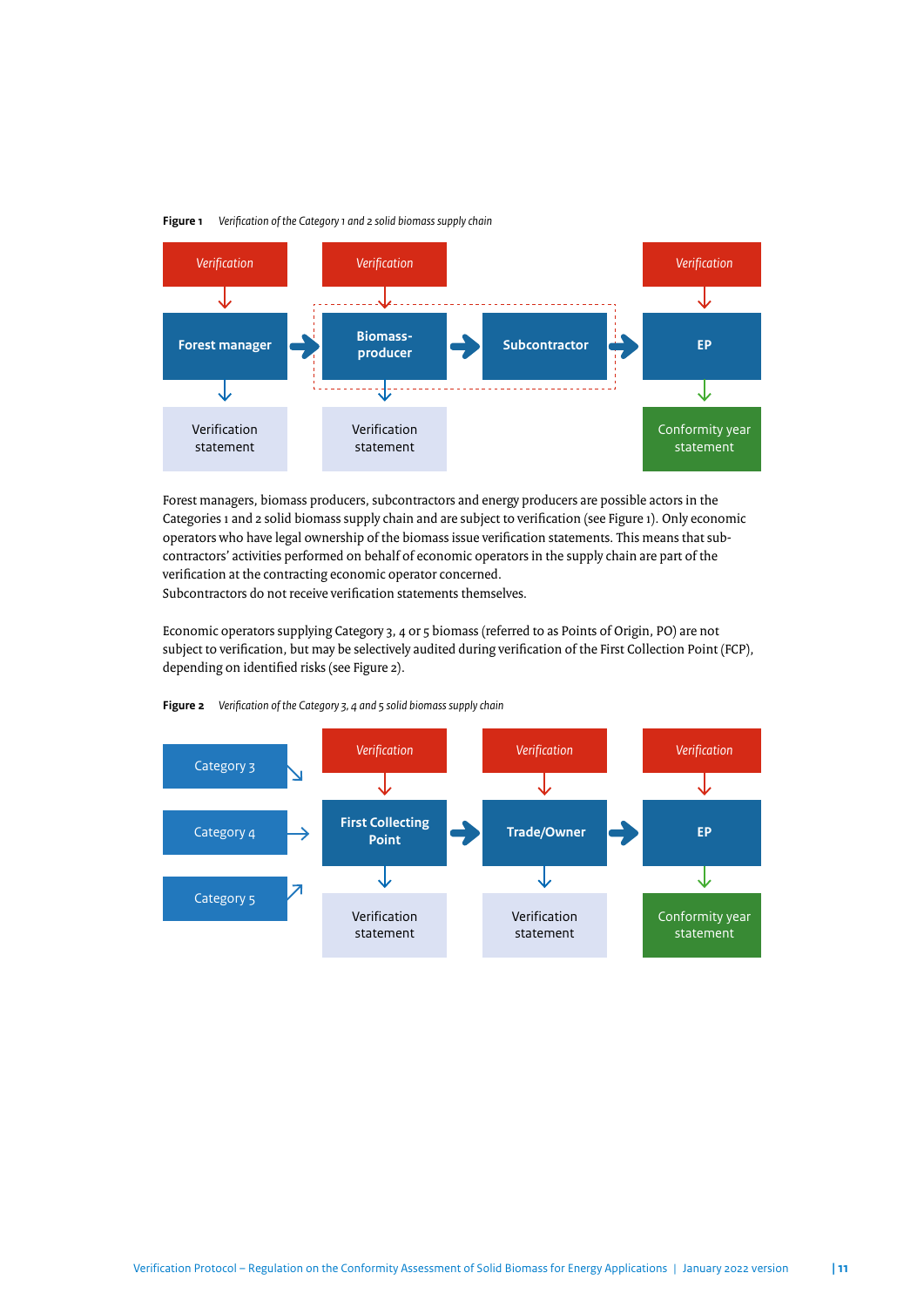**Figure 1** *Verification of the Category 1 and 2 solid biomass supply chain*

| Verification | Verification | | Verification |
|---|---|---|---|
| Forest manager | Biomass-producer | Subcontractor | EP |
| Verification statement | Verification statement | | Conformity year statement |

Forest managers, biomass producers, subcontractors and energy producers are possible actors in the Categories 1 and 2 solid biomass supply chain and are subject to verification (see Figure 1). Only economic operators who have legal ownership of the biomass issue verification statements. This means that subcontractors' activities performed on behalf of economic operators in the supply chain are part of the verification at the contracting economic operator concerned.
Subcontractors do not receive verification statements themselves.

Economic operators supplying Category 3, 4 or 5 biomass (referred to as Points of Origin, PO) are not subject to verification, but may be selectively audited during verification of the First Collection Point (FCP), depending on identified risks (see Figure 2).

**Figure 2** *Verification of the Category 3, 4 and 5 solid biomass supply chain*

| | Verification | Verification | Verification |
|---|---|---|---|
| Category 3<br>Category 4<br>Category 5 | First Collecting Point | Trade/Owner | EP |
| | Verification statement | Verification statement | Conformity year statement |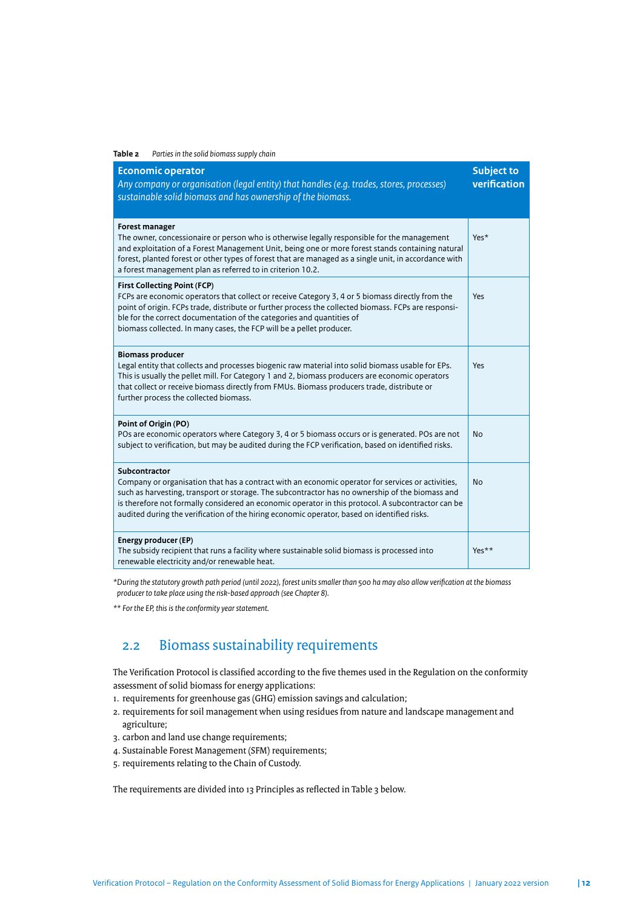**Table 2** *Parties in the solid biomass supply chain*

| **Economic operator**<br>*Any company or organisation (legal entity) that handles (e.g. trades, stores, processes) sustainable solid biomass and has ownership of the biomass.* | **Subject to verification** |
|---|---|
| **Forest manager**<br>The owner, concessionaire or person who is otherwise legally responsible for the management and exploitation of a Forest Management Unit, being one or more forest stands containing natural forest, planted forest or other types of forest that are managed as a single unit, in accordance with a forest management plan as referred to in criterion 10.2. | Yes* |
| **First Collecting Point (FCP)**<br>FCPs are economic operators that collect or receive Category 3, 4 or 5 biomass directly from the point of origin. FCPs trade, distribute or further process the collected biomass. FCPs are responsible for the correct documentation of the categories and quantities of biomass collected. In many cases, the FCP will be a pellet producer. | Yes |
| **Biomass producer**<br>Legal entity that collects and processes biogenic raw material into solid biomass usable for EPs. This is usually the pellet mill. For Category 1 and 2, biomass producers are economic operators that collect or receive biomass directly from FMUs. Biomass producers trade, distribute or further process the collected biomass. | Yes |
| **Point of Origin (PO)**<br>POs are economic operators where Category 3, 4 or 5 biomass occurs or is generated. POs are not subject to verification, but may be audited during the FCP verification, based on identified risks. | No |
| **Subcontractor**<br>Company or organisation that has a contract with an economic operator for services or activities, such as harvesting, transport or storage. The subcontractor has no ownership of the biomass and is therefore not formally considered an economic operator in this protocol. A subcontractor can be audited during the verification of the hiring economic operator, based on identified risks. | No |
| **Energy producer (EP)**<br>The subsidy recipient that runs a facility where sustainable solid biomass is processed into renewable electricity and/or renewable heat. | Yes** |

*\*During the statutory growth path period (until 2022), forest units smaller than 500 ha may also allow verification at the biomass producer to take place using the risk-based approach (see Chapter 8).*

*\*\* For the EP, this is the conformity year statement.*

## 2.2 Biomass sustainability requirements

The Verification Protocol is classified according to the five themes used in the Regulation on the conformity assessment of solid biomass for energy applications:

1. requirements for greenhouse gas (GHG) emission savings and calculation;
2. requirements for soil management when using residues from nature and landscape management and agriculture;
3. carbon and land use change requirements;
4. Sustainable Forest Management (SFM) requirements;
5. requirements relating to the Chain of Custody.

The requirements are divided into 13 Principles as reflected in Table 3 below.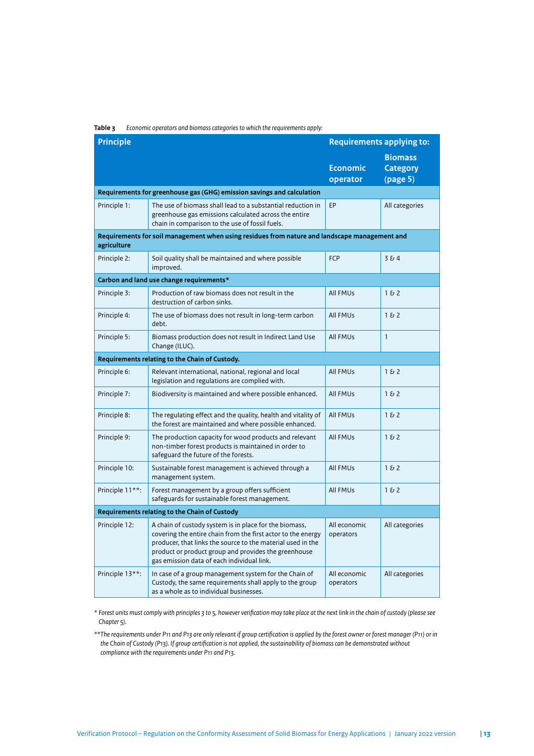**Table 3** *Economic operators and biomass categories to which the requirements apply:*

| Principle | | Requirements applying to: | |
|---|---|---|---|
| | | Economic operator | Biomass Category (page 5) |
| **Requirements for greenhouse gas (GHG) emission savings and calculation** | | | |
| Principle 1: | The use of biomass shall lead to a substantial reduction in greenhouse gas emissions calculated across the entire chain in comparison to the use of fossil fuels. | EP | All categories |
| **Requirements for soil management when using residues from nature and landscape management and agriculture** | | | |
| Principle 2: | Soil quality shall be maintained and where possible improved. | FCP | 3 & 4 |
| **Carbon and land use change requirements*** | | | |
| Principle 3: | Production of raw biomass does not result in the destruction of carbon sinks. | All FMUs | 1 & 2 |
| Principle 4: | The use of biomass does not result in long-term carbon debt. | All FMUs | 1 & 2 |
| Principle 5: | Biomass production does not result in Indirect Land Use Change (ILUC). | All FMUs | 1 |
| **Requirements relating to the Chain of Custody.** | | | |
| Principle 6: | Relevant international, national, regional and local legislation and regulations are complied with. | All FMUs | 1 & 2 |
| Principle 7: | Biodiversity is maintained and where possible enhanced. | All FMUs | 1 & 2 |
| Principle 8: | The regulating effect and the quality, health and vitality of the forest are maintained and where possible enhanced. | All FMUs | 1 & 2 |
| Principle 9: | The production capacity for wood products and relevant non-timber forest products is maintained in order to safeguard the future of the forests. | All FMUs | 1 & 2 |
| Principle 10: | Sustainable forest management is achieved through a management system. | All FMUs | 1 & 2 |
| Principle 11**: | Forest management by a group offers sufficient safeguards for sustainable forest management. | All FMUs | 1 & 2 |
| **Requirements relating to the Chain of Custody** | | | |
| Principle 12: | A chain of custody system is in place for the biomass, covering the entire chain from the first actor to the energy producer, that links the source to the material used in the product or product group and provides the greenhouse gas emission data of each individual link. | All economic operators | All categories |
| Principle 13**: | In case of a group management system for the Chain of Custody, the same requirements shall apply to the group as a whole as to individual businesses. | All economic operators | All categories |

*\* Forest units must comply with principles 3 to 5, however verification may take place at the next link in the chain of custody (please see Chapter 5).*

*\*\*The requirements under P11 and P13 are only relevant if group certification is applied by the forest owner or forest manager (P11) or in the Chain of Custody (P13). If group certification is not applied, the sustainability of biomass can be demonstrated without compliance with the requirements under P11 and P13.*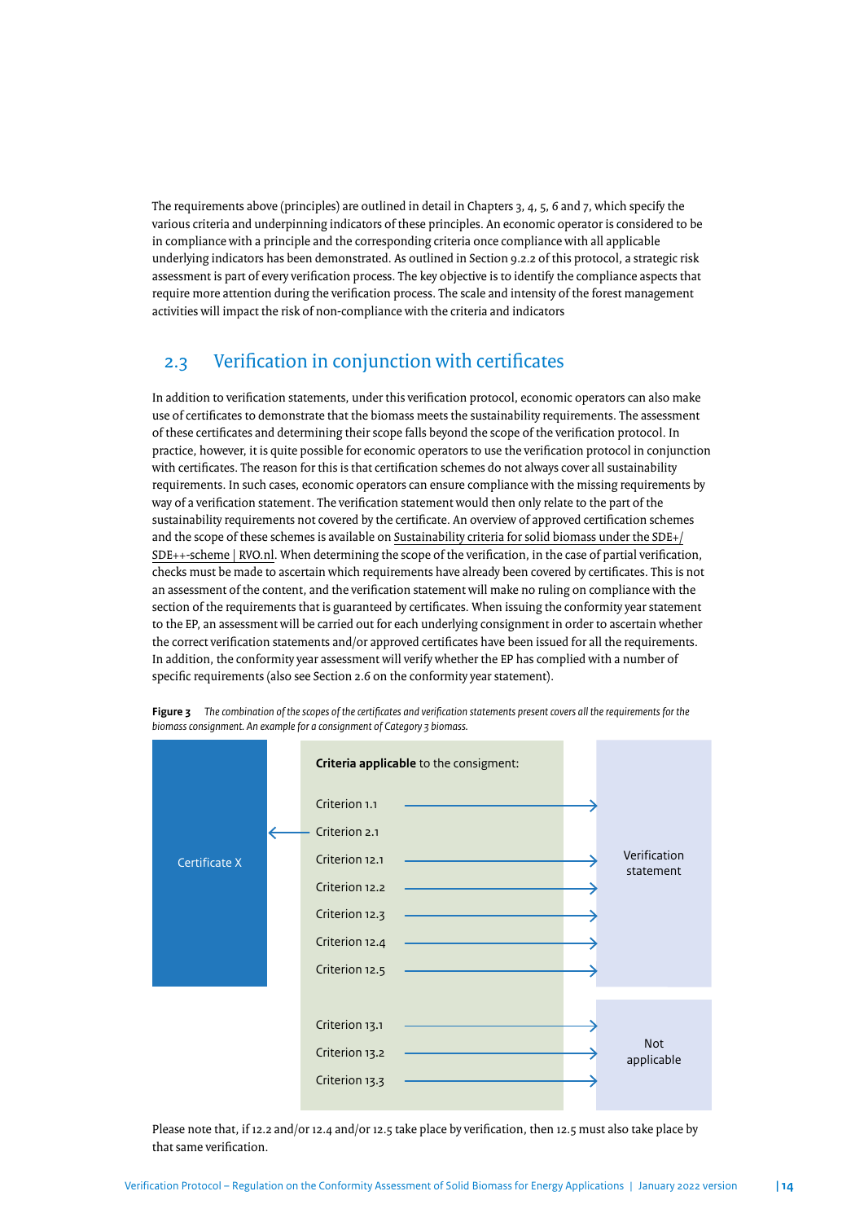The requirements above (principles) are outlined in detail in Chapters 3, 4, 5, 6 and 7, which specify the various criteria and underpinning indicators of these principles. An economic operator is considered to be in compliance with a principle and the corresponding criteria once compliance with all applicable underlying indicators has been demonstrated. As outlined in Section 9.2.2 of this protocol, a strategic risk assessment is part of every verification process. The key objective is to identify the compliance aspects that require more attention during the verification process. The scale and intensity of the forest management activities will impact the risk of non-compliance with the criteria and indicators

## 2.3 Verification in conjunction with certificates

In addition to verification statements, under this verification protocol, economic operators can also make use of certificates to demonstrate that the biomass meets the sustainability requirements. The assessment of these certificates and determining their scope falls beyond the scope of the verification protocol. In practice, however, it is quite possible for economic operators to use the verification protocol in conjunction with certificates. The reason for this is that certification schemes do not always cover all sustainability requirements. In such cases, economic operators can ensure compliance with the missing requirements by way of a verification statement. The verification statement would then only relate to the part of the sustainability requirements not covered by the certificate. An overview of approved certification schemes and the scope of these schemes is available on Sustainability criteria for solid biomass under the SDE+/SDE++-scheme | RVO.nl. When determining the scope of the verification, in the case of partial verification, checks must be made to ascertain which requirements have already been covered by certificates. This is not an assessment of the content, and the verification statement will make no ruling on compliance with the section of the requirements that is guaranteed by certificates. When issuing the conformity year statement to the EP, an assessment will be carried out for each underlying consignment in order to ascertain whether the correct verification statements and/or approved certificates have been issued for all the requirements. In addition, the conformity year assessment will verify whether the EP has complied with a number of specific requirements (also see Section 2.6 on the conformity year statement).

**Figure 3** *The combination of the scopes of the certificates and verification statements present covers all the requirements for the biomass consignment. An example for a consignment of Category 3 biomass.*

| Criteria applicable to the consignment | Covered by |
|---|---|
| Criterion 1.1 | Verification statement |
| Criterion 2.1 | Certificate X |
| Criterion 12.1 | Verification statement |
| Criterion 12.2 | Verification statement |
| Criterion 12.3 | Verification statement |
| Criterion 12.4 | Verification statement |
| Criterion 12.5 | Verification statement |
| Criterion 13.1 | Not applicable |
| Criterion 13.2 | Not applicable |
| Criterion 13.3 | Not applicable |

Please note that, if 12.2 and/or 12.4 and/or 12.5 take place by verification, then 12.5 must also take place by that same verification.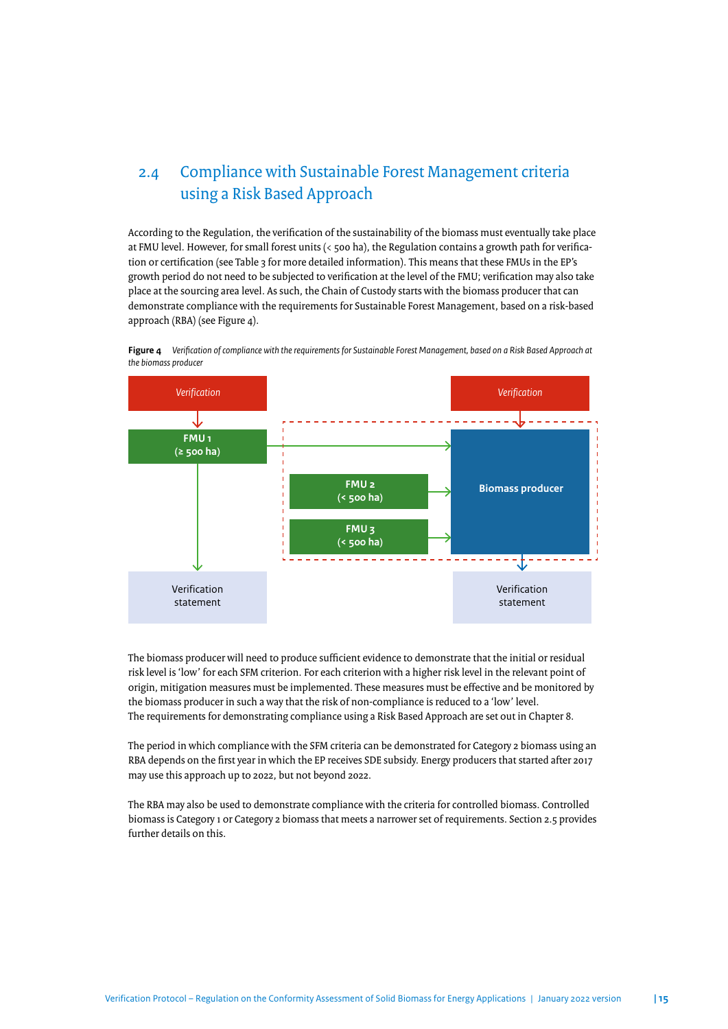## 2.4 Compliance with Sustainable Forest Management criteria using a Risk Based Approach

According to the Regulation, the verification of the sustainability of the biomass must eventually take place at FMU level. However, for small forest units (< 500 ha), the Regulation contains a growth path for verification or certification (see Table 3 for more detailed information). This means that these FMUs in the EP's growth period do not need to be subjected to verification at the level of the FMU; verification may also take place at the sourcing area level. As such, the Chain of Custody starts with the biomass producer that can demonstrate compliance with the requirements for Sustainable Forest Management, based on a risk-based approach (RBA) (see Figure 4).

**Figure 4** *Verification of compliance with the requirements for Sustainable Forest Management, based on a Risk Based Approach at the biomass producer*

Verification

FMU 1 (≥ 500 ha)

Verification statement

Verification

FMU 2 (< 500 ha)

FMU 3 (< 500 ha)

Biomass producer

Verification statement

The biomass producer will need to produce sufficient evidence to demonstrate that the initial or residual risk level is 'low' for each SFM criterion. For each criterion with a higher risk level in the relevant point of origin, mitigation measures must be implemented. These measures must be effective and be monitored by the biomass producer in such a way that the risk of non-compliance is reduced to a 'low' level. The requirements for demonstrating compliance using a Risk Based Approach are set out in Chapter 8.

The period in which compliance with the SFM criteria can be demonstrated for Category 2 biomass using an RBA depends on the first year in which the EP receives SDE subsidy. Energy producers that started after 2017 may use this approach up to 2022, but not beyond 2022.

The RBA may also be used to demonstrate compliance with the criteria for controlled biomass. Controlled biomass is Category 1 or Category 2 biomass that meets a narrower set of requirements. Section 2.5 provides further details on this.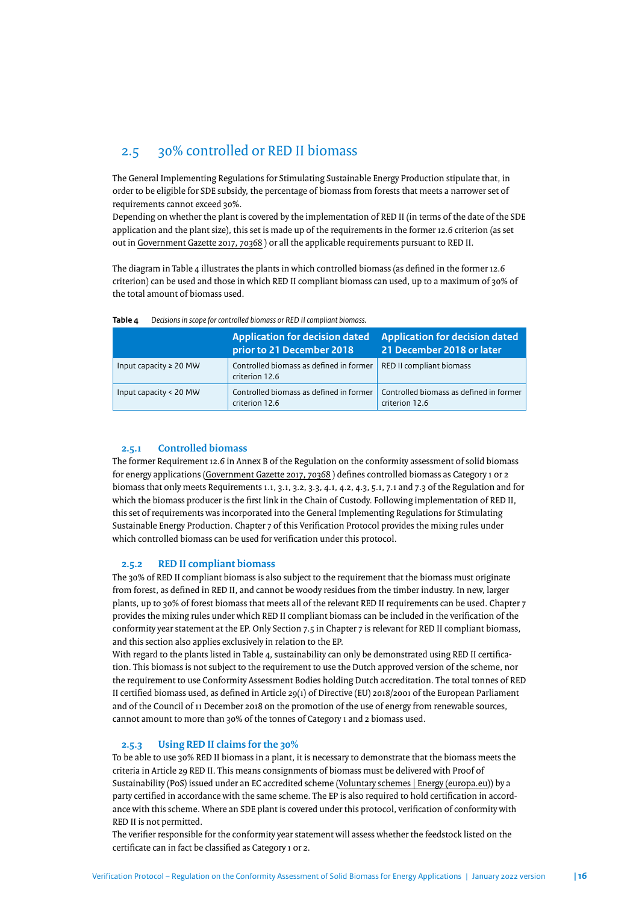## 2.5 30% controlled or RED II biomass

The General Implementing Regulations for Stimulating Sustainable Energy Production stipulate that, in order to be eligible for SDE subsidy, the percentage of biomass from forests that meets a narrower set of requirements cannot exceed 30%.
Depending on whether the plant is covered by the implementation of RED II (in terms of the date of the SDE application and the plant size), this set is made up of the requirements in the former 12.6 criterion (as set out in Government Gazette 2017, 70368 ) or all the applicable requirements pursuant to RED II.

The diagram in Table 4 illustrates the plants in which controlled biomass (as defined in the former 12.6 criterion) can be used and those in which RED II compliant biomass can used, up to a maximum of 30% of the total amount of biomass used.

**Table 4** *Decisions in scope for controlled biomass or RED II compliant biomass.*

| | Application for decision dated prior to 21 December 2018 | Application for decision dated 21 December 2018 or later |
|---|---|---|
| Input capacity ≥ 20 MW | Controlled biomass as defined in former criterion 12.6 | RED II compliant biomass |
| Input capacity < 20 MW | Controlled biomass as defined in former criterion 12.6 | Controlled biomass as defined in former criterion 12.6 |

### 2.5.1 Controlled biomass

The former Requirement 12.6 in Annex B of the Regulation on the conformity assessment of solid biomass for energy applications (Government Gazette 2017, 70368 ) defines controlled biomass as Category 1 or 2 biomass that only meets Requirements 1.1, 3.1, 3.2, 3.3, 4.1, 4.2, 4.3, 5.1, 7.1 and 7.3 of the Regulation and for which the biomass producer is the first link in the Chain of Custody. Following implementation of RED II, this set of requirements was incorporated into the General Implementing Regulations for Stimulating Sustainable Energy Production. Chapter 7 of this Verification Protocol provides the mixing rules under which controlled biomass can be used for verification under this protocol.

### 2.5.2 RED II compliant biomass

The 30% of RED II compliant biomass is also subject to the requirement that the biomass must originate from forest, as defined in RED II, and cannot be woody residues from the timber industry. In new, larger plants, up to 30% of forest biomass that meets all of the relevant RED II requirements can be used. Chapter 7 provides the mixing rules under which RED II compliant biomass can be included in the verification of the conformity year statement at the EP. Only Section 7.5 in Chapter 7 is relevant for RED II compliant biomass, and this section also applies exclusively in relation to the EP.
With regard to the plants listed in Table 4, sustainability can only be demonstrated using RED II certification. This biomass is not subject to the requirement to use the Dutch approved version of the scheme, nor the requirement to use Conformity Assessment Bodies holding Dutch accreditation. The total tonnes of RED II certified biomass used, as defined in Article 29(1) of Directive (EU) 2018/2001 of the European Parliament and of the Council of 11 December 2018 on the promotion of the use of energy from renewable sources, cannot amount to more than 30% of the tonnes of Category 1 and 2 biomass used.

### 2.5.3 Using RED II claims for the 30%

To be able to use 30% RED II biomass in a plant, it is necessary to demonstrate that the biomass meets the criteria in Article 29 RED II. This means consignments of biomass must be delivered with Proof of Sustainability (PoS) issued under an EC accredited scheme (Voluntary schemes | Energy (europa.eu)) by a party certified in accordance with the same scheme. The EP is also required to hold certification in accordance with this scheme. Where an SDE plant is covered under this protocol, verification of conformity with RED II is not permitted.
The verifier responsible for the conformity year statement will assess whether the feedstock listed on the certificate can in fact be classified as Category 1 or 2.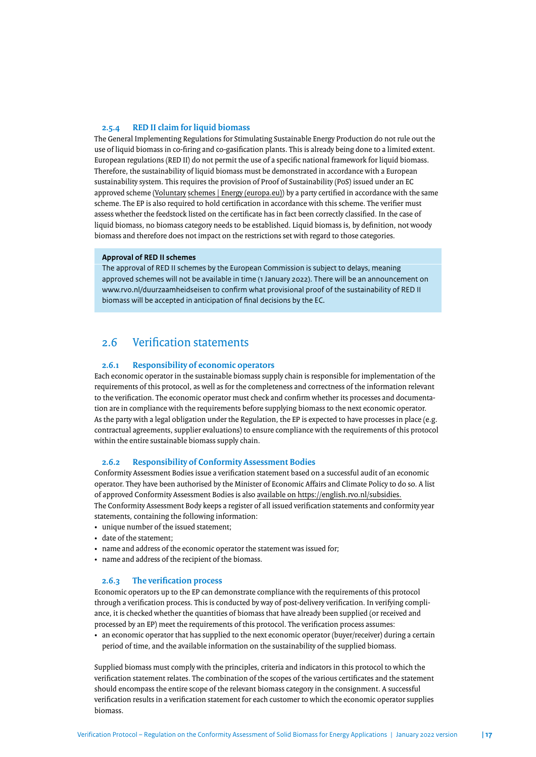#### 2.5.4 RED II claim for liquid biomass

The General Implementing Regulations for Stimulating Sustainable Energy Production do not rule out the use of liquid biomass in co-firing and co-gasification plants. This is already being done to a limited extent. European regulations (RED II) do not permit the use of a specific national framework for liquid biomass. Therefore, the sustainability of liquid biomass must be demonstrated in accordance with a European sustainability system. This requires the provision of Proof of Sustainability (PoS) issued under an EC approved scheme (Voluntary schemes | Energy (europa.eu)) by a party certified in accordance with the same scheme. The EP is also required to hold certification in accordance with this scheme. The verifier must assess whether the feedstock listed on the certificate has in fact been correctly classified. In the case of liquid biomass, no biomass category needs to be established. Liquid biomass is, by definition, not woody biomass and therefore does not impact on the restrictions set with regard to those categories.

> **Approval of RED II schemes**
> The approval of RED II schemes by the European Commission is subject to delays, meaning approved schemes will not be available in time (1 January 2022). There will be an announcement on www.rvo.nl/duurzaamheidseisen to confirm what provisional proof of the sustainability of RED II biomass will be accepted in anticipation of final decisions by the EC.

## 2.6 Verification statements

#### 2.6.1 Responsibility of economic operators

Each economic operator in the sustainable biomass supply chain is responsible for implementation of the requirements of this protocol, as well as for the completeness and correctness of the information relevant to the verification. The economic operator must check and confirm whether its processes and documentation are in compliance with the requirements before supplying biomass to the next economic operator. As the party with a legal obligation under the Regulation, the EP is expected to have processes in place (e.g. contractual agreements, supplier evaluations) to ensure compliance with the requirements of this protocol within the entire sustainable biomass supply chain.

#### 2.6.2 Responsibility of Conformity Assessment Bodies

Conformity Assessment Bodies issue a verification statement based on a successful audit of an economic operator. They have been authorised by the Minister of Economic Affairs and Climate Policy to do so. A list of approved Conformity Assessment Bodies is also available on https://english.rvo.nl/subsidies.
The Conformity Assessment Body keeps a register of all issued verification statements and conformity year statements, containing the following information:

- unique number of the issued statement;
- date of the statement;
- name and address of the economic operator the statement was issued for;
- name and address of the recipient of the biomass.

#### 2.6.3 The verification process

Economic operators up to the EP can demonstrate compliance with the requirements of this protocol through a verification process. This is conducted by way of post-delivery verification. In verifying compliance, it is checked whether the quantities of biomass that have already been supplied (or received and processed by an EP) meet the requirements of this protocol. The verification process assumes:

- an economic operator that has supplied to the next economic operator (buyer/receiver) during a certain period of time, and the available information on the sustainability of the supplied biomass.

Supplied biomass must comply with the principles, criteria and indicators in this protocol to which the verification statement relates. The combination of the scopes of the various certificates and the statement should encompass the entire scope of the relevant biomass category in the consignment. A successful verification results in a verification statement for each customer to which the economic operator supplies biomass.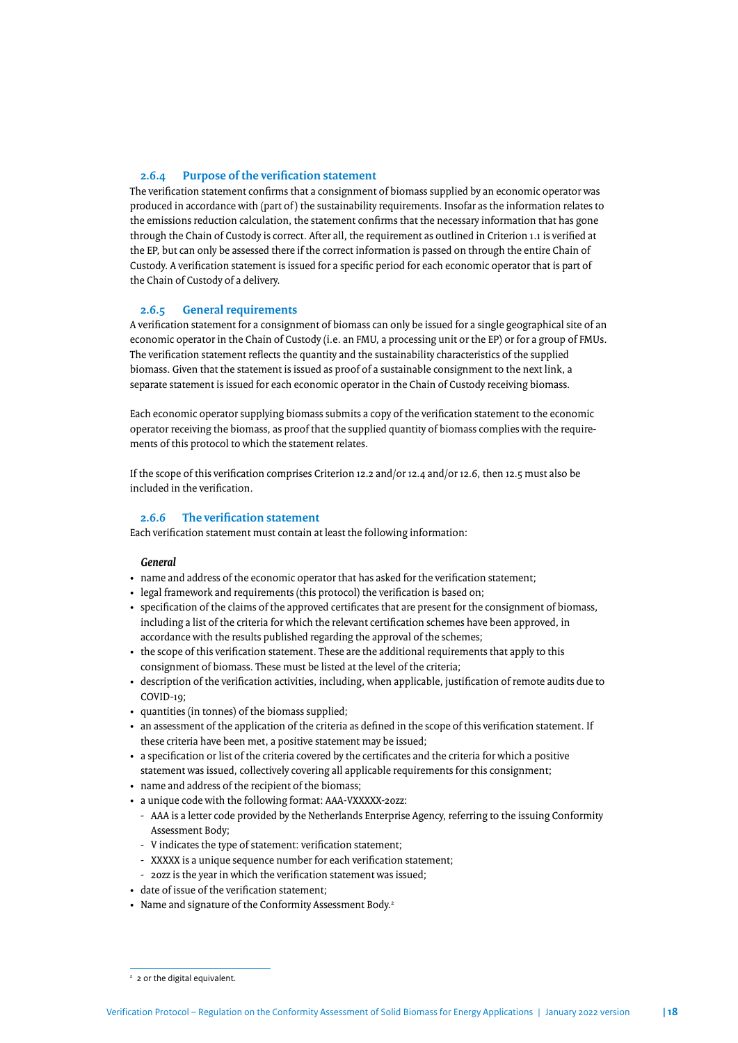### 2.6.4 Purpose of the verification statement

The verification statement confirms that a consignment of biomass supplied by an economic operator was produced in accordance with (part of) the sustainability requirements. Insofar as the information relates to the emissions reduction calculation, the statement confirms that the necessary information that has gone through the Chain of Custody is correct. After all, the requirement as outlined in Criterion 1.1 is verified at the EP, but can only be assessed there if the correct information is passed on through the entire Chain of Custody. A verification statement is issued for a specific period for each economic operator that is part of the Chain of Custody of a delivery.

### 2.6.5 General requirements

A verification statement for a consignment of biomass can only be issued for a single geographical site of an economic operator in the Chain of Custody (i.e. an FMU, a processing unit or the EP) or for a group of FMUs. The verification statement reflects the quantity and the sustainability characteristics of the supplied biomass. Given that the statement is issued as proof of a sustainable consignment to the next link, a separate statement is issued for each economic operator in the Chain of Custody receiving biomass.

Each economic operator supplying biomass submits a copy of the verification statement to the economic operator receiving the biomass, as proof that the supplied quantity of biomass complies with the requirements of this protocol to which the statement relates.

If the scope of this verification comprises Criterion 12.2 and/or 12.4 and/or 12.6, then 12.5 must also be included in the verification.

### 2.6.6 The verification statement

Each verification statement must contain at least the following information:

***General***

- name and address of the economic operator that has asked for the verification statement;
- legal framework and requirements (this protocol) the verification is based on;
- specification of the claims of the approved certificates that are present for the consignment of biomass, including a list of the criteria for which the relevant certification schemes have been approved, in accordance with the results published regarding the approval of the schemes;
- the scope of this verification statement. These are the additional requirements that apply to this consignment of biomass. These must be listed at the level of the criteria;
- description of the verification activities, including, when applicable, justification of remote audits due to COVID-19;
- quantities (in tonnes) of the biomass supplied;
- an assessment of the application of the criteria as defined in the scope of this verification statement. If these criteria have been met, a positive statement may be issued;
- a specification or list of the criteria covered by the certificates and the criteria for which a positive statement was issued, collectively covering all applicable requirements for this consignment;
- name and address of the recipient of the biomass;
- a unique code with the following format: AAA-VXXXXX-20zz:
  - AAA is a letter code provided by the Netherlands Enterprise Agency, referring to the issuing Conformity Assessment Body;
  - V indicates the type of statement: verification statement;
  - XXXXX is a unique sequence number for each verification statement;
  - 20zz is the year in which the verification statement was issued;
- date of issue of the verification statement;
- Name and signature of the Conformity Assessment Body.[2]

---

[2] 2 or the digital equivalent.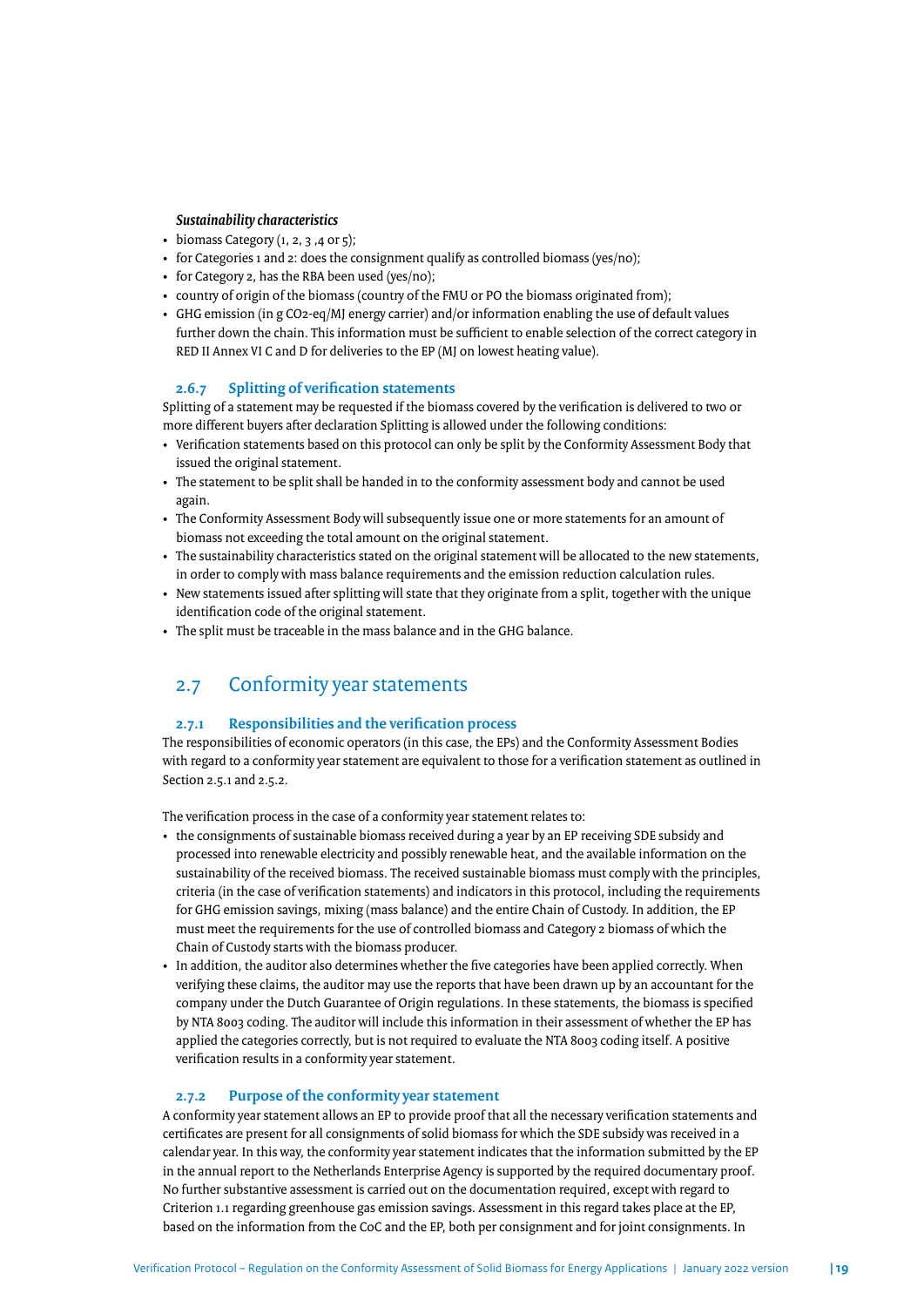*Sustainability characteristics*

- biomass Category (1, 2, 3 ,4 or 5);
- for Categories 1 and 2: does the consignment qualify as controlled biomass (yes/no);
- for Category 2, has the RBA been used (yes/no);
- country of origin of the biomass (country of the FMU or PO the biomass originated from);
- GHG emission (in g $CO_2$-eq/MJ energy carrier) and/or information enabling the use of default values further down the chain. This information must be sufficient to enable selection of the correct category in RED II Annex VI C and D for deliveries to the EP (MJ on lowest heating value).

### 2.6.7 Splitting of verification statements

Splitting of a statement may be requested if the biomass covered by the verification is delivered to two or more different buyers after declaration Splitting is allowed under the following conditions:

- Verification statements based on this protocol can only be split by the Conformity Assessment Body that issued the original statement.
- The statement to be split shall be handed in to the conformity assessment body and cannot be used again.
- The Conformity Assessment Body will subsequently issue one or more statements for an amount of biomass not exceeding the total amount on the original statement.
- The sustainability characteristics stated on the original statement will be allocated to the new statements, in order to comply with mass balance requirements and the emission reduction calculation rules.
- New statements issued after splitting will state that they originate from a split, together with the unique identification code of the original statement.
- The split must be traceable in the mass balance and in the GHG balance.

## 2.7 Conformity year statements

### 2.7.1 Responsibilities and the verification process

The responsibilities of economic operators (in this case, the EPs) and the Conformity Assessment Bodies with regard to a conformity year statement are equivalent to those for a verification statement as outlined in Section 2.5.1 and 2.5.2.

The verification process in the case of a conformity year statement relates to:

- the consignments of sustainable biomass received during a year by an EP receiving SDE subsidy and processed into renewable electricity and possibly renewable heat, and the available information on the sustainability of the received biomass. The received sustainable biomass must comply with the principles, criteria (in the case of verification statements) and indicators in this protocol, including the requirements for GHG emission savings, mixing (mass balance) and the entire Chain of Custody. In addition, the EP must meet the requirements for the use of controlled biomass and Category 2 biomass of which the Chain of Custody starts with the biomass producer.
- In addition, the auditor also determines whether the five categories have been applied correctly. When verifying these claims, the auditor may use the reports that have been drawn up by an accountant for the company under the Dutch Guarantee of Origin regulations. In these statements, the biomass is specified by NTA 8003 coding. The auditor will include this information in their assessment of whether the EP has applied the categories correctly, but is not required to evaluate the NTA 8003 coding itself. A positive verification results in a conformity year statement.

### 2.7.2 Purpose of the conformity year statement

A conformity year statement allows an EP to provide proof that all the necessary verification statements and certificates are present for all consignments of solid biomass for which the SDE subsidy was received in a calendar year. In this way, the conformity year statement indicates that the information submitted by the EP in the annual report to the Netherlands Enterprise Agency is supported by the required documentary proof. No further substantive assessment is carried out on the documentation required, except with regard to Criterion 1.1 regarding greenhouse gas emission savings. Assessment in this regard takes place at the EP, based on the information from the CoC and the EP, both per consignment and for joint consignments. In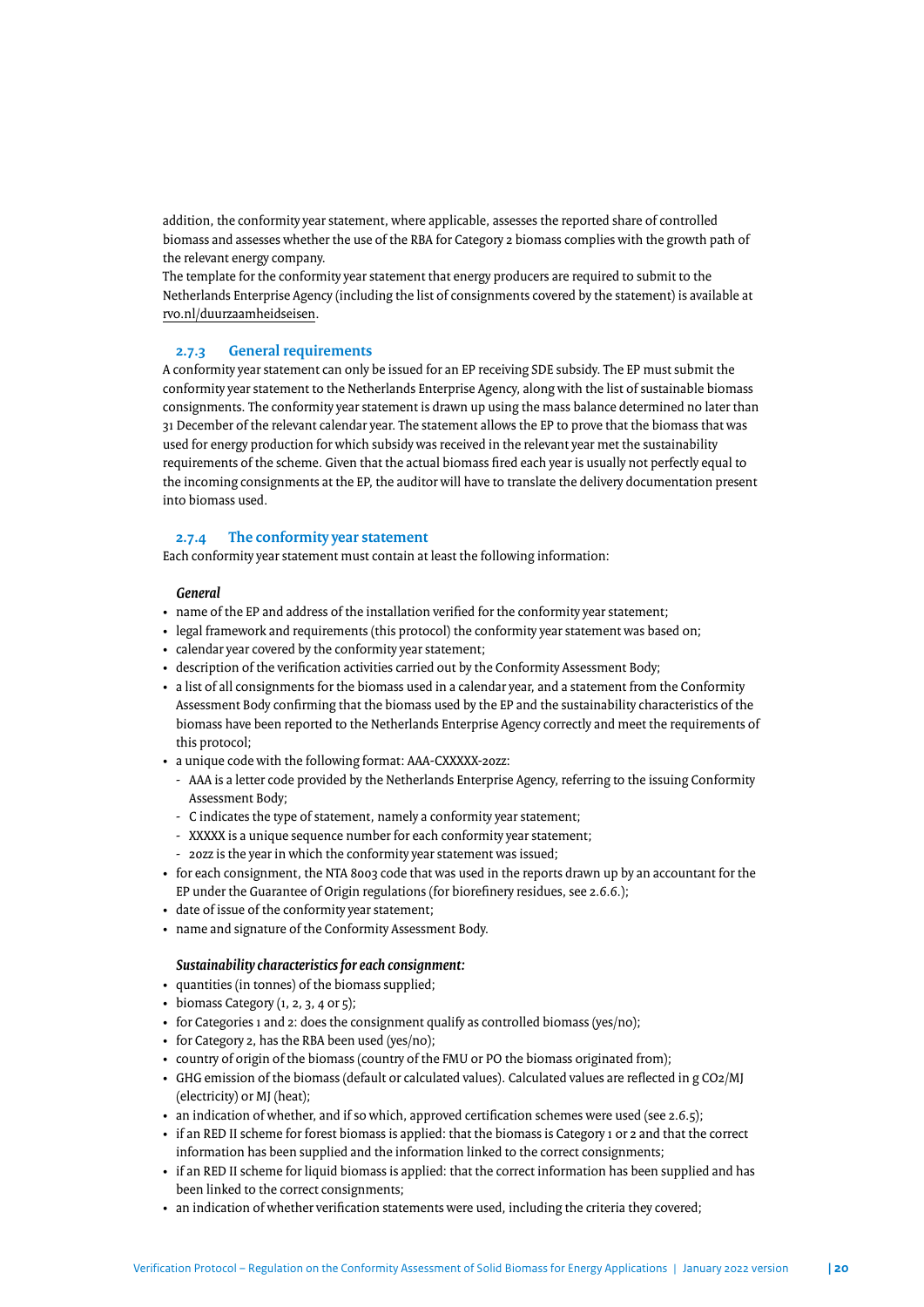addition, the conformity year statement, where applicable, assesses the reported share of controlled biomass and assesses whether the use of the RBA for Category 2 biomass complies with the growth path of the relevant energy company.
The template for the conformity year statement that energy producers are required to submit to the Netherlands Enterprise Agency (including the list of consignments covered by the statement) is available at rvo.nl/duurzaamheidseisen.

### 2.7.3 General requirements

A conformity year statement can only be issued for an EP receiving SDE subsidy. The EP must submit the conformity year statement to the Netherlands Enterprise Agency, along with the list of sustainable biomass consignments. The conformity year statement is drawn up using the mass balance determined no later than 31 December of the relevant calendar year. The statement allows the EP to prove that the biomass that was used for energy production for which subsidy was received in the relevant year met the sustainability requirements of the scheme. Given that the actual biomass fired each year is usually not perfectly equal to the incoming consignments at the EP, the auditor will have to translate the delivery documentation present into biomass used.

### 2.7.4 The conformity year statement

Each conformity year statement must contain at least the following information:

***General***

- name of the EP and address of the installation verified for the conformity year statement;
- legal framework and requirements (this protocol) the conformity year statement was based on;
- calendar year covered by the conformity year statement;
- description of the verification activities carried out by the Conformity Assessment Body;
- a list of all consignments for the biomass used in a calendar year, and a statement from the Conformity Assessment Body confirming that the biomass used by the EP and the sustainability characteristics of the biomass have been reported to the Netherlands Enterprise Agency correctly and meet the requirements of this protocol;
- a unique code with the following format: AAA-CXXXXX-20zz:
  - AAA is a letter code provided by the Netherlands Enterprise Agency, referring to the issuing Conformity Assessment Body;
  - C indicates the type of statement, namely a conformity year statement;
  - XXXXX is a unique sequence number for each conformity year statement;
  - 20zz is the year in which the conformity year statement was issued;
- for each consignment, the NTA 8003 code that was used in the reports drawn up by an accountant for the EP under the Guarantee of Origin regulations (for biorefinery residues, see 2.6.6.);
- date of issue of the conformity year statement;
- name and signature of the Conformity Assessment Body.

***Sustainability characteristics for each consignment:***

- quantities (in tonnes) of the biomass supplied;
- biomass Category (1, 2, 3, 4 or 5);
- for Categories 1 and 2: does the consignment qualify as controlled biomass (yes/no);
- for Category 2, has the RBA been used (yes/no);
- country of origin of the biomass (country of the FMU or PO the biomass originated from);
- GHG emission of the biomass (default or calculated values). Calculated values are reflected in g $CO_2$/MJ (electricity) or MJ (heat);
- an indication of whether, and if so which, approved certification schemes were used (see 2.6.5);
- if an RED II scheme for forest biomass is applied: that the biomass is Category 1 or 2 and that the correct information has been supplied and the information linked to the correct consignments;
- if an RED II scheme for liquid biomass is applied: that the correct information has been supplied and has been linked to the correct consignments;
- an indication of whether verification statements were used, including the criteria they covered;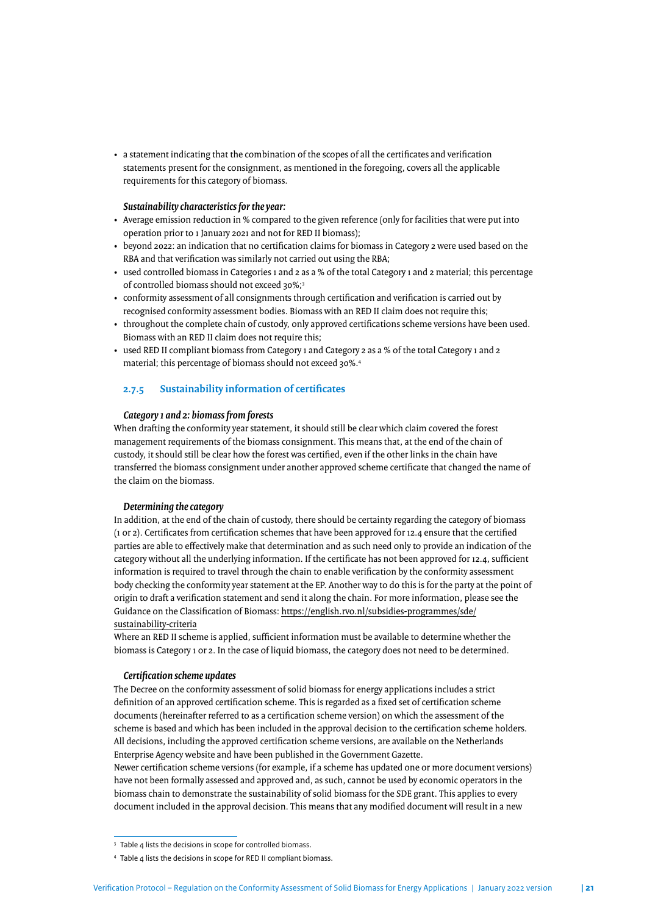- a statement indicating that the combination of the scopes of all the certificates and verification statements present for the consignment, as mentioned in the foregoing, covers all the applicable requirements for this category of biomass.

***Sustainability characteristics for the year:***

- Average emission reduction in % compared to the given reference (only for facilities that were put into operation prior to 1 January 2021 and not for RED II biomass);
- beyond 2022: an indication that no certification claims for biomass in Category 2 were used based on the RBA and that verification was similarly not carried out using the RBA;
- used controlled biomass in Categories 1 and 2 as a % of the total Category 1 and 2 material; this percentage of controlled biomass should not exceed 30%;[3]
- conformity assessment of all consignments through certification and verification is carried out by recognised conformity assessment bodies. Biomass with an RED II claim does not require this;
- throughout the complete chain of custody, only approved certifications scheme versions have been used. Biomass with an RED II claim does not require this;
- used RED II compliant biomass from Category 1 and Category 2 as a % of the total Category 1 and 2 material; this percentage of biomass should not exceed 30%.[4]

### 2.7.5 Sustainability information of certificates

***Category 1 and 2: biomass from forests***

When drafting the conformity year statement, it should still be clear which claim covered the forest management requirements of the biomass consignment. This means that, at the end of the chain of custody, it should still be clear how the forest was certified, even if the other links in the chain have transferred the biomass consignment under another approved scheme certificate that changed the name of the claim on the biomass.

***Determining the category***

In addition, at the end of the chain of custody, there should be certainty regarding the category of biomass (1 or 2). Certificates from certification schemes that have been approved for 12.4 ensure that the certified parties are able to effectively make that determination and as such need only to provide an indication of the category without all the underlying information. If the certificate has not been approved for 12.4, sufficient information is required to travel through the chain to enable verification by the conformity assessment body checking the conformity year statement at the EP. Another way to do this is for the party at the point of origin to draft a verification statement and send it along the chain. For more information, please see the Guidance on the Classification of Biomass: https://english.rvo.nl/subsidies-programmes/sde/sustainability-criteria

Where an RED II scheme is applied, sufficient information must be available to determine whether the biomass is Category 1 or 2. In the case of liquid biomass, the category does not need to be determined.

***Certification scheme updates***

The Decree on the conformity assessment of solid biomass for energy applications includes a strict definition of an approved certification scheme. This is regarded as a fixed set of certification scheme documents (hereinafter referred to as a certification scheme version) on which the assessment of the scheme is based and which has been included in the approval decision to the certification scheme holders. All decisions, including the approved certification scheme versions, are available on the Netherlands Enterprise Agency website and have been published in the Government Gazette.

Newer certification scheme versions (for example, if a scheme has updated one or more document versions) have not been formally assessed and approved and, as such, cannot be used by economic operators in the biomass chain to demonstrate the sustainability of solid biomass for the SDE grant. This applies to every document included in the approval decision. This means that any modified document will result in a new

---

[3] Table 4 lists the decisions in scope for controlled biomass.

[4] Table 4 lists the decisions in scope for RED II compliant biomass.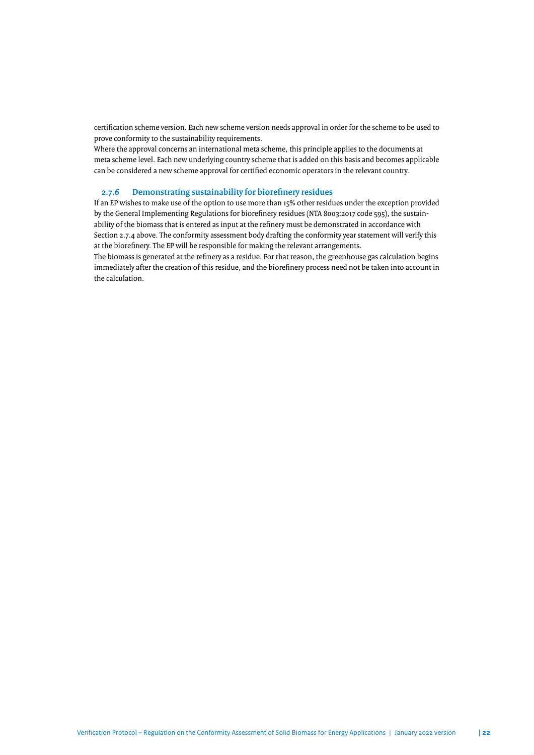certification scheme version. Each new scheme version needs approval in order for the scheme to be used to prove conformity to the sustainability requirements.
Where the approval concerns an international meta scheme, this principle applies to the documents at meta scheme level. Each new underlying country scheme that is added on this basis and becomes applicable can be considered a new scheme approval for certified economic operators in the relevant country.

### 2.7.6 Demonstrating sustainability for biorefinery residues

If an EP wishes to make use of the option to use more than 15% other residues under the exception provided by the General Implementing Regulations for biorefinery residues (NTA 8003:2017 code 595), the sustainability of the biomass that is entered as input at the refinery must be demonstrated in accordance with Section 2.7.4 above. The conformity assessment body drafting the conformity year statement will verify this at the biorefinery. The EP will be responsible for making the relevant arrangements.
The biomass is generated at the refinery as a residue. For that reason, the greenhouse gas calculation begins immediately after the creation of this residue, and the biorefinery process need not be taken into account in the calculation.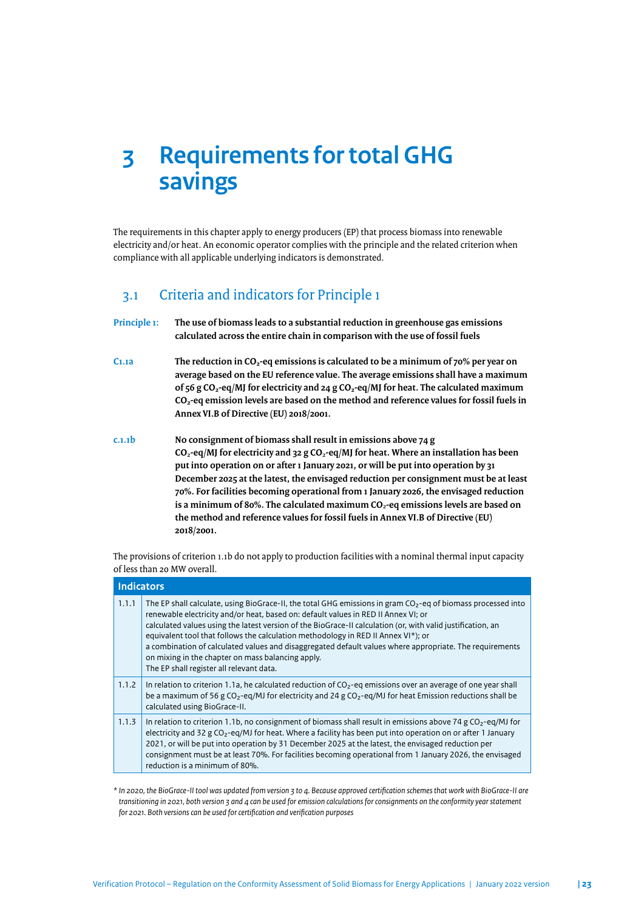# 3 Requirements for total GHG savings

The requirements in this chapter apply to energy producers (EP) that process biomass into renewable electricity and/or heat. An economic operator complies with the principle and the related criterion when compliance with all applicable underlying indicators is demonstrated.

## 3.1 Criteria and indicators for Principle 1

**Principle 1:** **The use of biomass leads to a substantial reduction in greenhouse gas emissions calculated across the entire chain in comparison with the use of fossil fuels**

**C1.1a** **The reduction in $CO_2$-eq emissions is calculated to be a minimum of 70% per year on average based on the EU reference value. The average emissions shall have a maximum of 56 g $CO_2$-eq/MJ for electricity and 24 g $CO_2$-eq/MJ for heat. The calculated maximum $CO_2$-eq emission levels are based on the method and reference values for fossil fuels in Annex VI.B of Directive (EU) 2018/2001.**

**c.1.1b** **No consignment of biomass shall result in emissions above 74 g $CO_2$-eq/MJ for electricity and 32 g $CO_2$-eq/MJ for heat. Where an installation has been put into operation on or after 1 January 2021, or will be put into operation by 31 December 2025 at the latest, the envisaged reduction per consignment must be at least 70%. For facilities becoming operational from 1 January 2026, the envisaged reduction is a minimum of 80%. The calculated maximum $CO_2$-eq emissions levels are based on the method and reference values for fossil fuels in Annex VI.B of Directive (EU) 2018/2001.**

The provisions of criterion 1.1b do not apply to production facilities with a nominal thermal input capacity of less than 20 MW overall.

| Indicators | |
|---|---|
| 1.1.1 | The EP shall calculate, using BioGrace-II, the total GHG emissions in gram $CO_2$-eq of biomass processed into renewable electricity and/or heat, based on: default values in RED II Annex VI; or<br>calculated values using the latest version of the BioGrace-II calculation (or, with valid justification, an equivalent tool that follows the calculation methodology in RED II Annex VI*); or<br>a combination of calculated values and disaggregated default values where appropriate. The requirements on mixing in the chapter on mass balancing apply.<br>The EP shall register all relevant data. |
| 1.1.2 | In relation to criterion 1.1a, he calculated reduction of $CO_2$-eq emissions over an average of one year shall be a maximum of 56 g $CO_2$-eq/MJ for electricity and 24 g $CO_2$-eq/MJ for heat Emission reductions shall be calculated using BioGrace-II. |
| 1.1.3 | In relation to criterion 1.1b, no consignment of biomass shall result in emissions above 74 g $CO_2$-eq/MJ for electricity and 32 g $CO_2$-eq/MJ for heat. Where a facility has been put into operation on or after 1 January 2021, or will be put into operation by 31 December 2025 at the latest, the envisaged reduction per consignment must be at least 70%. For facilities becoming operational from 1 January 2026, the envisaged reduction is a minimum of 80%. |

*\* In 2020, the BioGrace-II tool was updated from version 3 to 4. Because approved certification schemes that work with BioGrace-II are transitioning in 2021, both version 3 and 4 can be used for emission calculations for consignments on the conformity year statement for 2021. Both versions can be used for certification and verification purposes*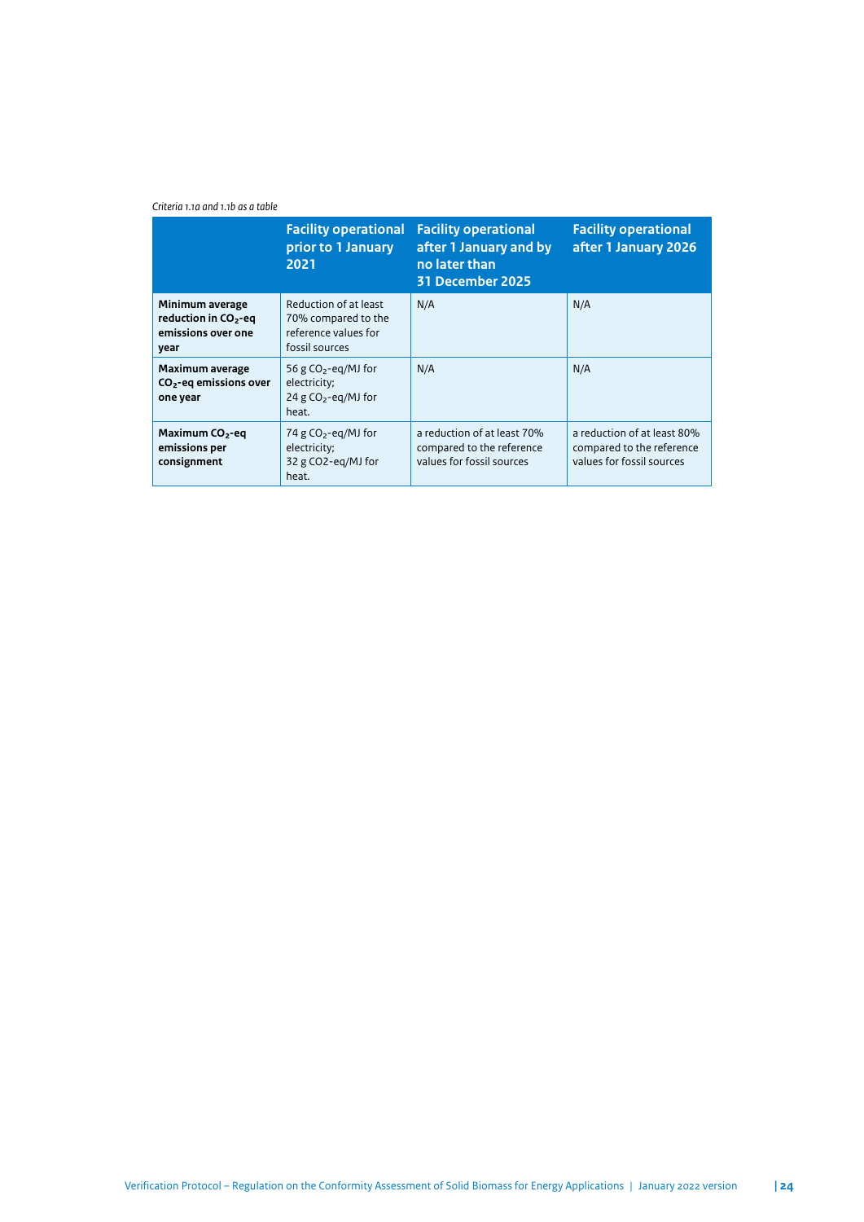*Criteria 1.1a and 1.1b as a table*

| | Facility operational prior to 1 January 2021 | Facility operational after 1 January and by no later than 31 December 2025 | Facility operational after 1 January 2026 |
|---|---|---|---|
| **Minimum average reduction in $CO_2$-eq emissions over one year** | Reduction of at least 70% compared to the reference values for fossil sources | N/A | N/A |
| **Maximum average $CO_2$-eq emissions over one year** | 56 g $CO_2$-eq/MJ for electricity; 24 g $CO_2$-eq/MJ for heat. | N/A | N/A |
| **Maximum $CO_2$-eq emissions per consignment** | 74 g $CO_2$-eq/MJ for electricity; 32 g CO2-eq/MJ for heat. | a reduction of at least 70% compared to the reference values for fossil sources | a reduction of at least 80% compared to the reference values for fossil sources |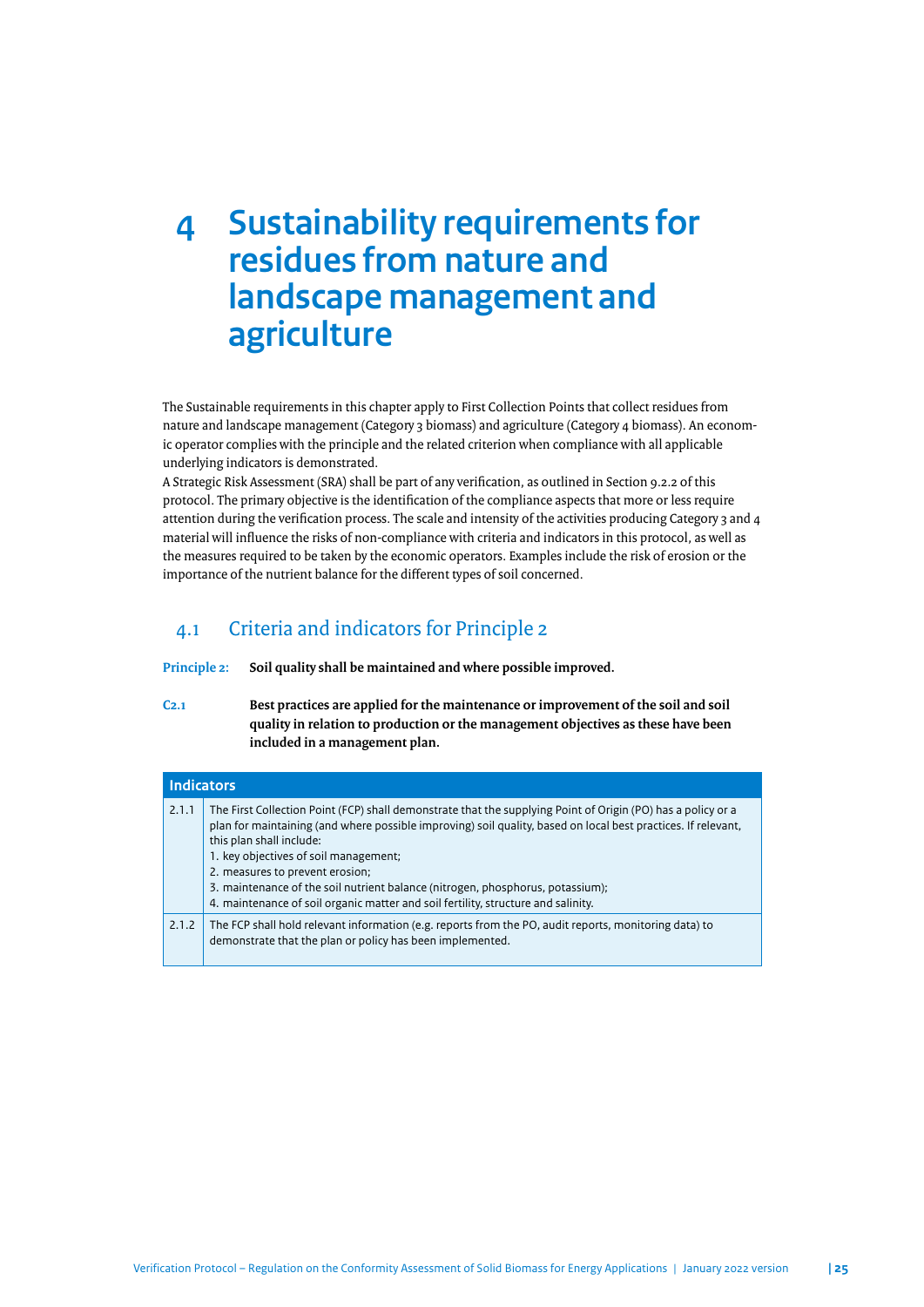# 4 Sustainability requirements for residues from nature and landscape management and agriculture

The Sustainable requirements in this chapter apply to First Collection Points that collect residues from nature and landscape management (Category 3 biomass) and agriculture (Category 4 biomass). An economic operator complies with the principle and the related criterion when compliance with all applicable underlying indicators is demonstrated.
A Strategic Risk Assessment (SRA) shall be part of any verification, as outlined in Section 9.2.2 of this protocol. The primary objective is the identification of the compliance aspects that more or less require attention during the verification process. The scale and intensity of the activities producing Category 3 and 4 material will influence the risks of non-compliance with criteria and indicators in this protocol, as well as the measures required to be taken by the economic operators. Examples include the risk of erosion or the importance of the nutrient balance for the different types of soil concerned.

## 4.1 Criteria and indicators for Principle 2

**Principle 2:** **Soil quality shall be maintained and where possible improved.**

**C2.1** **Best practices are applied for the maintenance or improvement of the soil and soil quality in relation to production or the management objectives as these have been included in a management plan.**

| Indicators | |
|---|---|
| 2.1.1 | The First Collection Point (FCP) shall demonstrate that the supplying Point of Origin (PO) has a policy or a plan for maintaining (and where possible improving) soil quality, based on local best practices. If relevant, this plan shall include:<br>1. key objectives of soil management;<br>2. measures to prevent erosion;<br>3. maintenance of the soil nutrient balance (nitrogen, phosphorus, potassium);<br>4. maintenance of soil organic matter and soil fertility, structure and salinity. |
| 2.1.2 | The FCP shall hold relevant information (e.g. reports from the PO, audit reports, monitoring data) to demonstrate that the plan or policy has been implemented. |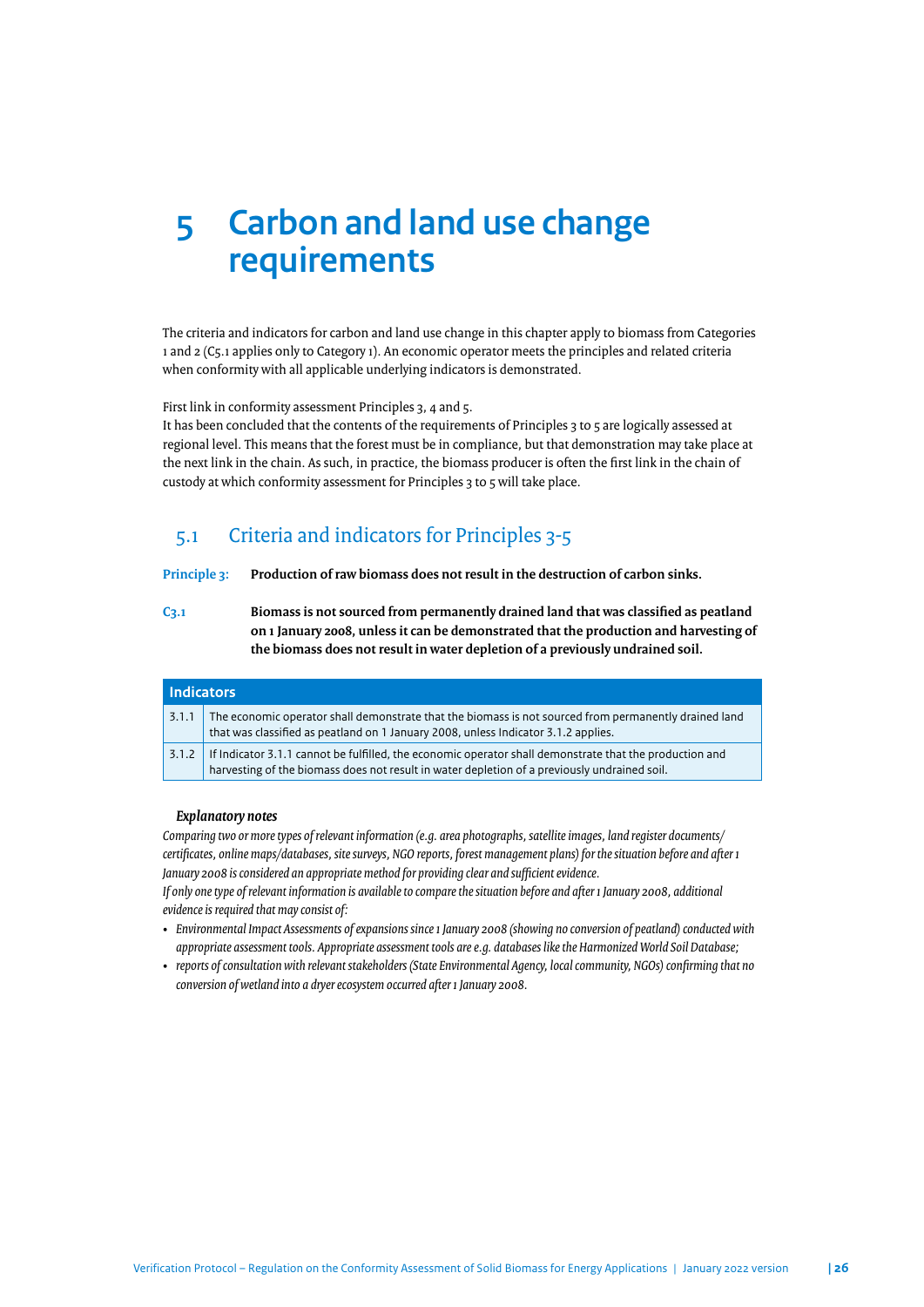# 5 Carbon and land use change requirements

The criteria and indicators for carbon and land use change in this chapter apply to biomass from Categories 1 and 2 (C5.1 applies only to Category 1). An economic operator meets the principles and related criteria when conformity with all applicable underlying indicators is demonstrated.

First link in conformity assessment Principles 3, 4 and 5.
It has been concluded that the contents of the requirements of Principles 3 to 5 are logically assessed at regional level. This means that the forest must be in compliance, but that demonstration may take place at the next link in the chain. As such, in practice, the biomass producer is often the first link in the chain of custody at which conformity assessment for Principles 3 to 5 will take place.

## 5.1 Criteria and indicators for Principles 3-5

**Principle 3:** **Production of raw biomass does not result in the destruction of carbon sinks.**

**C3.1** **Biomass is not sourced from permanently drained land that was classified as peatland on 1 January 2008, unless it can be demonstrated that the production and harvesting of the biomass does not result in water depletion of a previously undrained soil.**

| Indicators | |
|---|---|
| 3.1.1 | The economic operator shall demonstrate that the biomass is not sourced from permanently drained land that was classified as peatland on 1 January 2008, unless Indicator 3.1.2 applies. |
| 3.1.2 | If Indicator 3.1.1 cannot be fulfilled, the economic operator shall demonstrate that the production and harvesting of the biomass does not result in water depletion of a previously undrained soil. |

***Explanatory notes***

*Comparing two or more types of relevant information (e.g. area photographs, satellite images, land register documents/ certificates, online maps/databases, site surveys, NGO reports, forest management plans) for the situation before and after 1 January 2008 is considered an appropriate method for providing clear and sufficient evidence.*
*If only one type of relevant information is available to compare the situation before and after 1 January 2008, additional evidence is required that may consist of:*

- *Environmental Impact Assessments of expansions since 1 January 2008 (showing no conversion of peatland) conducted with appropriate assessment tools. Appropriate assessment tools are e.g. databases like the Harmonized World Soil Database;*
- *reports of consultation with relevant stakeholders (State Environmental Agency, local community, NGOs) confirming that no conversion of wetland into a dryer ecosystem occurred after 1 January 2008.*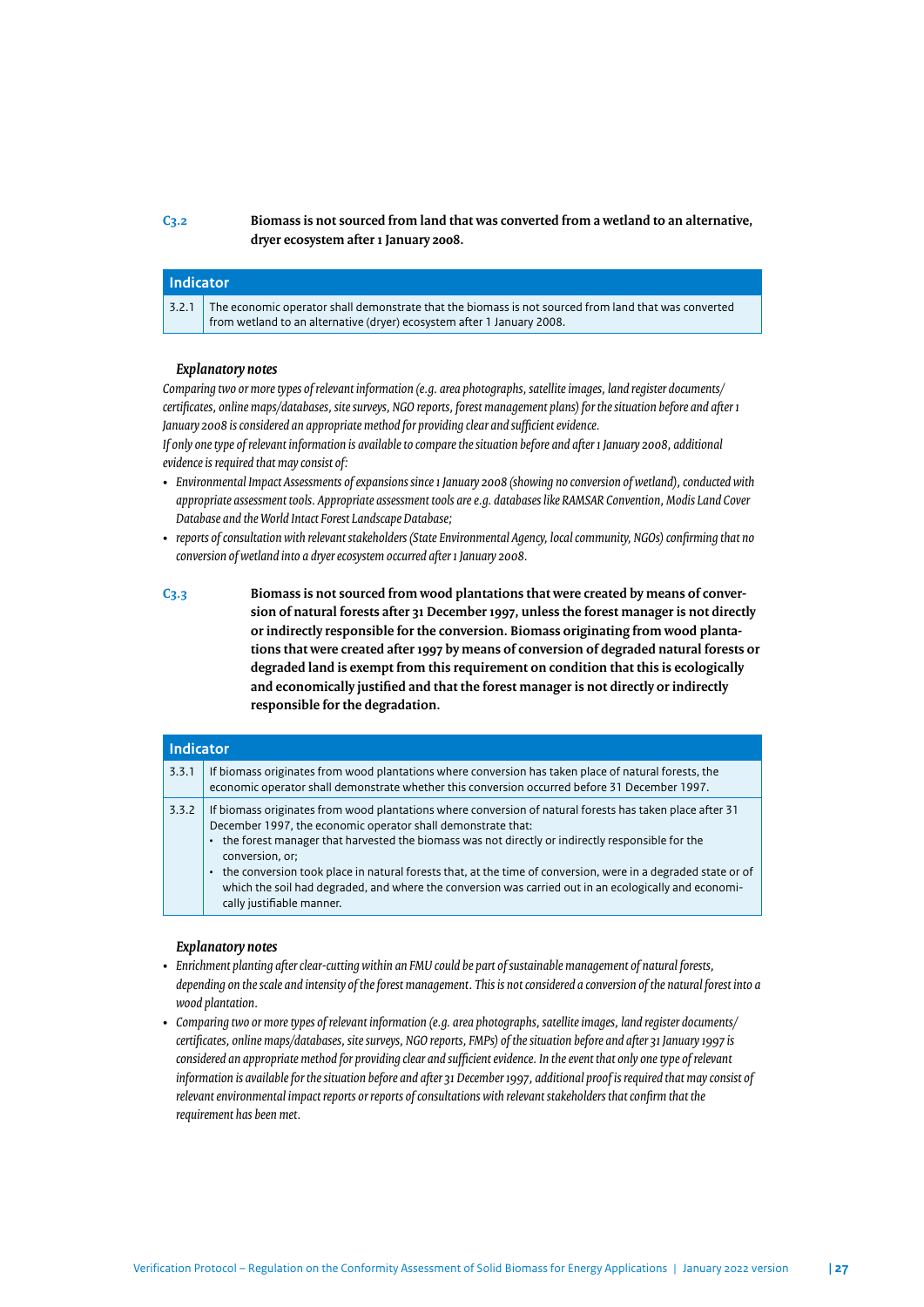**C3.2** **Biomass is not sourced from land that was converted from a wetland to an alternative, dryer ecosystem after 1 January 2008.**

| Indicator | |
|---|---|
| 3.2.1 | The economic operator shall demonstrate that the biomass is not sourced from land that was converted from wetland to an alternative (dryer) ecosystem after 1 January 2008. |

***Explanatory notes***

*Comparing two or more types of relevant information (e.g. area photographs, satellite images, land register documents/ certificates, online maps/databases, site surveys, NGO reports, forest management plans) for the situation before and after 1 January 2008 is considered an appropriate method for providing clear and sufficient evidence.*

*If only one type of relevant information is available to compare the situation before and after 1 January 2008, additional evidence is required that may consist of:*

- *Environmental Impact Assessments of expansions since 1 January 2008 (showing no conversion of wetland), conducted with appropriate assessment tools. Appropriate assessment tools are e.g. databases like RAMSAR Convention, Modis Land Cover Database and the World Intact Forest Landscape Database;*
- *reports of consultation with relevant stakeholders (State Environmental Agency, local community, NGOs) confirming that no conversion of wetland into a dryer ecosystem occurred after 1 January 2008.*

**C3.3** **Biomass is not sourced from wood plantations that were created by means of conversion of natural forests after 31 December 1997, unless the forest manager is not directly or indirectly responsible for the conversion. Biomass originating from wood plantations that were created after 1997 by means of conversion of degraded natural forests or degraded land is exempt from this requirement on condition that this is ecologically and economically justified and that the forest manager is not directly or indirectly responsible for the degradation.**

| Indicator | |
|---|---|
| 3.3.1 | If biomass originates from wood plantations where conversion has taken place of natural forests, the economic operator shall demonstrate whether this conversion occurred before 31 December 1997. |
| 3.3.2 | If biomass originates from wood plantations where conversion of natural forests has taken place after 31 December 1997, the economic operator shall demonstrate that:<br>• the forest manager that harvested the biomass was not directly or indirectly responsible for the conversion, or;<br>• the conversion took place in natural forests that, at the time of conversion, were in a degraded state or of which the soil had degraded, and where the conversion was carried out in an ecologically and economically justifiable manner. |

***Explanatory notes***

- *Enrichment planting after clear-cutting within an FMU could be part of sustainable management of natural forests, depending on the scale and intensity of the forest management. This is not considered a conversion of the natural forest into a wood plantation.*
- *Comparing two or more types of relevant information (e.g. area photographs, satellite images, land register documents/ certificates, online maps/databases, site surveys, NGO reports, FMPs) of the situation before and after 31 January 1997 is considered an appropriate method for providing clear and sufficient evidence. In the event that only one type of relevant information is available for the situation before and after 31 December 1997, additional proof is required that may consist of relevant environmental impact reports or reports of consultations with relevant stakeholders that confirm that the requirement has been met.*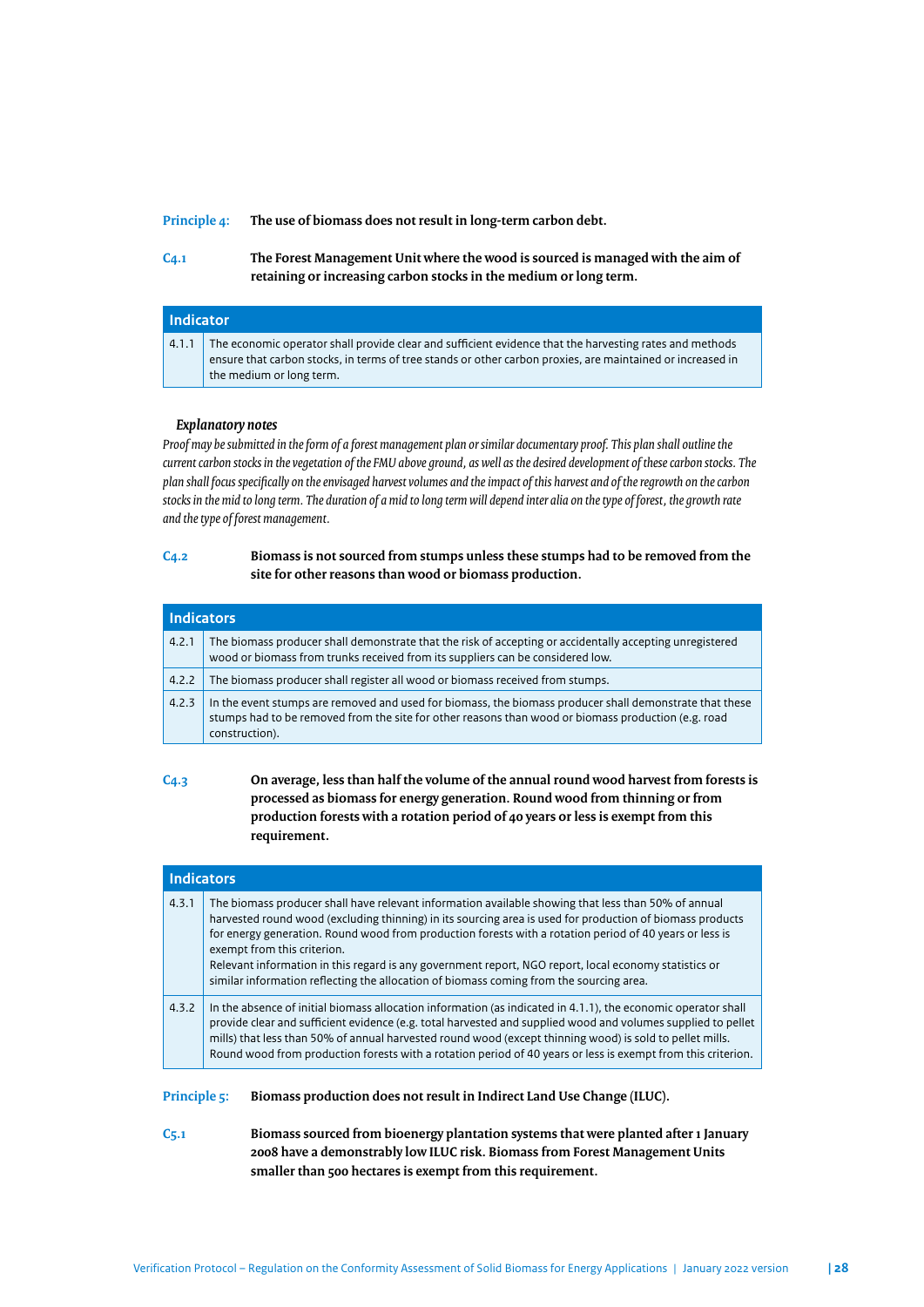**Principle 4:** **The use of biomass does not result in long-term carbon debt.**

**C4.1** **The Forest Management Unit where the wood is sourced is managed with the aim of retaining or increasing carbon stocks in the medium or long term.**

| Indicator | |
|---|---|
| 4.1.1 | The economic operator shall provide clear and sufficient evidence that the harvesting rates and methods ensure that carbon stocks, in terms of tree stands or other carbon proxies, are maintained or increased in the medium or long term. |

***Explanatory notes***

*Proof may be submitted in the form of a forest management plan or similar documentary proof. This plan shall outline the current carbon stocks in the vegetation of the FMU above ground, as well as the desired development of these carbon stocks. The plan shall focus specifically on the envisaged harvest volumes and the impact of this harvest and of the regrowth on the carbon stocks in the mid to long term. The duration of a mid to long term will depend inter alia on the type of forest, the growth rate and the type of forest management.*

**C4.2** **Biomass is not sourced from stumps unless these stumps had to be removed from the site for other reasons than wood or biomass production.**

| Indicators | |
|---|---|
| 4.2.1 | The biomass producer shall demonstrate that the risk of accepting or accidentally accepting unregistered wood or biomass from trunks received from its suppliers can be considered low. |
| 4.2.2 | The biomass producer shall register all wood or biomass received from stumps. |
| 4.2.3 | In the event stumps are removed and used for biomass, the biomass producer shall demonstrate that these stumps had to be removed from the site for other reasons than wood or biomass production (e.g. road construction). |

**C4.3** **On average, less than half the volume of the annual round wood harvest from forests is processed as biomass for energy generation. Round wood from thinning or from production forests with a rotation period of 40 years or less is exempt from this requirement.**

| Indicators | |
|---|---|
| 4.3.1 | The biomass producer shall have relevant information available showing that less than 50% of annual harvested round wood (excluding thinning) in its sourcing area is used for production of biomass products for energy generation. Round wood from production forests with a rotation period of 40 years or less is exempt from this criterion.<br>Relevant information in this regard is any government report, NGO report, local economy statistics or similar information reflecting the allocation of biomass coming from the sourcing area. |
| 4.3.2 | In the absence of initial biomass allocation information (as indicated in 4.1.1), the economic operator shall provide clear and sufficient evidence (e.g. total harvested and supplied wood and volumes supplied to pellet mills) that less than 50% of annual harvested round wood (except thinning wood) is sold to pellet mills. Round wood from production forests with a rotation period of 40 years or less is exempt from this criterion. |

**Principle 5:** **Biomass production does not result in Indirect Land Use Change (ILUC).**

**C5.1** **Biomass sourced from bioenergy plantation systems that were planted after 1 January 2008 have a demonstrably low ILUC risk. Biomass from Forest Management Units smaller than 500 hectares is exempt from this requirement.**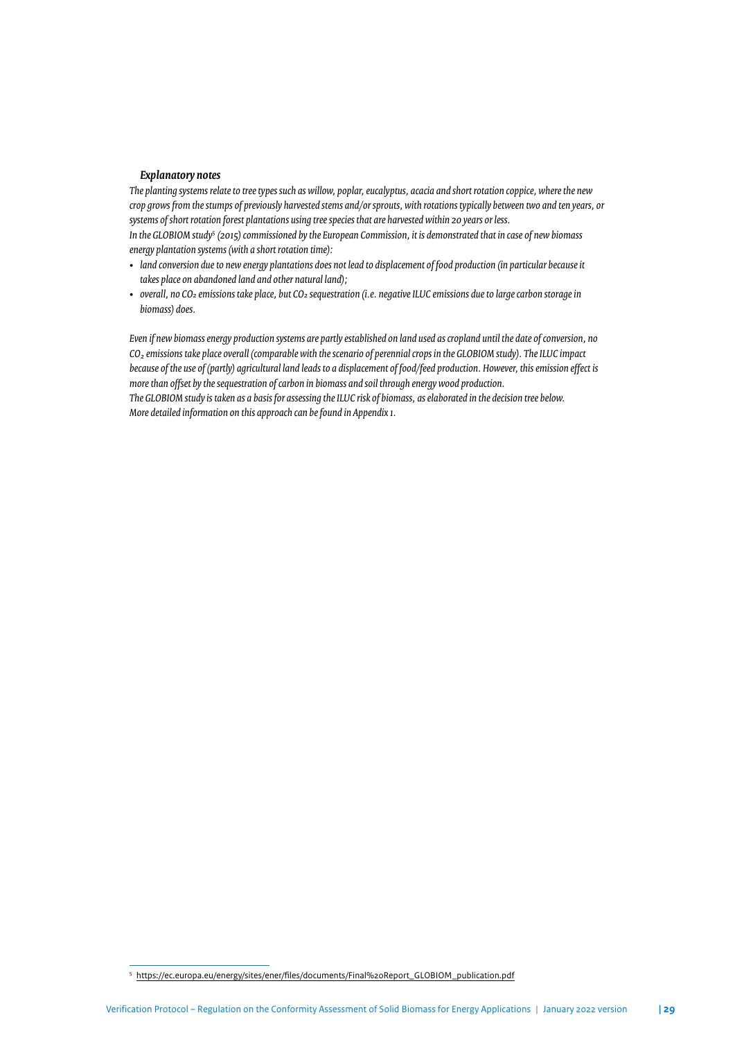***Explanatory notes***

*The planting systems relate to tree types such as willow, poplar, eucalyptus, acacia and short rotation coppice, where the new crop grows from the stumps of previously harvested stems and/or sprouts, with rotations typically between two and ten years, or systems of short rotation forest plantations using tree species that are harvested within 20 years or less.*
*In the GLOBIOM study[5] (2015) commissioned by the European Commission, it is demonstrated that in case of new biomass energy plantation systems (with a short rotation time):*

- *land conversion due to new energy plantations does not lead to displacement of food production (in particular because it takes place on abandoned land and other natural land);*
- *overall, no $CO_2$ emissions take place, but $CO_2$ sequestration (i.e. negative ILUC emissions due to large carbon storage in biomass) does.*

*Even if new biomass energy production systems are partly established on land used as cropland until the date of conversion, no $CO_2$ emissions take place overall (comparable with the scenario of perennial crops in the GLOBIOM study). The ILUC impact because of the use of (partly) agricultural land leads to a displacement of food/feed production. However, this emission effect is more than offset by the sequestration of carbon in biomass and soil through energy wood production.*
*The GLOBIOM study is taken as a basis for assessing the ILUC risk of biomass, as elaborated in the decision tree below.*
*More detailed information on this approach can be found in Appendix 1.*

[5] https://ec.europa.eu/energy/sites/ener/files/documents/Final%20Report_GLOBIOM_publication.pdf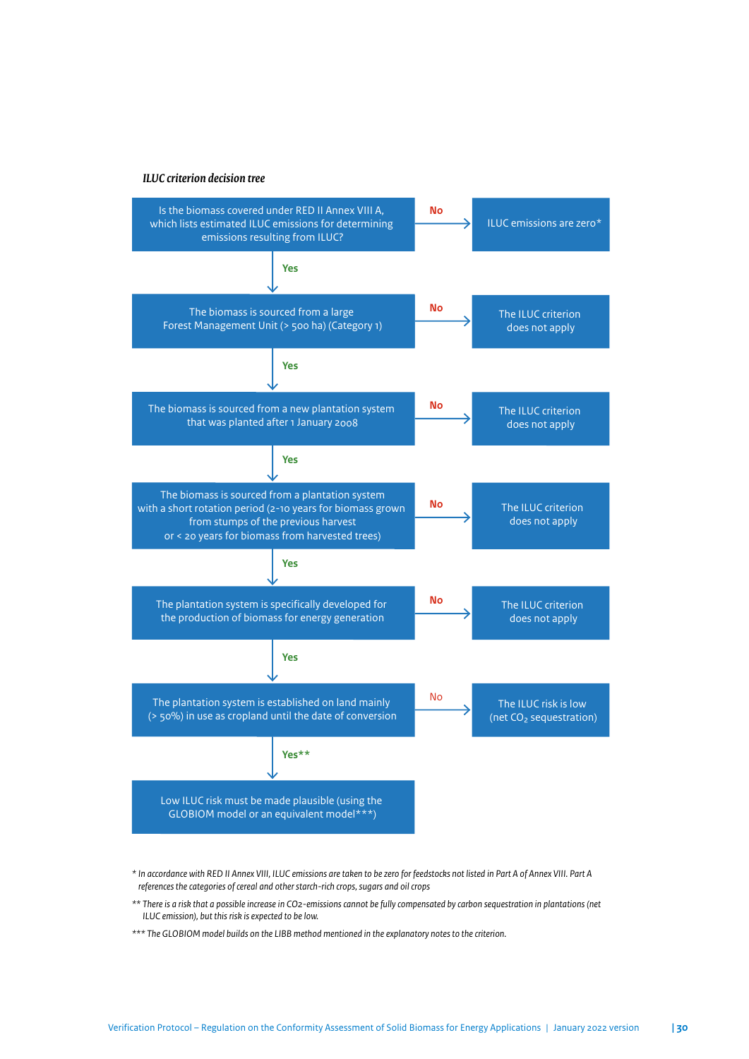*ILUC criterion decision tree*

| Question | No | Yes |
|---|---|---|
| Is the biomass covered under RED II Annex VIII A, which lists estimated ILUC emissions for determining emissions resulting from ILUC? | ILUC emissions are zero* | ↓ |
| The biomass is sourced from a large Forest Management Unit (> 500 ha) (Category 1) | The ILUC criterion does not apply | ↓ |
| The biomass is sourced from a new plantation system that was planted after 1 January 2008 | The ILUC criterion does not apply | ↓ |
| The biomass is sourced from a plantation system with a short rotation period (2-10 years for biomass grown from stumps of the previous harvest or < 20 years for biomass from harvested trees) | The ILUC criterion does not apply | ↓ |
| The plantation system is specifically developed for the production of biomass for energy generation | The ILUC criterion does not apply | ↓ |
| The plantation system is established on land mainly (> 50%) in use as cropland until the date of conversion | The ILUC risk is low (net $CO_2$ sequestration) | Yes** ↓ |
| Low ILUC risk must be made plausible (using the GLOBIOM model or an equivalent model***) | | |

\* In accordance with RED II Annex VIII, ILUC emissions are taken to be zero for feedstocks not listed in Part A of Annex VIII. Part A references the categories of cereal and other starch-rich crops, sugars and oil crops

\*\* There is a risk that a possible increase in $CO_2$-emissions cannot be fully compensated by carbon sequestration in plantations (net ILUC emission), but this risk is expected to be low.

\*\*\* The GLOBIOM model builds on the LIBB method mentioned in the explanatory notes to the criterion.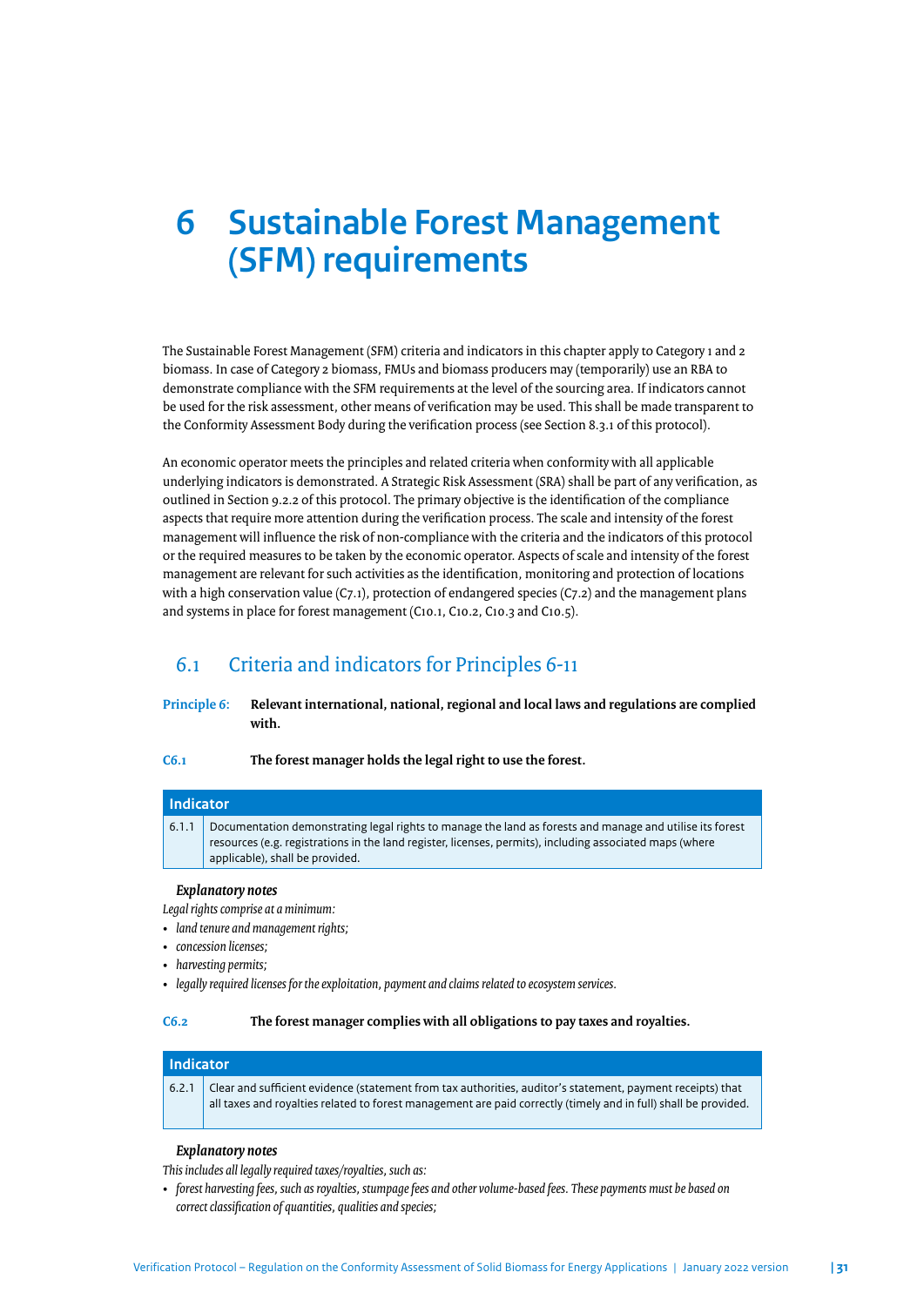# 6 Sustainable Forest Management (SFM) requirements

The Sustainable Forest Management (SFM) criteria and indicators in this chapter apply to Category 1 and 2 biomass. In case of Category 2 biomass, FMUs and biomass producers may (temporarily) use an RBA to demonstrate compliance with the SFM requirements at the level of the sourcing area. If indicators cannot be used for the risk assessment, other means of verification may be used. This shall be made transparent to the Conformity Assessment Body during the verification process (see Section 8.3.1 of this protocol).

An economic operator meets the principles and related criteria when conformity with all applicable underlying indicators is demonstrated. A Strategic Risk Assessment (SRA) shall be part of any verification, as outlined in Section 9.2.2 of this protocol. The primary objective is the identification of the compliance aspects that require more attention during the verification process. The scale and intensity of the forest management will influence the risk of non-compliance with the criteria and the indicators of this protocol or the required measures to be taken by the economic operator. Aspects of scale and intensity of the forest management are relevant for such activities as the identification, monitoring and protection of locations with a high conservation value (C7.1), protection of endangered species (C7.2) and the management plans and systems in place for forest management (C10.1, C10.2, C10.3 and C10.5).

## 6.1 Criteria and indicators for Principles 6-11

**Principle 6:** **Relevant international, national, regional and local laws and regulations are complied with.**

**C6.1** **The forest manager holds the legal right to use the forest.**

| Indicator | |
|---|---|
| 6.1.1 | Documentation demonstrating legal rights to manage the land as forests and manage and utilise its forest resources (e.g. registrations in the land register, licenses, permits), including associated maps (where applicable), shall be provided. |

***Explanatory notes***

*Legal rights comprise at a minimum:*

- *land tenure and management rights;*
- *concession licenses;*
- *harvesting permits;*
- *legally required licenses for the exploitation, payment and claims related to ecosystem services.*

**C6.2** **The forest manager complies with all obligations to pay taxes and royalties.**

| Indicator | |
|---|---|
| 6.2.1 | Clear and sufficient evidence (statement from tax authorities, auditor's statement, payment receipts) that all taxes and royalties related to forest management are paid correctly (timely and in full) shall be provided. |

***Explanatory notes***

*This includes all legally required taxes/royalties, such as:*

- *forest harvesting fees, such as royalties, stumpage fees and other volume-based fees. These payments must be based on correct classification of quantities, qualities and species;*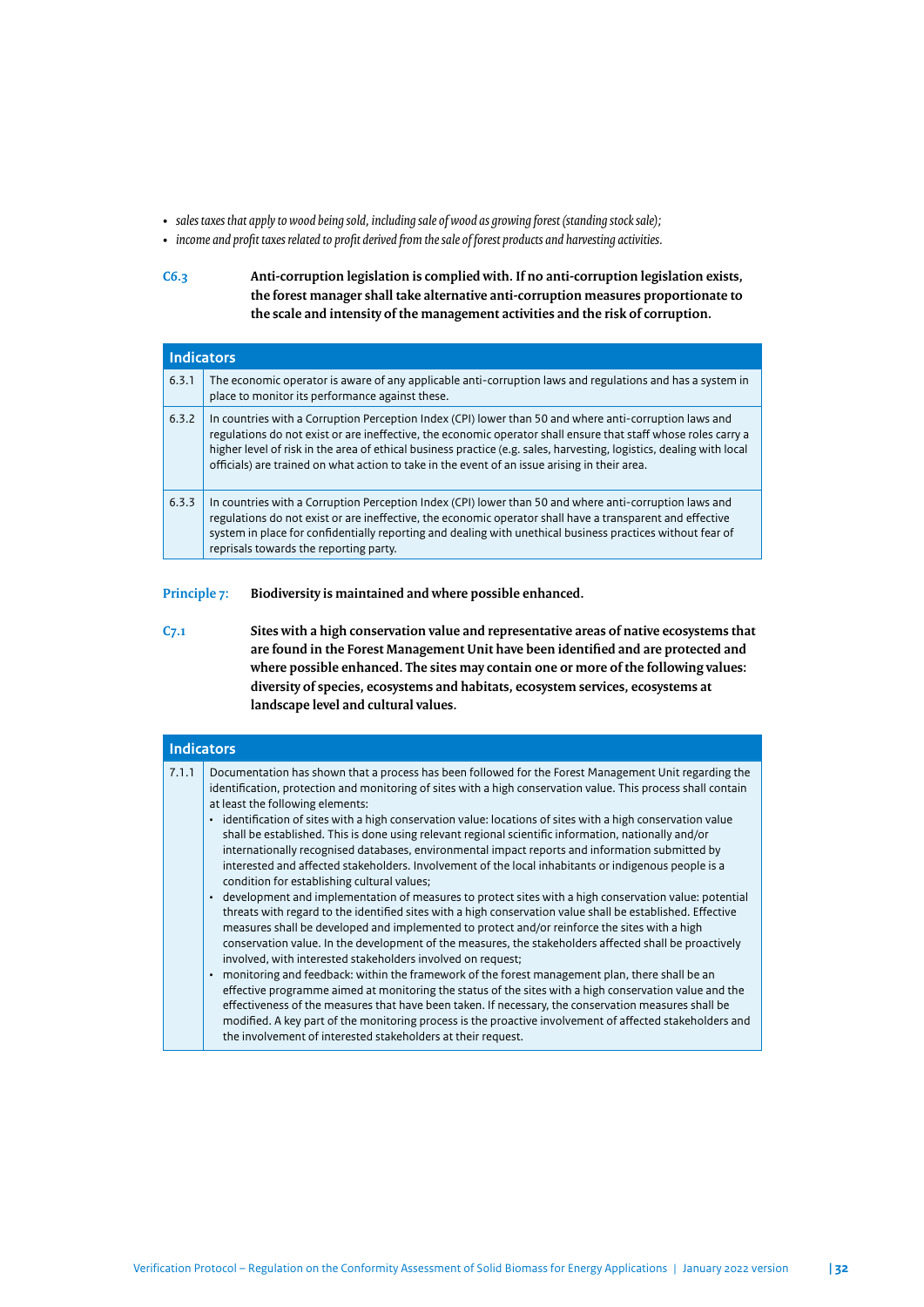- *sales taxes that apply to wood being sold, including sale of wood as growing forest (standing stock sale);*
- *income and profit taxes related to profit derived from the sale of forest products and harvesting activities.*

**C6.3** **Anti-corruption legislation is complied with. If no anti-corruption legislation exists, the forest manager shall take alternative anti-corruption measures proportionate to the scale and intensity of the management activities and the risk of corruption.**

| Indicators | |
|---|---|
| 6.3.1 | The economic operator is aware of any applicable anti-corruption laws and regulations and has a system in place to monitor its performance against these. |
| 6.3.2 | In countries with a Corruption Perception Index (CPI) lower than 50 and where anti-corruption laws and regulations do not exist or are ineffective, the economic operator shall ensure that staff whose roles carry a higher level of risk in the area of ethical business practice (e.g. sales, harvesting, logistics, dealing with local officials) are trained on what action to take in the event of an issue arising in their area. |
| 6.3.3 | In countries with a Corruption Perception Index (CPI) lower than 50 and where anti-corruption laws and regulations do not exist or are ineffective, the economic operator shall have a transparent and effective system in place for confidentially reporting and dealing with unethical business practices without fear of reprisals towards the reporting party. |

**Principle 7:** **Biodiversity is maintained and where possible enhanced.**

**C7.1** **Sites with a high conservation value and representative areas of native ecosystems that are found in the Forest Management Unit have been identified and are protected and where possible enhanced. The sites may contain one or more of the following values: diversity of species, ecosystems and habitats, ecosystem services, ecosystems at landscape level and cultural values.**

| Indicators | |
|---|---|
| 7.1.1 | Documentation has shown that a process has been followed for the Forest Management Unit regarding the identification, protection and monitoring of sites with a high conservation value. This process shall contain at least the following elements:<br>• identification of sites with a high conservation value: locations of sites with a high conservation value shall be established. This is done using relevant regional scientific information, nationally and/or internationally recognised databases, environmental impact reports and information submitted by interested and affected stakeholders. Involvement of the local inhabitants or indigenous people is a condition for establishing cultural values;<br>• development and implementation of measures to protect sites with a high conservation value: potential threats with regard to the identified sites with a high conservation value shall be established. Effective measures shall be developed and implemented to protect and/or reinforce the sites with a high conservation value. In the development of the measures, the stakeholders affected shall be proactively involved, with interested stakeholders involved on request;<br>• monitoring and feedback: within the framework of the forest management plan, there shall be an effective programme aimed at monitoring the status of the sites with a high conservation value and the effectiveness of the measures that have been taken. If necessary, the conservation measures shall be modified. A key part of the monitoring process is the proactive involvement of affected stakeholders and the involvement of interested stakeholders at their request. |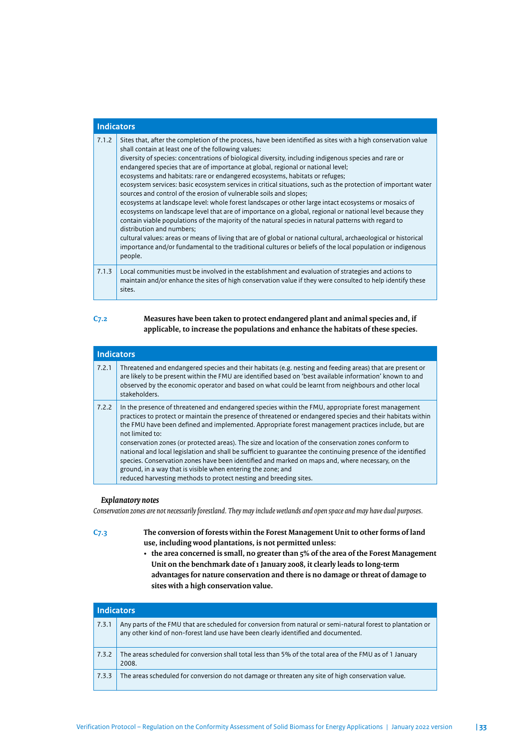| Indicators | |
|---|---|
| 7.1.2 | Sites that, after the completion of the process, have been identified as sites with a high conservation value shall contain at least one of the following values:<br>diversity of species: concentrations of biological diversity, including indigenous species and rare or endangered species that are of importance at global, regional or national level;<br>ecosystems and habitats: rare or endangered ecosystems, habitats or refuges;<br>ecosystem services: basic ecosystem services in critical situations, such as the protection of important water sources and control of the erosion of vulnerable soils and slopes;<br>ecosystems at landscape level: whole forest landscapes or other large intact ecosystems or mosaics of ecosystems on landscape level that are of importance on a global, regional or national level because they contain viable populations of the majority of the natural species in natural patterns with regard to distribution and numbers;<br>cultural values: areas or means of living that are of global or national cultural, archaeological or historical importance and/or fundamental to the traditional cultures or beliefs of the local population or indigenous people. |
| 7.1.3 | Local communities must be involved in the establishment and evaluation of strategies and actions to maintain and/or enhance the sites of high conservation value if they were consulted to help identify these sites. |

**C7.2** **Measures have been taken to protect endangered plant and animal species and, if applicable, to increase the populations and enhance the habitats of these species.**

| Indicators | |
|---|---|
| 7.2.1 | Threatened and endangered species and their habitats (e.g. nesting and feeding areas) that are present or are likely to be present within the FMU are identified based on 'best available information' known to and observed by the economic operator and based on what could be learnt from neighbours and other local stakeholders. |
| 7.2.2 | In the presence of threatened and endangered species within the FMU, appropriate forest management practices to protect or maintain the presence of threatened or endangered species and their habitats within the FMU have been defined and implemented. Appropriate forest management practices include, but are not limited to:<br>conservation zones (or protected areas). The size and location of the conservation zones conform to national and local legislation and shall be sufficient to guarantee the continuing presence of the identified species. Conservation zones have been identified and marked on maps and, where necessary, on the ground, in a way that is visible when entering the zone; and<br>reduced harvesting methods to protect nesting and breeding sites. |

***Explanatory notes***

*Conservation zones are not necessarily forestland. They may include wetlands and open space and may have dual purposes.*

**C7.3** **The conversion of forests within the Forest Management Unit to other forms of land use, including wood plantations, is not permitted unless:**

- **the area concerned is small, no greater than 5% of the area of the Forest Management Unit on the benchmark date of 1 January 2008, it clearly leads to long-term advantages for nature conservation and there is no damage or threat of damage to sites with a high conservation value.**

| Indicators | |
|---|---|
| 7.3.1 | Any parts of the FMU that are scheduled for conversion from natural or semi-natural forest to plantation or any other kind of non-forest land use have been clearly identified and documented. |
| 7.3.2 | The areas scheduled for conversion shall total less than 5% of the total area of the FMU as of 1 January 2008. |
| 7.3.3 | The areas scheduled for conversion do not damage or threaten any site of high conservation value. |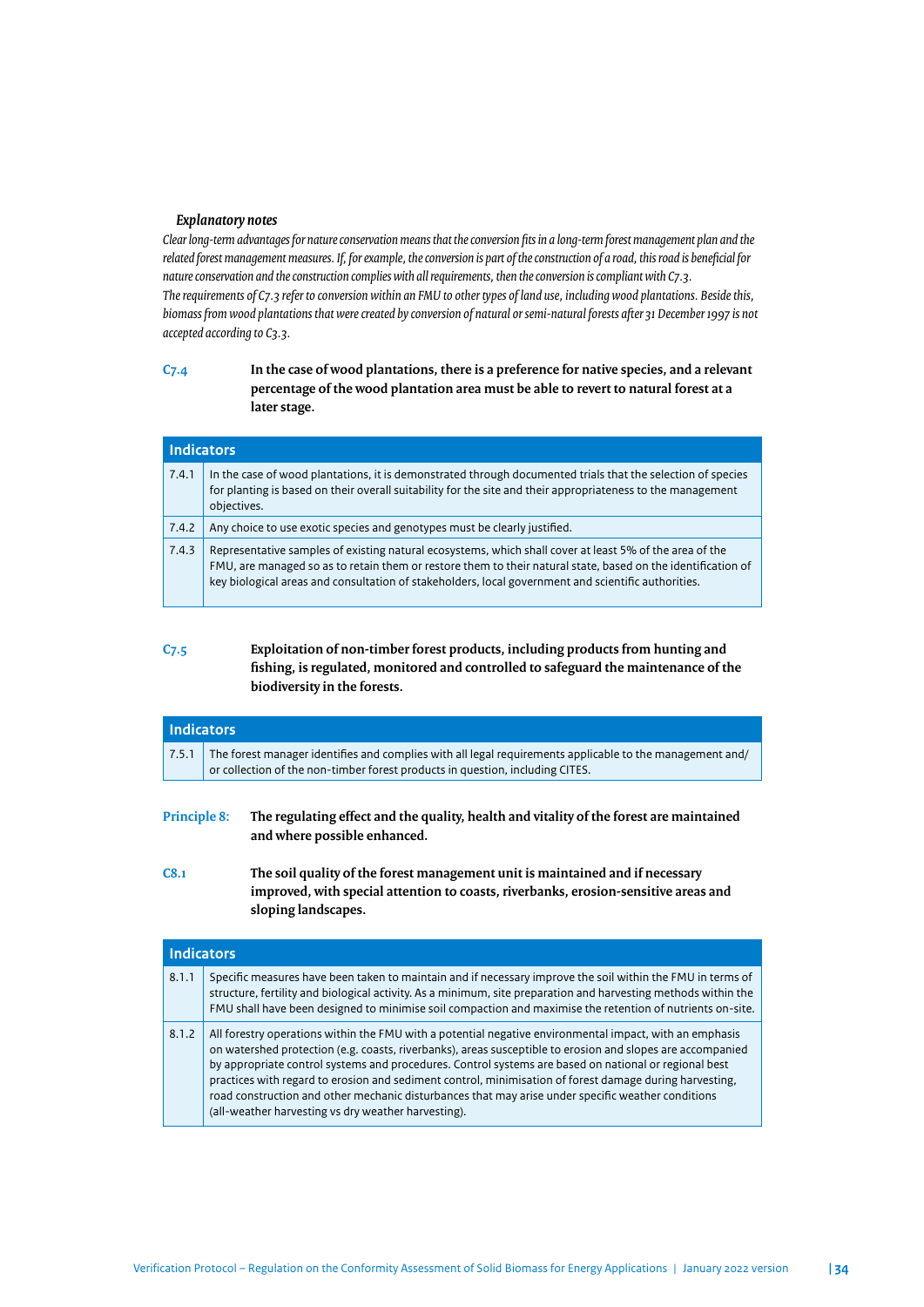***Explanatory notes***

*Clear long-term advantages for nature conservation means that the conversion fits in a long-term forest management plan and the related forest management measures. If, for example, the conversion is part of the construction of a road, this road is beneficial for nature conservation and the construction complies with all requirements, then the conversion is compliant with C7.3.*
*The requirements of C7.3 refer to conversion within an FMU to other types of land use, including wood plantations. Beside this, biomass from wood plantations that were created by conversion of natural or semi-natural forests after 31 December 1997 is not accepted according to C3.3.*

**C7.4** **In the case of wood plantations, there is a preference for native species, and a relevant percentage of the wood plantation area must be able to revert to natural forest at a later stage.**

| Indicators | |
|---|---|
| 7.4.1 | In the case of wood plantations, it is demonstrated through documented trials that the selection of species for planting is based on their overall suitability for the site and their appropriateness to the management objectives. |
| 7.4.2 | Any choice to use exotic species and genotypes must be clearly justified. |
| 7.4.3 | Representative samples of existing natural ecosystems, which shall cover at least 5% of the area of the FMU, are managed so as to retain them or restore them to their natural state, based on the identification of key biological areas and consultation of stakeholders, local government and scientific authorities. |

**C7.5** **Exploitation of non-timber forest products, including products from hunting and fishing, is regulated, monitored and controlled to safeguard the maintenance of the biodiversity in the forests.**

| Indicators | |
|---|---|
| 7.5.1 | The forest manager identifies and complies with all legal requirements applicable to the management and/or collection of the non-timber forest products in question, including CITES. |

**Principle 8:** **The regulating effect and the quality, health and vitality of the forest are maintained and where possible enhanced.**

**C8.1** **The soil quality of the forest management unit is maintained and if necessary improved, with special attention to coasts, riverbanks, erosion-sensitive areas and sloping landscapes.**

| Indicators | |
|---|---|
| 8.1.1 | Specific measures have been taken to maintain and if necessary improve the soil within the FMU in terms of structure, fertility and biological activity. As a minimum, site preparation and harvesting methods within the FMU shall have been designed to minimise soil compaction and maximise the retention of nutrients on-site. |
| 8.1.2 | All forestry operations within the FMU with a potential negative environmental impact, with an emphasis on watershed protection (e.g. coasts, riverbanks), areas susceptible to erosion and slopes are accompanied by appropriate control systems and procedures. Control systems are based on national or regional best practices with regard to erosion and sediment control, minimisation of forest damage during harvesting, road construction and other mechanic disturbances that may arise under specific weather conditions (all-weather harvesting vs dry weather harvesting). |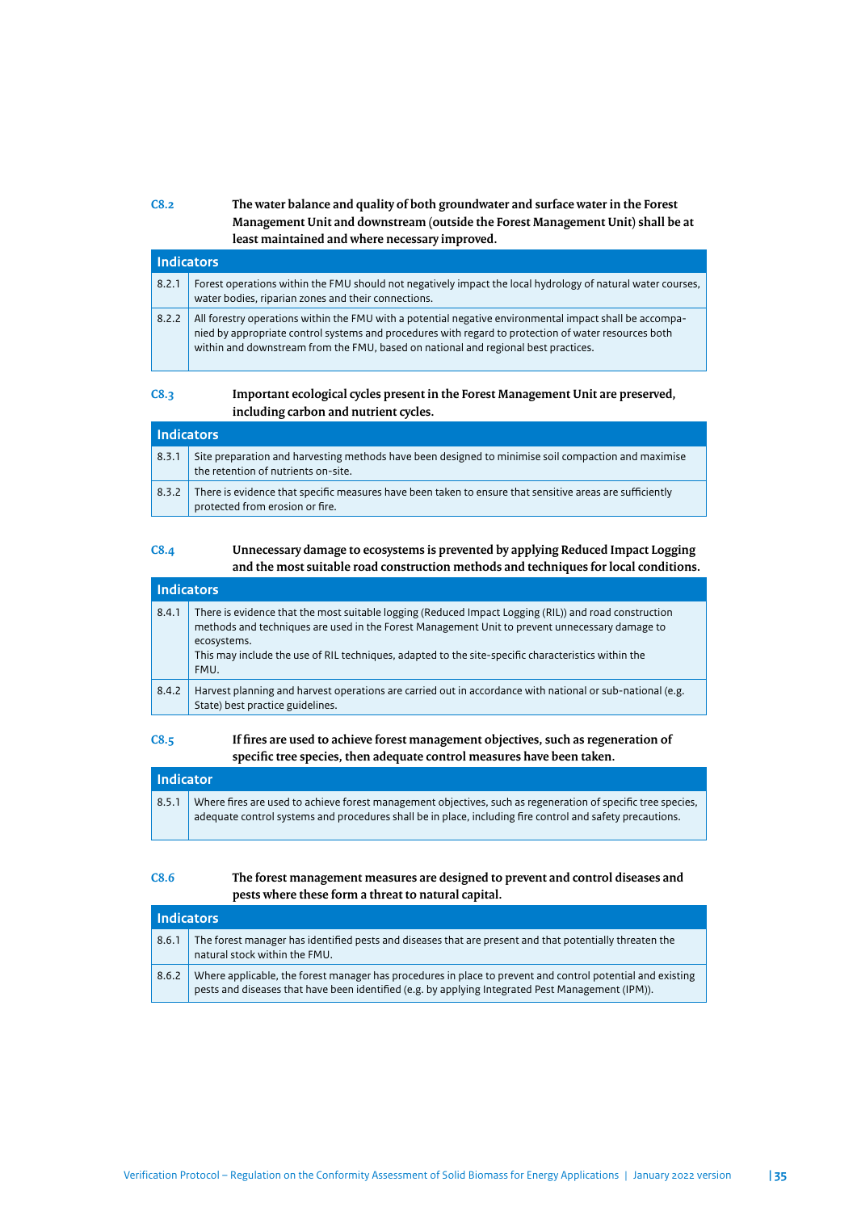**C8.2** **The water balance and quality of both groundwater and surface water in the Forest Management Unit and downstream (outside the Forest Management Unit) shall be at least maintained and where necessary improved.**

| Indicators | |
|---|---|
| 8.2.1 | Forest operations within the FMU should not negatively impact the local hydrology of natural water courses, water bodies, riparian zones and their connections. |
| 8.2.2 | All forestry operations within the FMU with a potential negative environmental impact shall be accompanied by appropriate control systems and procedures with regard to protection of water resources both within and downstream from the FMU, based on national and regional best practices. |

**C8.3** **Important ecological cycles present in the Forest Management Unit are preserved, including carbon and nutrient cycles.**

| Indicators | |
|---|---|
| 8.3.1 | Site preparation and harvesting methods have been designed to minimise soil compaction and maximise the retention of nutrients on-site. |
| 8.3.2 | There is evidence that specific measures have been taken to ensure that sensitive areas are sufficiently protected from erosion or fire. |

**C8.4** **Unnecessary damage to ecosystems is prevented by applying Reduced Impact Logging and the most suitable road construction methods and techniques for local conditions.**

| Indicators | |
|---|---|
| 8.4.1 | There is evidence that the most suitable logging (Reduced Impact Logging (RIL)) and road construction methods and techniques are used in the Forest Management Unit to prevent unnecessary damage to ecosystems.<br>This may include the use of RIL techniques, adapted to the site-specific characteristics within the FMU. |
| 8.4.2 | Harvest planning and harvest operations are carried out in accordance with national or sub-national (e.g. State) best practice guidelines. |

**C8.5** **If fires are used to achieve forest management objectives, such as regeneration of specific tree species, then adequate control measures have been taken.**

| Indicator | |
|---|---|
| 8.5.1 | Where fires are used to achieve forest management objectives, such as regeneration of specific tree species, adequate control systems and procedures shall be in place, including fire control and safety precautions. |

**C8.6** **The forest management measures are designed to prevent and control diseases and pests where these form a threat to natural capital.**

| Indicators | |
|---|---|
| 8.6.1 | The forest manager has identified pests and diseases that are present and that potentially threaten the natural stock within the FMU. |
| 8.6.2 | Where applicable, the forest manager has procedures in place to prevent and control potential and existing pests and diseases that have been identified (e.g. by applying Integrated Pest Management (IPM)). |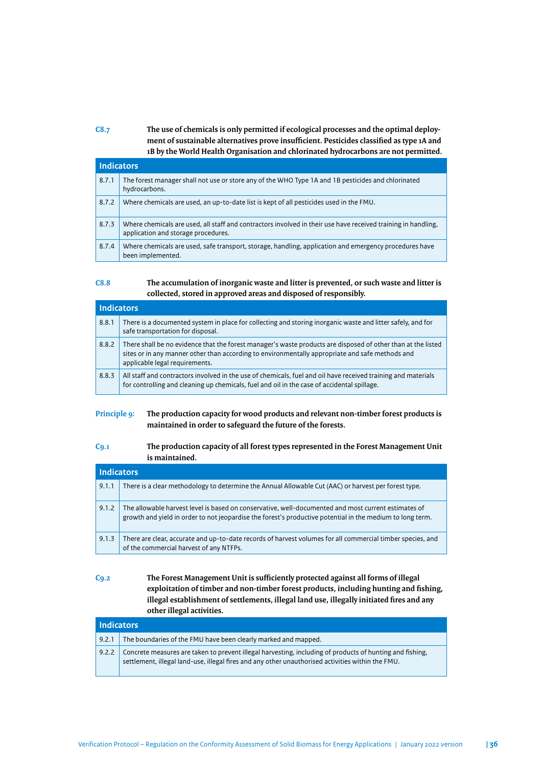**C8.7** **The use of chemicals is only permitted if ecological processes and the optimal deployment of sustainable alternatives prove insufficient. Pesticides classified as type 1A and 1B by the World Health Organisation and chlorinated hydrocarbons are not permitted.**

| Indicators | |
|---|---|
| 8.7.1 | The forest manager shall not use or store any of the WHO Type 1A and 1B pesticides and chlorinated hydrocarbons. |
| 8.7.2 | Where chemicals are used, an up-to-date list is kept of all pesticides used in the FMU. |
| 8.7.3 | Where chemicals are used, all staff and contractors involved in their use have received training in handling, application and storage procedures. |
| 8.7.4 | Where chemicals are used, safe transport, storage, handling, application and emergency procedures have been implemented. |

**C8.8** **The accumulation of inorganic waste and litter is prevented, or such waste and litter is collected, stored in approved areas and disposed of responsibly.**

| Indicators | |
|---|---|
| 8.8.1 | There is a documented system in place for collecting and storing inorganic waste and litter safely, and for safe transportation for disposal. |
| 8.8.2 | There shall be no evidence that the forest manager's waste products are disposed of other than at the listed sites or in any manner other than according to environmentally appropriate and safe methods and applicable legal requirements. |
| 8.8.3 | All staff and contractors involved in the use of chemicals, fuel and oil have received training and materials for controlling and cleaning up chemicals, fuel and oil in the case of accidental spillage. |

**Principle 9:** **The production capacity for wood products and relevant non-timber forest products is maintained in order to safeguard the future of the forests.**

**C9.1** **The production capacity of all forest types represented in the Forest Management Unit is maintained.**

| Indicators | |
|---|---|
| 9.1.1 | There is a clear methodology to determine the Annual Allowable Cut (AAC) or harvest per forest type. |
| 9.1.2 | The allowable harvest level is based on conservative, well-documented and most current estimates of growth and yield in order to not jeopardise the forest's productive potential in the medium to long term. |
| 9.1.3 | There are clear, accurate and up-to-date records of harvest volumes for all commercial timber species, and of the commercial harvest of any NTFPs. |

**C9.2** **The Forest Management Unit is sufficiently protected against all forms of illegal exploitation of timber and non-timber forest products, including hunting and fishing, illegal establishment of settlements, illegal land use, illegally initiated fires and any other illegal activities.**

| Indicators | |
|---|---|
| 9.2.1 | The boundaries of the FMU have been clearly marked and mapped. |
| 9.2.2 | Concrete measures are taken to prevent illegal harvesting, including of products of hunting and fishing, settlement, illegal land-use, illegal fires and any other unauthorised activities within the FMU. |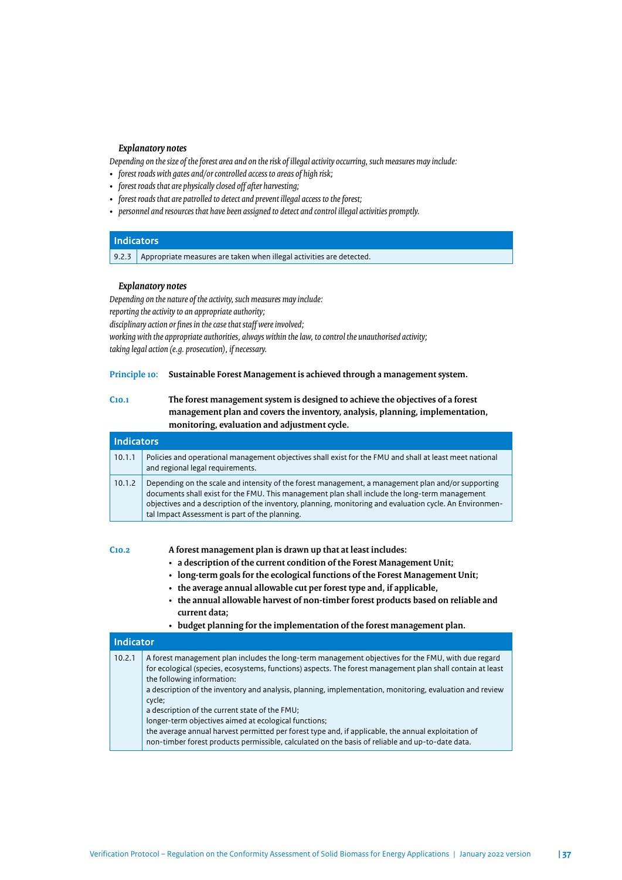***Explanatory notes***

*Depending on the size of the forest area and on the risk of illegal activity occurring, such measures may include:*

- *forest roads with gates and/or controlled access to areas of high risk;*
- *forest roads that are physically closed off after harvesting;*
- *forest roads that are patrolled to detect and prevent illegal access to the forest;*
- *personnel and resources that have been assigned to detect and control illegal activities promptly.*

| Indicators | |
|---|---|
| 9.2.3 | Appropriate measures are taken when illegal activities are detected. |

***Explanatory notes***

*Depending on the nature of the activity, such measures may include:*
*reporting the activity to an appropriate authority;*
*disciplinary action or fines in the case that staff were involved;*
*working with the appropriate authorities, always within the law, to control the unauthorised activity;*
*taking legal action (e.g. prosecution), if necessary.*

**Principle 10: Sustainable Forest Management is achieved through a management system.**

**C10.1 The forest management system is designed to achieve the objectives of a forest management plan and covers the inventory, analysis, planning, implementation, monitoring, evaluation and adjustment cycle.**

| Indicators | |
|---|---|
| 10.1.1 | Policies and operational management objectives shall exist for the FMU and shall at least meet national and regional legal requirements. |
| 10.1.2 | Depending on the scale and intensity of the forest management, a management plan and/or supporting documents shall exist for the FMU. This management plan shall include the long-term management objectives and a description of the inventory, planning, monitoring and evaluation cycle. An Environmental Impact Assessment is part of the planning. |

**C10.2 A forest management plan is drawn up that at least includes:**

- **a description of the current condition of the Forest Management Unit;**
- **long-term goals for the ecological functions of the Forest Management Unit;**
- **the average annual allowable cut per forest type and, if applicable,**
- **the annual allowable harvest of non-timber forest products based on reliable and current data;**
- **budget planning for the implementation of the forest management plan.**

| Indicator | |
|---|---|
| 10.2.1 | A forest management plan includes the long-term management objectives for the FMU, with due regard for ecological (species, ecosystems, functions) aspects. The forest management plan shall contain at least the following information:<br>a description of the inventory and analysis, planning, implementation, monitoring, evaluation and review cycle;<br>a description of the current state of the FMU;<br>longer-term objectives aimed at ecological functions;<br>the average annual harvest permitted per forest type and, if applicable, the annual exploitation of non-timber forest products permissible, calculated on the basis of reliable and up-to-date data. |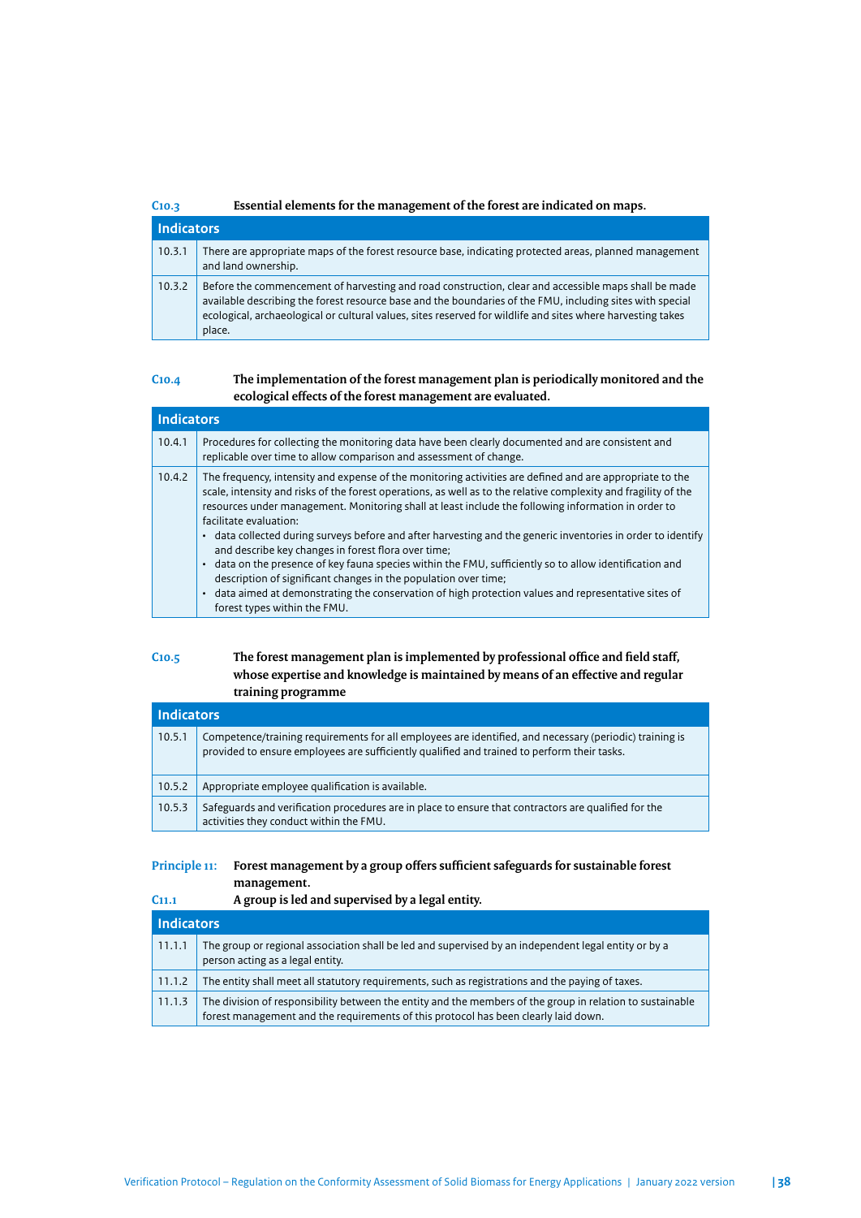**C10.3** **Essential elements for the management of the forest are indicated on maps.**

| Indicators | |
|---|---|
| 10.3.1 | There are appropriate maps of the forest resource base, indicating protected areas, planned management and land ownership. |
| 10.3.2 | Before the commencement of harvesting and road construction, clear and accessible maps shall be made available describing the forest resource base and the boundaries of the FMU, including sites with special ecological, archaeological or cultural values, sites reserved for wildlife and sites where harvesting takes place. |

**C10.4** **The implementation of the forest management plan is periodically monitored and the ecological effects of the forest management are evaluated.**

| Indicators | |
|---|---|
| 10.4.1 | Procedures for collecting the monitoring data have been clearly documented and are consistent and replicable over time to allow comparison and assessment of change. |
| 10.4.2 | The frequency, intensity and expense of the monitoring activities are defined and are appropriate to the scale, intensity and risks of the forest operations, as well as to the relative complexity and fragility of the resources under management. Monitoring shall at least include the following information in order to facilitate evaluation:<br>• data collected during surveys before and after harvesting and the generic inventories in order to identify and describe key changes in forest flora over time;<br>• data on the presence of key fauna species within the FMU, sufficiently so to allow identification and description of significant changes in the population over time;<br>• data aimed at demonstrating the conservation of high protection values and representative sites of forest types within the FMU. |

**C10.5** **The forest management plan is implemented by professional office and field staff, whose expertise and knowledge is maintained by means of an effective and regular training programme**

| Indicators | |
|---|---|
| 10.5.1 | Competence/training requirements for all employees are identified, and necessary (periodic) training is provided to ensure employees are sufficiently qualified and trained to perform their tasks. |
| 10.5.2 | Appropriate employee qualification is available. |
| 10.5.3 | Safeguards and verification procedures are in place to ensure that contractors are qualified for the activities they conduct within the FMU. |

**Principle 11:** **Forest management by a group offers sufficient safeguards for sustainable forest management.**

**C11.1** **A group is led and supervised by a legal entity.**

| Indicators | |
|---|---|
| 11.1.1 | The group or regional association shall be led and supervised by an independent legal entity or by a person acting as a legal entity. |
| 11.1.2 | The entity shall meet all statutory requirements, such as registrations and the paying of taxes. |
| 11.1.3 | The division of responsibility between the entity and the members of the group in relation to sustainable forest management and the requirements of this protocol has been clearly laid down. |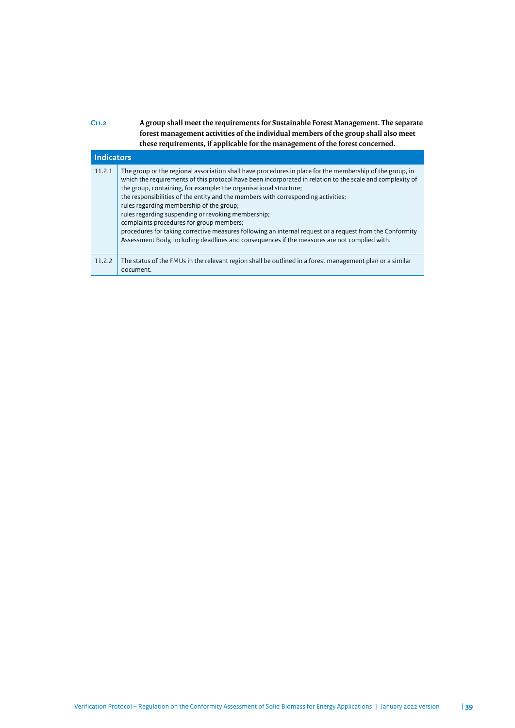**C11.2** **A group shall meet the requirements for Sustainable Forest Management. The separate forest management activities of the individual members of the group shall also meet these requirements, if applicable for the management of the forest concerned.**

| Indicators | |
|---|---|
| 11.2.1 | The group or the regional association shall have procedures in place for the membership of the group, in which the requirements of this protocol have been incorporated in relation to the scale and complexity of the group, containing, for example: the organisational structure;<br>the responsibilities of the entity and the members with corresponding activities;<br>rules regarding membership of the group;<br>rules regarding suspending or revoking membership;<br>complaints procedures for group members;<br>procedures for taking corrective measures following an internal request or a request from the Conformity Assessment Body, including deadlines and consequences if the measures are not complied with. |
| 11.2.2 | The status of the FMUs in the relevant region shall be outlined in a forest management plan or a similar document. |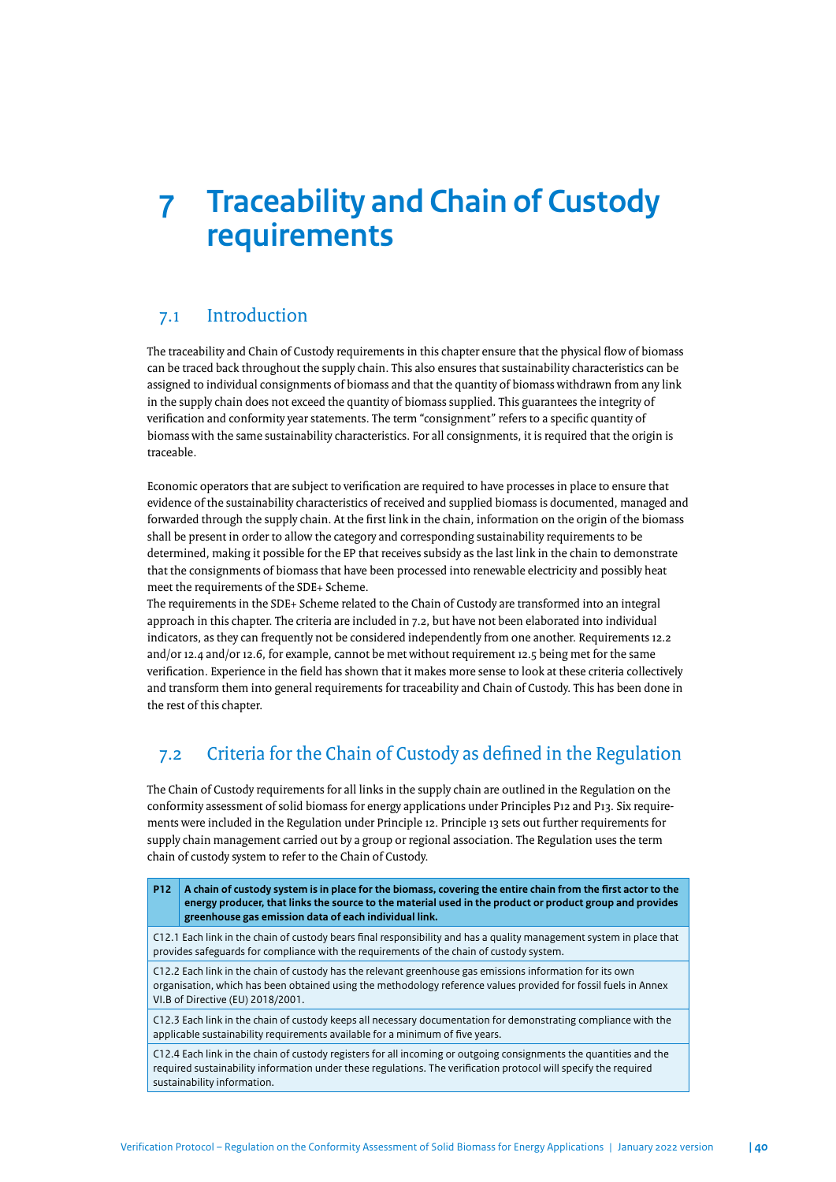# 7 Traceability and Chain of Custody requirements

## 7.1 Introduction

The traceability and Chain of Custody requirements in this chapter ensure that the physical flow of biomass can be traced back throughout the supply chain. This also ensures that sustainability characteristics can be assigned to individual consignments of biomass and that the quantity of biomass withdrawn from any link in the supply chain does not exceed the quantity of biomass supplied. This guarantees the integrity of verification and conformity year statements. The term "consignment" refers to a specific quantity of biomass with the same sustainability characteristics. For all consignments, it is required that the origin is traceable.

Economic operators that are subject to verification are required to have processes in place to ensure that evidence of the sustainability characteristics of received and supplied biomass is documented, managed and forwarded through the supply chain. At the first link in the chain, information on the origin of the biomass shall be present in order to allow the category and corresponding sustainability requirements to be determined, making it possible for the EP that receives subsidy as the last link in the chain to demonstrate that the consignments of biomass that have been processed into renewable electricity and possibly heat meet the requirements of the SDE+ Scheme.

The requirements in the SDE+ Scheme related to the Chain of Custody are transformed into an integral approach in this chapter. The criteria are included in 7.2, but have not been elaborated into individual indicators, as they can frequently not be considered independently from one another. Requirements 12.2 and/or 12.4 and/or 12.6, for example, cannot be met without requirement 12.5 being met for the same verification. Experience in the field has shown that it makes more sense to look at these criteria collectively and transform them into general requirements for traceability and Chain of Custody. This has been done in the rest of this chapter.

## 7.2 Criteria for the Chain of Custody as defined in the Regulation

The Chain of Custody requirements for all links in the supply chain are outlined in the Regulation on the conformity assessment of solid biomass for energy applications under Principles P12 and P13. Six requirements were included in the Regulation under Principle 12. Principle 13 sets out further requirements for supply chain management carried out by a group or regional association. The Regulation uses the term chain of custody system to refer to the Chain of Custody.

| P12 | A chain of custody system is in place for the biomass, covering the entire chain from the first actor to the energy producer, that links the source to the material used in the product or product group and provides greenhouse gas emission data of each individual link. |
|---|---|
| C12.1 Each link in the chain of custody bears final responsibility and has a quality management system in place that provides safeguards for compliance with the requirements of the chain of custody system. | |
| C12.2 Each link in the chain of custody has the relevant greenhouse gas emissions information for its own organisation, which has been obtained using the methodology reference values provided for fossil fuels in Annex VI.B of Directive (EU) 2018/2001. | |
| C12.3 Each link in the chain of custody keeps all necessary documentation for demonstrating compliance with the applicable sustainability requirements available for a minimum of five years. | |
| C12.4 Each link in the chain of custody registers for all incoming or outgoing consignments the quantities and the required sustainability information under these regulations. The verification protocol will specify the required sustainability information. | |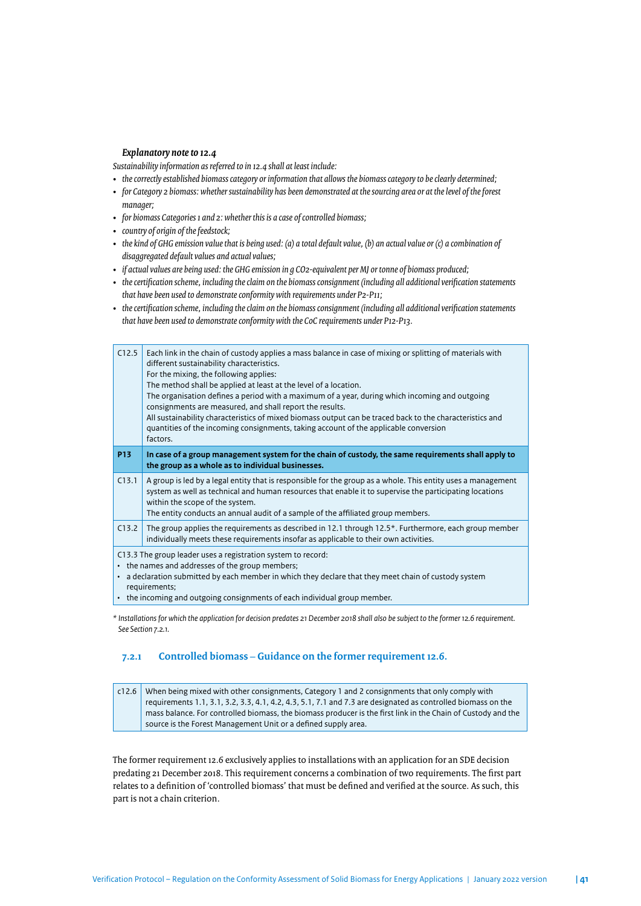***Explanatory note to 12.4***

*Sustainability information as referred to in 12.4 shall at least include:*

- *the correctly established biomass category or information that allows the biomass category to be clearly determined;*
- *for Category 2 biomass: whether sustainability has been demonstrated at the sourcing area or at the level of the forest manager;*
- *for biomass Categories 1 and 2: whether this is a case of controlled biomass;*
- *country of origin of the feedstock;*
- *the kind of GHG emission value that is being used: (a) a total default value, (b) an actual value or (c) a combination of disaggregated default values and actual values;*
- *if actual values are being used: the GHG emission in g $CO_2$-equivalent per MJ or tonne of biomass produced;*
- *the certification scheme, including the claim on the biomass consignment (including all additional verification statements that have been used to demonstrate conformity with requirements under P2-P11;*
- *the certification scheme, including the claim on the biomass consignment (including all additional verification statements that have been used to demonstrate conformity with the CoC requirements under P12-P13.*

| | |
|---|---|
| C12.5 | Each link in the chain of custody applies a mass balance in case of mixing or splitting of materials with different sustainability characteristics.<br>For the mixing, the following applies:<br>The method shall be applied at least at the level of a location.<br>The organisation defines a period with a maximum of a year, during which incoming and outgoing consignments are measured, and shall report the results.<br>All sustainability characteristics of mixed biomass output can be traced back to the characteristics and quantities of the incoming consignments, taking account of the applicable conversion factors. |
| **P13** | **In case of a group management system for the chain of custody, the same requirements shall apply to the group as a whole as to individual businesses.** |
| C13.1 | A group is led by a legal entity that is responsible for the group as a whole. This entity uses a management system as well as technical and human resources that enable it to supervise the participating locations within the scope of the system.<br>The entity conducts an annual audit of a sample of the affiliated group members. |
| C13.2 | The group applies the requirements as described in 12.1 through 12.5*. Furthermore, each group member individually meets these requirements insofar as applicable to their own activities. |
| C13.3 The group leader uses a registration system to record:<br>• the names and addresses of the group members;<br>• a declaration submitted by each member in which they declare that they meet chain of custody system requirements;<br>• the incoming and outgoing consignments of each individual group member. | |

*\* Installations for which the application for decision predates 21 December 2018 shall also be subject to the former 12.6 requirement. See Section 7.2.1.*

### 7.2.1 Controlled biomass – Guidance on the former requirement 12.6.

| | |
|---|---|
| c12.6 | When being mixed with other consignments, Category 1 and 2 consignments that only comply with requirements 1.1, 3.1, 3.2, 3.3, 4.1, 4.2, 4.3, 5.1, 7.1 and 7.3 are designated as controlled biomass on the mass balance. For controlled biomass, the biomass producer is the first link in the Chain of Custody and the source is the Forest Management Unit or a defined supply area. |

The former requirement 12.6 exclusively applies to installations with an application for an SDE decision predating 21 December 2018. This requirement concerns a combination of two requirements. The first part relates to a definition of 'controlled biomass' that must be defined and verified at the source. As such, this part is not a chain criterion.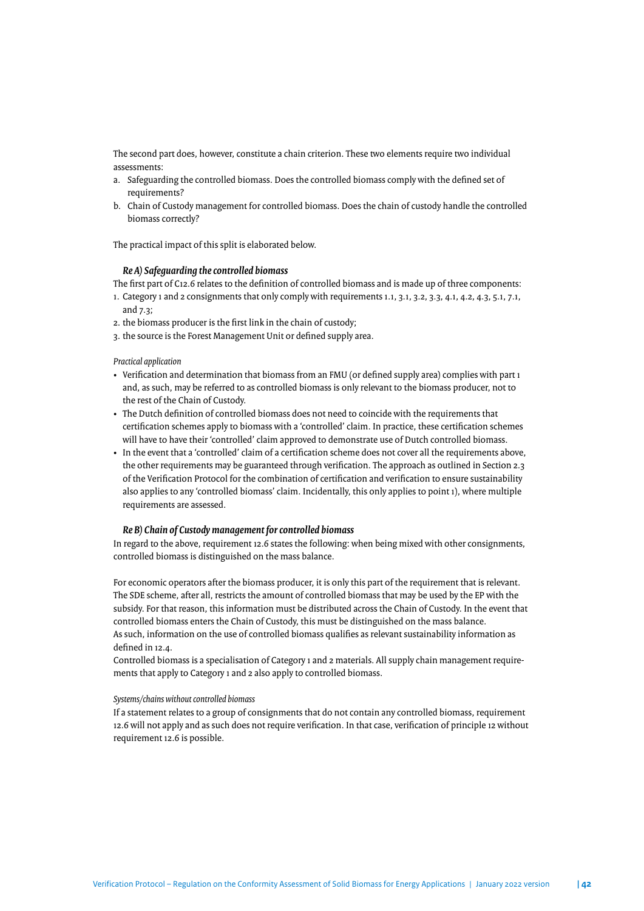The second part does, however, constitute a chain criterion. These two elements require two individual assessments:

a. Safeguarding the controlled biomass. Does the controlled biomass comply with the defined set of requirements?
b. Chain of Custody management for controlled biomass. Does the chain of custody handle the controlled biomass correctly?

The practical impact of this split is elaborated below.

### *Re A) Safeguarding the controlled biomass*

The first part of C12.6 relates to the definition of controlled biomass and is made up of three components:

1. Category 1 and 2 consignments that only comply with requirements 1.1, 3.1, 3.2, 3.3, 4.1, 4.2, 4.3, 5.1, 7.1, and 7.3;
2. the biomass producer is the first link in the chain of custody;
3. the source is the Forest Management Unit or defined supply area.

*Practical application*

- Verification and determination that biomass from an FMU (or defined supply area) complies with part 1 and, as such, may be referred to as controlled biomass is only relevant to the biomass producer, not to the rest of the Chain of Custody.
- The Dutch definition of controlled biomass does not need to coincide with the requirements that certification schemes apply to biomass with a 'controlled' claim. In practice, these certification schemes will have to have their 'controlled' claim approved to demonstrate use of Dutch controlled biomass.
- In the event that a 'controlled' claim of a certification scheme does not cover all the requirements above, the other requirements may be guaranteed through verification. The approach as outlined in Section 2.3 of the Verification Protocol for the combination of certification and verification to ensure sustainability also applies to any 'controlled biomass' claim. Incidentally, this only applies to point 1), where multiple requirements are assessed.

### *Re B) Chain of Custody management for controlled biomass*

In regard to the above, requirement 12.6 states the following: when being mixed with other consignments, controlled biomass is distinguished on the mass balance.

For economic operators after the biomass producer, it is only this part of the requirement that is relevant. The SDE scheme, after all, restricts the amount of controlled biomass that may be used by the EP with the subsidy. For that reason, this information must be distributed across the Chain of Custody. In the event that controlled biomass enters the Chain of Custody, this must be distinguished on the mass balance.
As such, information on the use of controlled biomass qualifies as relevant sustainability information as defined in 12.4.
Controlled biomass is a specialisation of Category 1 and 2 materials. All supply chain management requirements that apply to Category 1 and 2 also apply to controlled biomass.

*Systems/chains without controlled biomass*

If a statement relates to a group of consignments that do not contain any controlled biomass, requirement 12.6 will not apply and as such does not require verification. In that case, verification of principle 12 without requirement 12.6 is possible.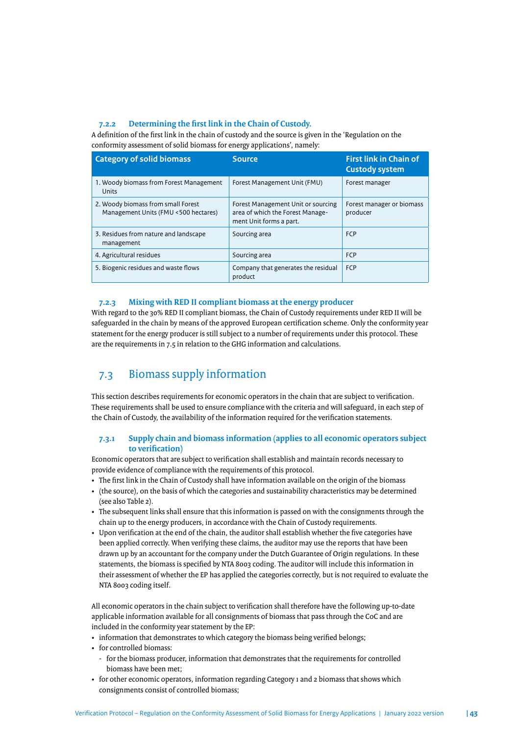### 7.2.2 Determining the first link in the Chain of Custody.

A definition of the first link in the chain of custody and the source is given in the 'Regulation on the conformity assessment of solid biomass for energy applications', namely:

| Category of solid biomass | Source | First link in Chain of Custody system |
|---|---|---|
| 1. Woody biomass from Forest Management Units | Forest Management Unit (FMU) | Forest manager |
| 2. Woody biomass from small Forest Management Units (FMU <500 hectares) | Forest Management Unit or sourcing area of which the Forest Management Unit forms a part. | Forest manager or biomass producer |
| 3. Residues from nature and landscape management | Sourcing area | FCP |
| 4. Agricultural residues | Sourcing area | FCP |
| 5. Biogenic residues and waste flows | Company that generates the residual product | FCP |

### 7.2.3 Mixing with RED II compliant biomass at the energy producer

With regard to the 30% RED II compliant biomass, the Chain of Custody requirements under RED II will be safeguarded in the chain by means of the approved European certification scheme. Only the conformity year statement for the energy producer is still subject to a number of requirements under this protocol. These are the requirements in 7.5 in relation to the GHG information and calculations.

## 7.3 Biomass supply information

This section describes requirements for economic operators in the chain that are subject to verification. These requirements shall be used to ensure compliance with the criteria and will safeguard, in each step of the Chain of Custody, the availability of the information required for the verification statements.

### 7.3.1 Supply chain and biomass information (applies to all economic operators subject to verification)

Economic operators that are subject to verification shall establish and maintain records necessary to provide evidence of compliance with the requirements of this protocol.

- The first link in the Chain of Custody shall have information available on the origin of the biomass
- (the source), on the basis of which the categories and sustainability characteristics may be determined (see also Table 2).
- The subsequent links shall ensure that this information is passed on with the consignments through the chain up to the energy producers, in accordance with the Chain of Custody requirements.
- Upon verification at the end of the chain, the auditor shall establish whether the five categories have been applied correctly. When verifying these claims, the auditor may use the reports that have been drawn up by an accountant for the company under the Dutch Guarantee of Origin regulations. In these statements, the biomass is specified by NTA 8003 coding. The auditor will include this information in their assessment of whether the EP has applied the categories correctly, but is not required to evaluate the NTA 8003 coding itself.

All economic operators in the chain subject to verification shall therefore have the following up-to-date applicable information available for all consignments of biomass that pass through the CoC and are included in the conformity year statement by the EP:

- information that demonstrates to which category the biomass being verified belongs;
- for controlled biomass:
  - for the biomass producer, information that demonstrates that the requirements for controlled biomass have been met;
- for other economic operators, information regarding Category 1 and 2 biomass that shows which consignments consist of controlled biomass;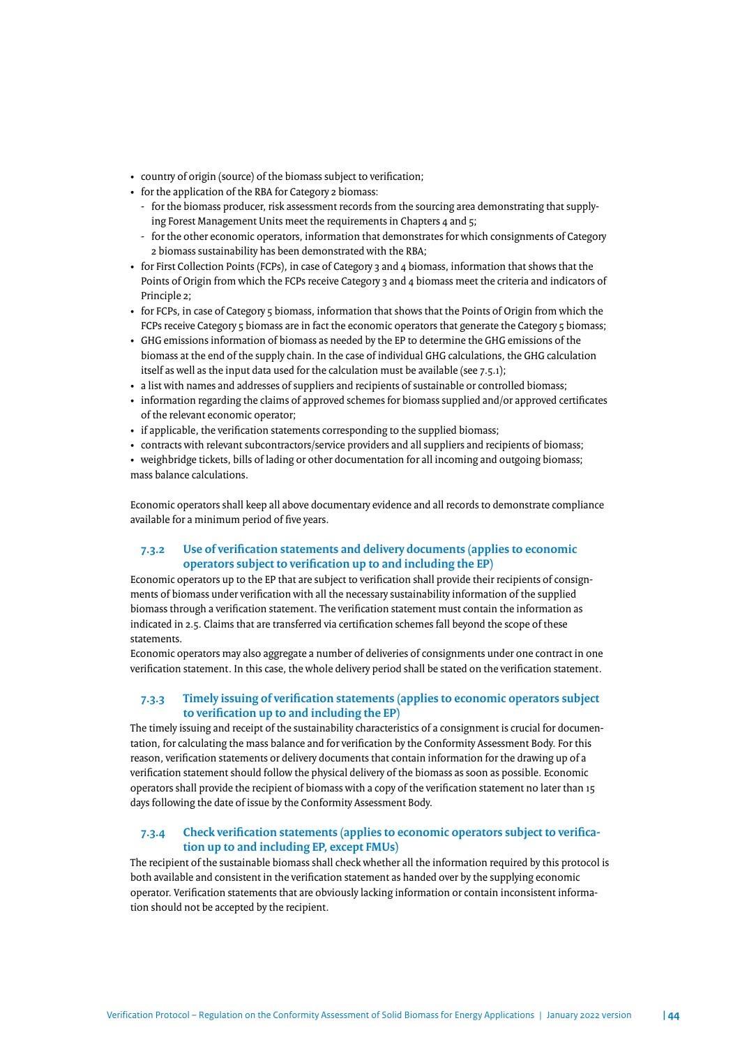- country of origin (source) of the biomass subject to verification;
- for the application of the RBA for Category 2 biomass:
  - for the biomass producer, risk assessment records from the sourcing area demonstrating that supplying Forest Management Units meet the requirements in Chapters 4 and 5;
  - for the other economic operators, information that demonstrates for which consignments of Category 2 biomass sustainability has been demonstrated with the RBA;
- for First Collection Points (FCPs), in case of Category 3 and 4 biomass, information that shows that the Points of Origin from which the FCPs receive Category 3 and 4 biomass meet the criteria and indicators of Principle 2;
- for FCPs, in case of Category 5 biomass, information that shows that the Points of Origin from which the FCPs receive Category 5 biomass are in fact the economic operators that generate the Category 5 biomass;
- GHG emissions information of biomass as needed by the EP to determine the GHG emissions of the biomass at the end of the supply chain. In the case of individual GHG calculations, the GHG calculation itself as well as the input data used for the calculation must be available (see 7.5.1);
- a list with names and addresses of suppliers and recipients of sustainable or controlled biomass;
- information regarding the claims of approved schemes for biomass supplied and/or approved certificates of the relevant economic operator;
- if applicable, the verification statements corresponding to the supplied biomass;
- contracts with relevant subcontractors/service providers and all suppliers and recipients of biomass;
- weighbridge tickets, bills of lading or other documentation for all incoming and outgoing biomass; mass balance calculations.

Economic operators shall keep all above documentary evidence and all records to demonstrate compliance available for a minimum period of five years.

### 7.3.2 Use of verification statements and delivery documents (applies to economic operators subject to verification up to and including the EP)

Economic operators up to the EP that are subject to verification shall provide their recipients of consignments of biomass under verification with all the necessary sustainability information of the supplied biomass through a verification statement. The verification statement must contain the information as indicated in 2.5. Claims that are transferred via certification schemes fall beyond the scope of these statements.

Economic operators may also aggregate a number of deliveries of consignments under one contract in one verification statement. In this case, the whole delivery period shall be stated on the verification statement.

### 7.3.3 Timely issuing of verification statements (applies to economic operators subject to verification up to and including the EP)

The timely issuing and receipt of the sustainability characteristics of a consignment is crucial for documentation, for calculating the mass balance and for verification by the Conformity Assessment Body. For this reason, verification statements or delivery documents that contain information for the drawing up of a verification statement should follow the physical delivery of the biomass as soon as possible. Economic operators shall provide the recipient of biomass with a copy of the verification statement no later than 15 days following the date of issue by the Conformity Assessment Body.

### 7.3.4 Check verification statements (applies to economic operators subject to verification up to and including EP, except FMUs)

The recipient of the sustainable biomass shall check whether all the information required by this protocol is both available and consistent in the verification statement as handed over by the supplying economic operator. Verification statements that are obviously lacking information or contain inconsistent information should not be accepted by the recipient.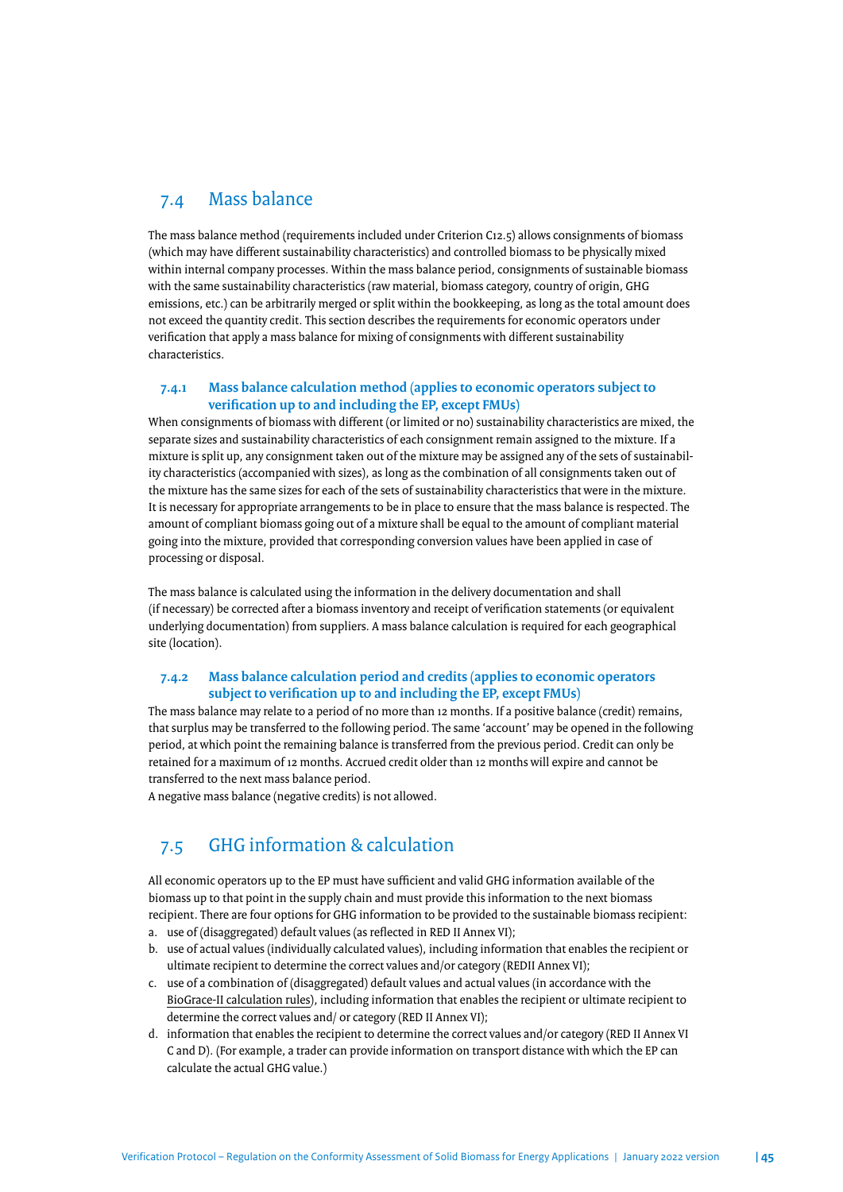## 7.4 Mass balance

The mass balance method (requirements included under Criterion C12.5) allows consignments of biomass (which may have different sustainability characteristics) and controlled biomass to be physically mixed within internal company processes. Within the mass balance period, consignments of sustainable biomass with the same sustainability characteristics (raw material, biomass category, country of origin, GHG emissions, etc.) can be arbitrarily merged or split within the bookkeeping, as long as the total amount does not exceed the quantity credit. This section describes the requirements for economic operators under verification that apply a mass balance for mixing of consignments with different sustainability characteristics.

### 7.4.1 Mass balance calculation method (applies to economic operators subject to verification up to and including the EP, except FMUs)

When consignments of biomass with different (or limited or no) sustainability characteristics are mixed, the separate sizes and sustainability characteristics of each consignment remain assigned to the mixture. If a mixture is split up, any consignment taken out of the mixture may be assigned any of the sets of sustainability characteristics (accompanied with sizes), as long as the combination of all consignments taken out of the mixture has the same sizes for each of the sets of sustainability characteristics that were in the mixture. It is necessary for appropriate arrangements to be in place to ensure that the mass balance is respected. The amount of compliant biomass going out of a mixture shall be equal to the amount of compliant material going into the mixture, provided that corresponding conversion values have been applied in case of processing or disposal.

The mass balance is calculated using the information in the delivery documentation and shall (if necessary) be corrected after a biomass inventory and receipt of verification statements (or equivalent underlying documentation) from suppliers. A mass balance calculation is required for each geographical site (location).

### 7.4.2 Mass balance calculation period and credits (applies to economic operators subject to verification up to and including the EP, except FMUs)

The mass balance may relate to a period of no more than 12 months. If a positive balance (credit) remains, that surplus may be transferred to the following period. The same 'account' may be opened in the following period, at which point the remaining balance is transferred from the previous period. Credit can only be retained for a maximum of 12 months. Accrued credit older than 12 months will expire and cannot be transferred to the next mass balance period.
A negative mass balance (negative credits) is not allowed.

## 7.5 GHG information & calculation

All economic operators up to the EP must have sufficient and valid GHG information available of the biomass up to that point in the supply chain and must provide this information to the next biomass recipient. There are four options for GHG information to be provided to the sustainable biomass recipient:

a. use of (disaggregated) default values (as reflected in RED II Annex VI);
b. use of actual values (individually calculated values), including information that enables the recipient or ultimate recipient to determine the correct values and/or category (REDII Annex VI);
c. use of a combination of (disaggregated) default values and actual values (in accordance with the BioGrace-II calculation rules), including information that enables the recipient or ultimate recipient to determine the correct values and/ or category (RED II Annex VI);
d. information that enables the recipient to determine the correct values and/or category (RED II Annex VI C and D). (For example, a trader can provide information on transport distance with which the EP can calculate the actual GHG value.)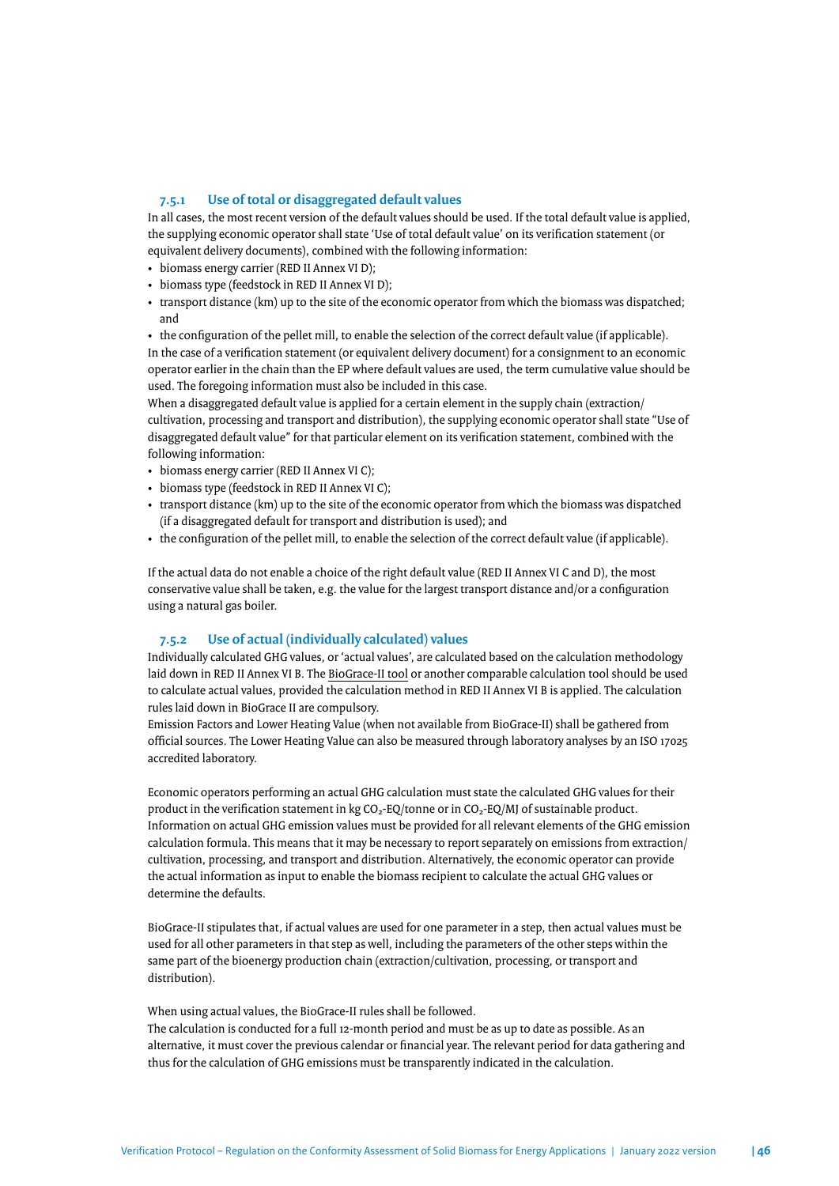### 7.5.1 Use of total or disaggregated default values

In all cases, the most recent version of the default values should be used. If the total default value is applied, the supplying economic operator shall state 'Use of total default value' on its verification statement (or equivalent delivery documents), combined with the following information:

- biomass energy carrier (RED II Annex VI D);
- biomass type (feedstock in RED II Annex VI D);
- transport distance (km) up to the site of the economic operator from which the biomass was dispatched; and
- the configuration of the pellet mill, to enable the selection of the correct default value (if applicable).

In the case of a verification statement (or equivalent delivery document) for a consignment to an economic operator earlier in the chain than the EP where default values are used, the term cumulative value should be used. The foregoing information must also be included in this case.

When a disaggregated default value is applied for a certain element in the supply chain (extraction/cultivation, processing and transport and distribution), the supplying economic operator shall state "Use of disaggregated default value" for that particular element on its verification statement, combined with the following information:

- biomass energy carrier (RED II Annex VI C);
- biomass type (feedstock in RED II Annex VI C);
- transport distance (km) up to the site of the economic operator from which the biomass was dispatched (if a disaggregated default for transport and distribution is used); and
- the configuration of the pellet mill, to enable the selection of the correct default value (if applicable).

If the actual data do not enable a choice of the right default value (RED II Annex VI C and D), the most conservative value shall be taken, e.g. the value for the largest transport distance and/or a configuration using a natural gas boiler.

### 7.5.2 Use of actual (individually calculated) values

Individually calculated GHG values, or 'actual values', are calculated based on the calculation methodology laid down in RED II Annex VI B. The BioGrace-II tool or another comparable calculation tool should be used to calculate actual values, provided the calculation method in RED II Annex VI B is applied. The calculation rules laid down in BioGrace II are compulsory.

Emission Factors and Lower Heating Value (when not available from BioGrace-II) shall be gathered from official sources. The Lower Heating Value can also be measured through laboratory analyses by an ISO 17025 accredited laboratory.

Economic operators performing an actual GHG calculation must state the calculated GHG values for their product in the verification statement in kg $CO_2$-EQ/tonne or in $CO_2$-EQ/MJ of sustainable product. Information on actual GHG emission values must be provided for all relevant elements of the GHG emission calculation formula. This means that it may be necessary to report separately on emissions from extraction/cultivation, processing, and transport and distribution. Alternatively, the economic operator can provide the actual information as input to enable the biomass recipient to calculate the actual GHG values or determine the defaults.

BioGrace-II stipulates that, if actual values are used for one parameter in a step, then actual values must be used for all other parameters in that step as well, including the parameters of the other steps within the same part of the bioenergy production chain (extraction/cultivation, processing, or transport and distribution).

When using actual values, the BioGrace-II rules shall be followed.

The calculation is conducted for a full 12-month period and must be as up to date as possible. As an alternative, it must cover the previous calendar or financial year. The relevant period for data gathering and thus for the calculation of GHG emissions must be transparently indicated in the calculation.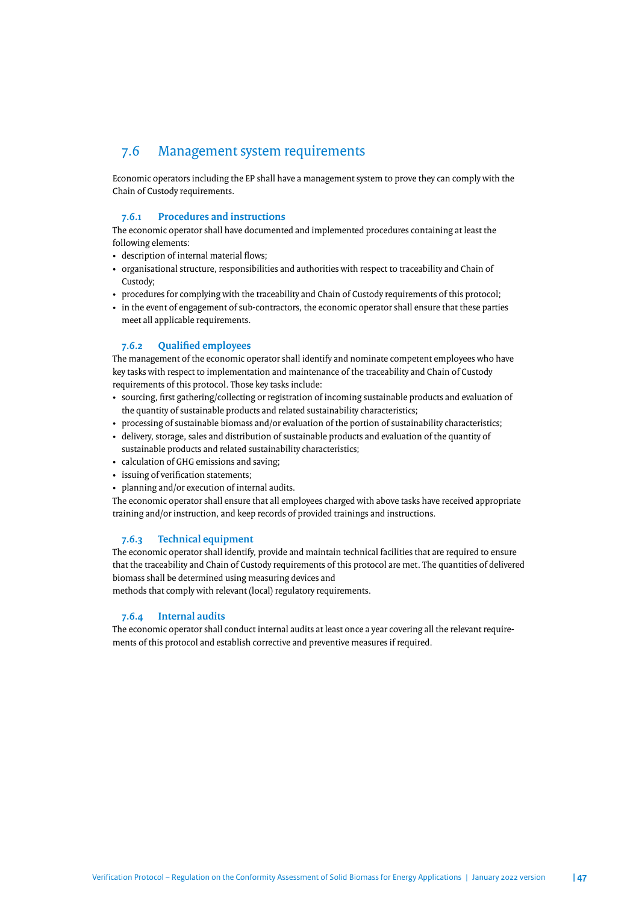## 7.6 Management system requirements

Economic operators including the EP shall have a management system to prove they can comply with the Chain of Custody requirements.

### 7.6.1 Procedures and instructions

The economic operator shall have documented and implemented procedures containing at least the following elements:

- description of internal material flows;
- organisational structure, responsibilities and authorities with respect to traceability and Chain of Custody;
- procedures for complying with the traceability and Chain of Custody requirements of this protocol;
- in the event of engagement of sub-contractors, the economic operator shall ensure that these parties meet all applicable requirements.

### 7.6.2 Qualified employees

The management of the economic operator shall identify and nominate competent employees who have key tasks with respect to implementation and maintenance of the traceability and Chain of Custody requirements of this protocol. Those key tasks include:

- sourcing, first gathering/collecting or registration of incoming sustainable products and evaluation of the quantity of sustainable products and related sustainability characteristics;
- processing of sustainable biomass and/or evaluation of the portion of sustainability characteristics;
- delivery, storage, sales and distribution of sustainable products and evaluation of the quantity of sustainable products and related sustainability characteristics;
- calculation of GHG emissions and saving;
- issuing of verification statements;
- planning and/or execution of internal audits.

The economic operator shall ensure that all employees charged with above tasks have received appropriate training and/or instruction, and keep records of provided trainings and instructions.

### 7.6.3 Technical equipment

The economic operator shall identify, provide and maintain technical facilities that are required to ensure that the traceability and Chain of Custody requirements of this protocol are met. The quantities of delivered biomass shall be determined using measuring devices and
methods that comply with relevant (local) regulatory requirements.

### 7.6.4 Internal audits

The economic operator shall conduct internal audits at least once a year covering all the relevant requirements of this protocol and establish corrective and preventive measures if required.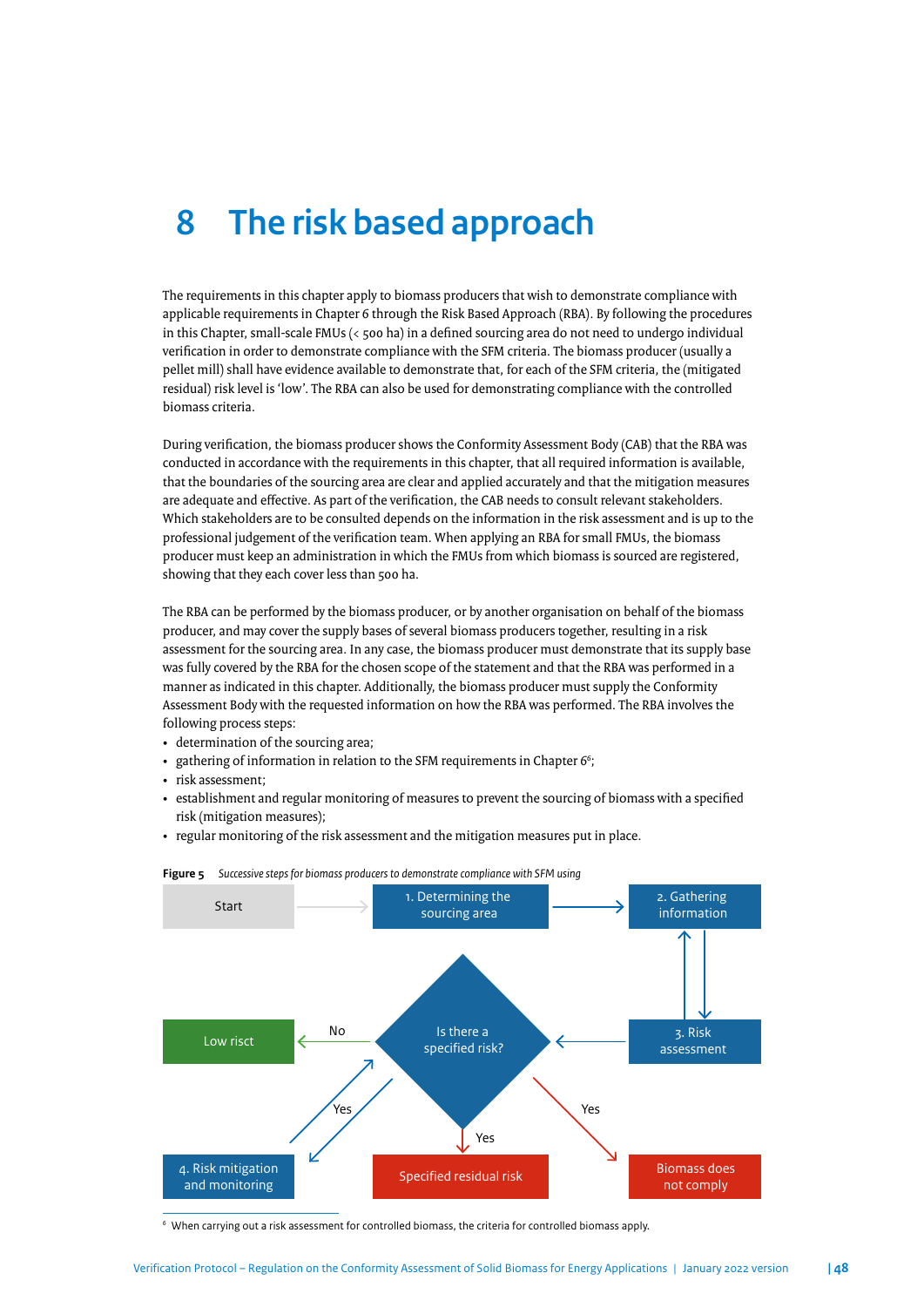# 8 The risk based approach

The requirements in this chapter apply to biomass producers that wish to demonstrate compliance with applicable requirements in Chapter 6 through the Risk Based Approach (RBA). By following the procedures in this Chapter, small-scale FMUs (< 500 ha) in a defined sourcing area do not need to undergo individual verification in order to demonstrate compliance with the SFM criteria. The biomass producer (usually a pellet mill) shall have evidence available to demonstrate that, for each of the SFM criteria, the (mitigated residual) risk level is 'low'. The RBA can also be used for demonstrating compliance with the controlled biomass criteria.

During verification, the biomass producer shows the Conformity Assessment Body (CAB) that the RBA was conducted in accordance with the requirements in this chapter, that all required information is available, that the boundaries of the sourcing area are clear and applied accurately and that the mitigation measures are adequate and effective. As part of the verification, the CAB needs to consult relevant stakeholders. Which stakeholders are to be consulted depends on the information in the risk assessment and is up to the professional judgement of the verification team. When applying an RBA for small FMUs, the biomass producer must keep an administration in which the FMUs from which biomass is sourced are registered, showing that they each cover less than 500 ha.

The RBA can be performed by the biomass producer, or by another organisation on behalf of the biomass producer, and may cover the supply bases of several biomass producers together, resulting in a risk assessment for the sourcing area. In any case, the biomass producer must demonstrate that its supply base was fully covered by the RBA for the chosen scope of the statement and that the RBA was performed in a manner as indicated in this chapter. Additionally, the biomass producer must supply the Conformity Assessment Body with the requested information on how the RBA was performed. The RBA involves the following process steps:

- determination of the sourcing area;
- gathering of information in relation to the SFM requirements in Chapter 6[6];
- risk assessment;
- establishment and regular monitoring of measures to prevent the sourcing of biomass with a specified risk (mitigation measures);
- regular monitoring of the risk assessment and the mitigation measures put in place.

**Figure 5** *Successive steps for biomass producers to demonstrate compliance with SFM using*

Start → 1. Determining the sourcing area → 2. Gathering information ↔ 3. Risk assessment → Is there a specified risk?
- No → Low risct
- Yes → 4. Risk mitigation and monitoring → (back to) Is there a specified risk?
- Yes → Specified residual risk
- Yes → Biomass does not comply

[6] When carrying out a risk assessment for controlled biomass, the criteria for controlled biomass apply.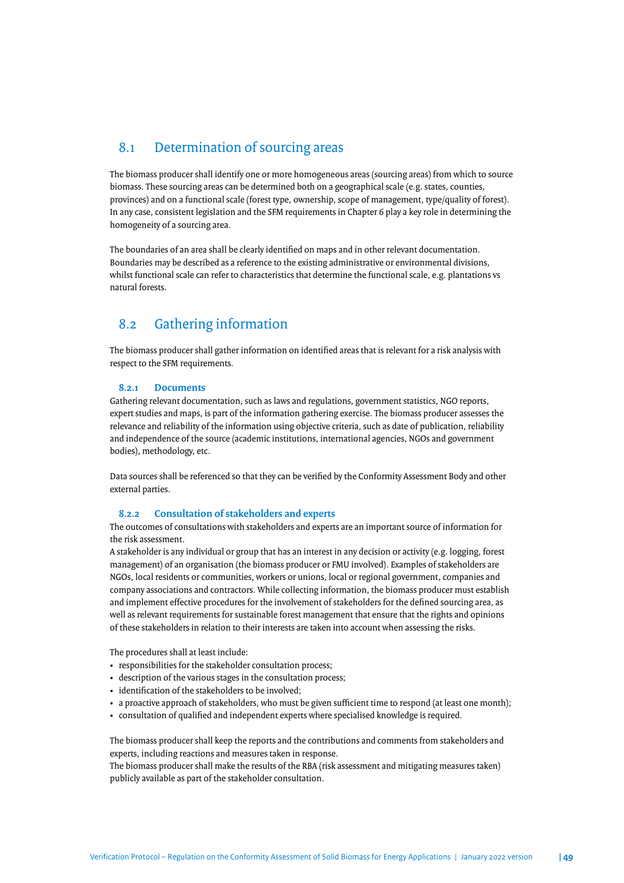## 8.1 Determination of sourcing areas

The biomass producer shall identify one or more homogeneous areas (sourcing areas) from which to source biomass. These sourcing areas can be determined both on a geographical scale (e.g. states, counties, provinces) and on a functional scale (forest type, ownership, scope of management, type/quality of forest). In any case, consistent legislation and the SFM requirements in Chapter 6 play a key role in determining the homogeneity of a sourcing area.

The boundaries of an area shall be clearly identified on maps and in other relevant documentation. Boundaries may be described as a reference to the existing administrative or environmental divisions, whilst functional scale can refer to characteristics that determine the functional scale, e.g. plantations vs natural forests.

## 8.2 Gathering information

The biomass producer shall gather information on identified areas that is relevant for a risk analysis with respect to the SFM requirements.

### 8.2.1 Documents

Gathering relevant documentation, such as laws and regulations, government statistics, NGO reports, expert studies and maps, is part of the information gathering exercise. The biomass producer assesses the relevance and reliability of the information using objective criteria, such as date of publication, reliability and independence of the source (academic institutions, international agencies, NGOs and government bodies), methodology, etc.

Data sources shall be referenced so that they can be verified by the Conformity Assessment Body and other external parties.

### 8.2.2 Consultation of stakeholders and experts

The outcomes of consultations with stakeholders and experts are an important source of information for the risk assessment.

A stakeholder is any individual or group that has an interest in any decision or activity (e.g. logging, forest management) of an organisation (the biomass producer or FMU involved). Examples of stakeholders are NGOs, local residents or communities, workers or unions, local or regional government, companies and company associations and contractors. While collecting information, the biomass producer must establish and implement effective procedures for the involvement of stakeholders for the defined sourcing area, as well as relevant requirements for sustainable forest management that ensure that the rights and opinions of these stakeholders in relation to their interests are taken into account when assessing the risks.

The procedures shall at least include:

- responsibilities for the stakeholder consultation process;
- description of the various stages in the consultation process;
- identification of the stakeholders to be involved;
- a proactive approach of stakeholders, who must be given sufficient time to respond (at least one month);
- consultation of qualified and independent experts where specialised knowledge is required.

The biomass producer shall keep the reports and the contributions and comments from stakeholders and experts, including reactions and measures taken in response.

The biomass producer shall make the results of the RBA (risk assessment and mitigating measures taken) publicly available as part of the stakeholder consultation.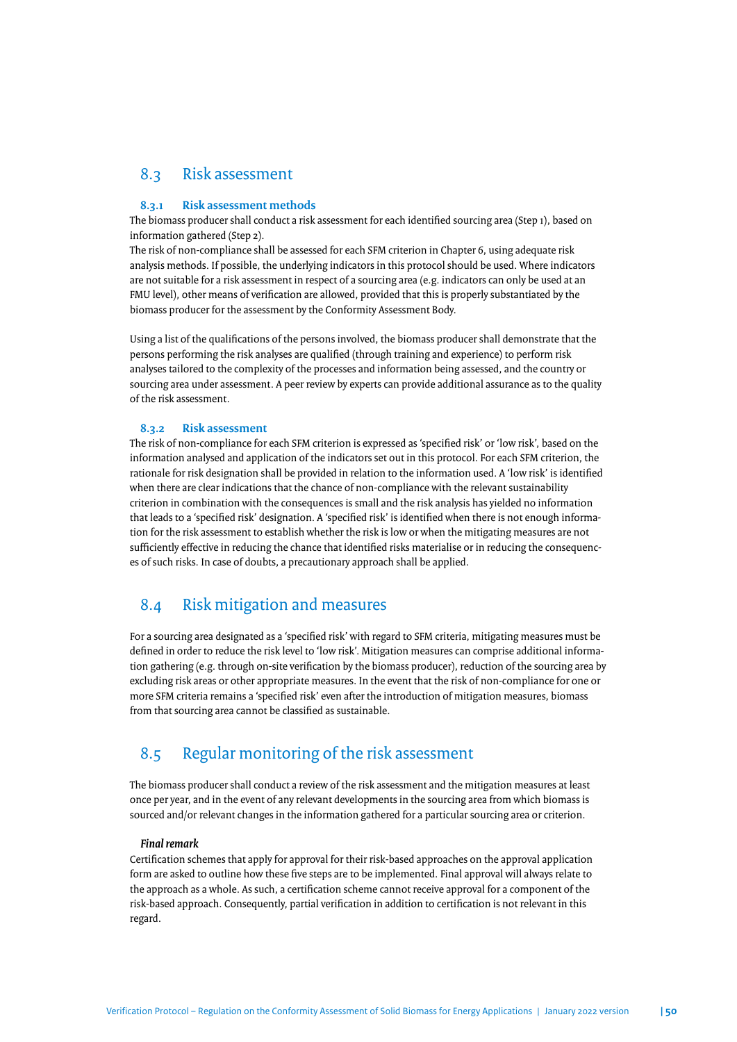## 8.3 Risk assessment

### 8.3.1 Risk assessment methods

The biomass producer shall conduct a risk assessment for each identified sourcing area (Step 1), based on information gathered (Step 2).
The risk of non-compliance shall be assessed for each SFM criterion in Chapter 6, using adequate risk analysis methods. If possible, the underlying indicators in this protocol should be used. Where indicators are not suitable for a risk assessment in respect of a sourcing area (e.g. indicators can only be used at an FMU level), other means of verification are allowed, provided that this is properly substantiated by the biomass producer for the assessment by the Conformity Assessment Body.

Using a list of the qualifications of the persons involved, the biomass producer shall demonstrate that the persons performing the risk analyses are qualified (through training and experience) to perform risk analyses tailored to the complexity of the processes and information being assessed, and the country or sourcing area under assessment. A peer review by experts can provide additional assurance as to the quality of the risk assessment.

### 8.3.2 Risk assessment

The risk of non-compliance for each SFM criterion is expressed as 'specified risk' or 'low risk', based on the information analysed and application of the indicators set out in this protocol. For each SFM criterion, the rationale for risk designation shall be provided in relation to the information used. A 'low risk' is identified when there are clear indications that the chance of non-compliance with the relevant sustainability criterion in combination with the consequences is small and the risk analysis has yielded no information that leads to a 'specified risk' designation. A 'specified risk' is identified when there is not enough information for the risk assessment to establish whether the risk is low or when the mitigating measures are not sufficiently effective in reducing the chance that identified risks materialise or in reducing the consequences of such risks. In case of doubts, a precautionary approach shall be applied.

## 8.4 Risk mitigation and measures

For a sourcing area designated as a 'specified risk' with regard to SFM criteria, mitigating measures must be defined in order to reduce the risk level to 'low risk'. Mitigation measures can comprise additional information gathering (e.g. through on-site verification by the biomass producer), reduction of the sourcing area by excluding risk areas or other appropriate measures. In the event that the risk of non-compliance for one or more SFM criteria remains a 'specified risk' even after the introduction of mitigation measures, biomass from that sourcing area cannot be classified as sustainable.

## 8.5 Regular monitoring of the risk assessment

The biomass producer shall conduct a review of the risk assessment and the mitigation measures at least once per year, and in the event of any relevant developments in the sourcing area from which biomass is sourced and/or relevant changes in the information gathered for a particular sourcing area or criterion.

***Final remark***

Certification schemes that apply for approval for their risk-based approaches on the approval application form are asked to outline how these five steps are to be implemented. Final approval will always relate to the approach as a whole. As such, a certification scheme cannot receive approval for a component of the risk-based approach. Consequently, partial verification in addition to certification is not relevant in this regard.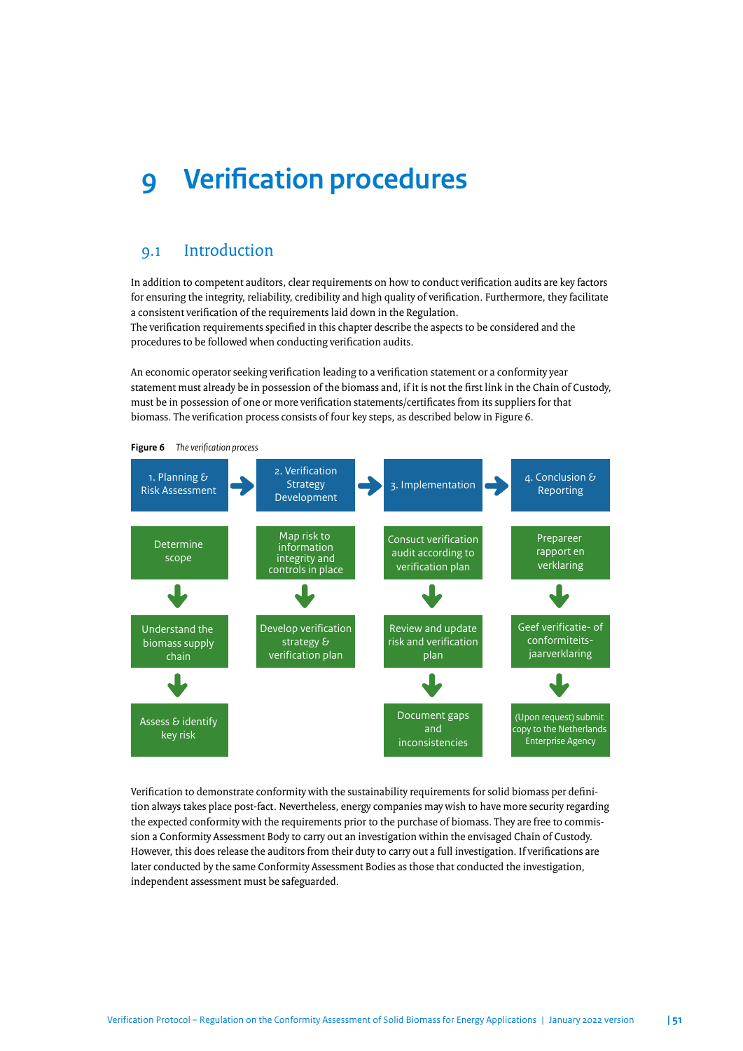# 9 Verification procedures

## 9.1 Introduction

In addition to competent auditors, clear requirements on how to conduct verification audits are key factors for ensuring the integrity, reliability, credibility and high quality of verification. Furthermore, they facilitate a consistent verification of the requirements laid down in the Regulation.
The verification requirements specified in this chapter describe the aspects to be considered and the procedures to be followed when conducting verification audits.

An economic operator seeking verification leading to a verification statement or a conformity year statement must already be in possession of the biomass and, if it is not the first link in the Chain of Custody, must be in possession of one or more verification statements/certificates from its suppliers for that biomass. The verification process consists of four key steps, as described below in Figure 6.

**Figure 6** *The verification process*

| 1. Planning & Risk Assessment | 2. Verification Strategy Development | 3. Implementation | 4. Conclusion & Reporting |
|---|---|---|---|
| Determine scope | Map risk to information integrity and controls in place | Consuct verification audit according to verification plan | Prepareer rapport en verklaring |
| Understand the biomass supply chain | Develop verification strategy & verification plan | Review and update risk and verification plan | Geef verificatie- of conformiteits-jaarverklaring |
| Assess & identify key risk | | Document gaps and inconsistencies | (Upon request) submit copy to the Netherlands Enterprise Agency |

Verification to demonstrate conformity with the sustainability requirements for solid biomass per definition always takes place post-fact. Nevertheless, energy companies may wish to have more security regarding the expected conformity with the requirements prior to the purchase of biomass. They are free to commission a Conformity Assessment Body to carry out an investigation within the envisaged Chain of Custody. However, this does release the auditors from their duty to carry out a full investigation. If verifications are later conducted by the same Conformity Assessment Bodies as those that conducted the investigation, independent assessment must be safeguarded.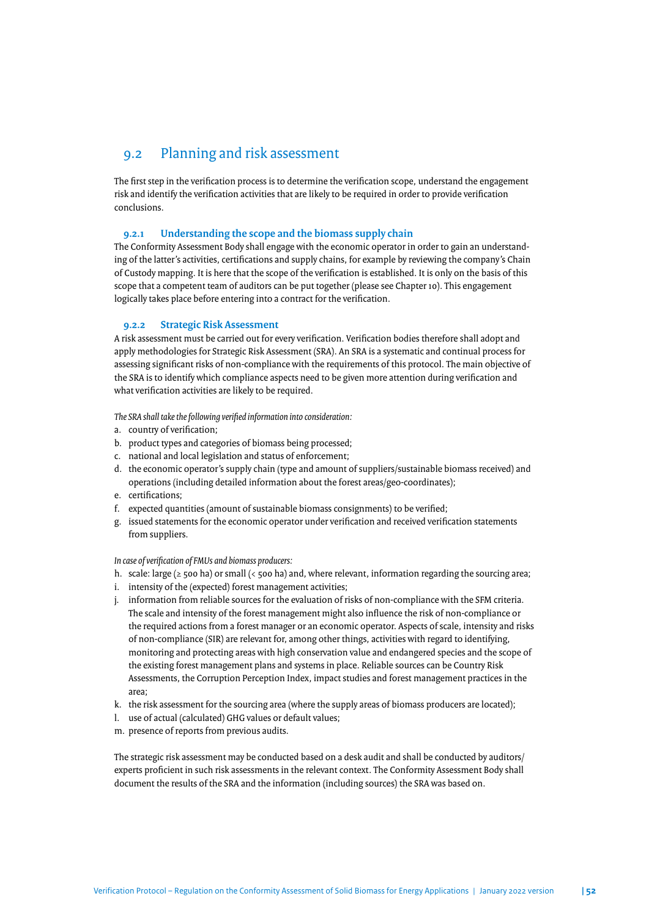## 9.2 Planning and risk assessment

The first step in the verification process is to determine the verification scope, understand the engagement risk and identify the verification activities that are likely to be required in order to provide verification conclusions.

### 9.2.1 Understanding the scope and the biomass supply chain

The Conformity Assessment Body shall engage with the economic operator in order to gain an understanding of the latter's activities, certifications and supply chains, for example by reviewing the company's Chain of Custody mapping. It is here that the scope of the verification is established. It is only on the basis of this scope that a competent team of auditors can be put together (please see Chapter 10). This engagement logically takes place before entering into a contract for the verification.

### 9.2.2 Strategic Risk Assessment

A risk assessment must be carried out for every verification. Verification bodies therefore shall adopt and apply methodologies for Strategic Risk Assessment (SRA). An SRA is a systematic and continual process for assessing significant risks of non-compliance with the requirements of this protocol. The main objective of the SRA is to identify which compliance aspects need to be given more attention during verification and what verification activities are likely to be required.

*The SRA shall take the following verified information into consideration:*

a. country of verification;
b. product types and categories of biomass being processed;
c. national and local legislation and status of enforcement;
d. the economic operator's supply chain (type and amount of suppliers/sustainable biomass received) and operations (including detailed information about the forest areas/geo-coordinates);
e. certifications;
f. expected quantities (amount of sustainable biomass consignments) to be verified;
g. issued statements for the economic operator under verification and received verification statements from suppliers.

*In case of verification of FMUs and biomass producers:*

h. scale: large (≥ 500 ha) or small (< 500 ha) and, where relevant, information regarding the sourcing area;
i. intensity of the (expected) forest management activities;
j. information from reliable sources for the evaluation of risks of non-compliance with the SFM criteria. The scale and intensity of the forest management might also influence the risk of non-compliance or the required actions from a forest manager or an economic operator. Aspects of scale, intensity and risks of non-compliance (SIR) are relevant for, among other things, activities with regard to identifying, monitoring and protecting areas with high conservation value and endangered species and the scope of the existing forest management plans and systems in place. Reliable sources can be Country Risk Assessments, the Corruption Perception Index, impact studies and forest management practices in the area;
k. the risk assessment for the sourcing area (where the supply areas of biomass producers are located);
l. use of actual (calculated) GHG values or default values;
m. presence of reports from previous audits.

The strategic risk assessment may be conducted based on a desk audit and shall be conducted by auditors/experts proficient in such risk assessments in the relevant context. The Conformity Assessment Body shall document the results of the SRA and the information (including sources) the SRA was based on.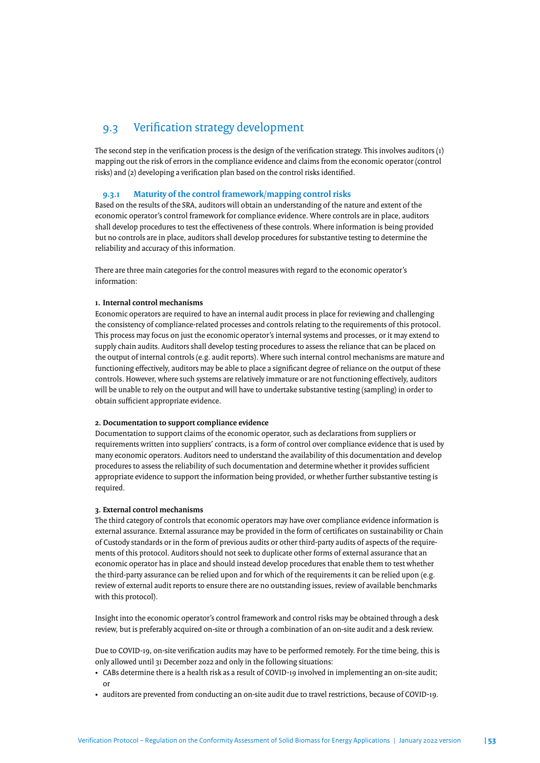## 9.3 Verification strategy development

The second step in the verification process is the design of the verification strategy. This involves auditors (1) mapping out the risk of errors in the compliance evidence and claims from the economic operator (control risks) and (2) developing a verification plan based on the control risks identified.

### 9.3.1 Maturity of the control framework/mapping control risks

Based on the results of the SRA, auditors will obtain an understanding of the nature and extent of the economic operator's control framework for compliance evidence. Where controls are in place, auditors shall develop procedures to test the effectiveness of these controls. Where information is being provided but no controls are in place, auditors shall develop procedures for substantive testing to determine the reliability and accuracy of this information.

There are three main categories for the control measures with regard to the economic operator's information:

**1. Internal control mechanisms**

Economic operators are required to have an internal audit process in place for reviewing and challenging the consistency of compliance-related processes and controls relating to the requirements of this protocol. This process may focus on just the economic operator's internal systems and processes, or it may extend to supply chain audits. Auditors shall develop testing procedures to assess the reliance that can be placed on the output of internal controls (e.g. audit reports). Where such internal control mechanisms are mature and functioning effectively, auditors may be able to place a significant degree of reliance on the output of these controls. However, where such systems are relatively immature or are not functioning effectively, auditors will be unable to rely on the output and will have to undertake substantive testing (sampling) in order to obtain sufficient appropriate evidence.

**2. Documentation to support compliance evidence**

Documentation to support claims of the economic operator, such as declarations from suppliers or requirements written into suppliers' contracts, is a form of control over compliance evidence that is used by many economic operators. Auditors need to understand the availability of this documentation and develop procedures to assess the reliability of such documentation and determine whether it provides sufficient appropriate evidence to support the information being provided, or whether further substantive testing is required.

**3. External control mechanisms**

The third category of controls that economic operators may have over compliance evidence information is external assurance. External assurance may be provided in the form of certificates on sustainability or Chain of Custody standards or in the form of previous audits or other third-party audits of aspects of the requirements of this protocol. Auditors should not seek to duplicate other forms of external assurance that an economic operator has in place and should instead develop procedures that enable them to test whether the third-party assurance can be relied upon and for which of the requirements it can be relied upon (e.g. review of external audit reports to ensure there are no outstanding issues, review of available benchmarks with this protocol).

Insight into the economic operator's control framework and control risks may be obtained through a desk review, but is preferably acquired on-site or through a combination of an on-site audit and a desk review.

Due to COVID-19, on-site verification audits may have to be performed remotely. For the time being, this is only allowed until 31 December 2022 and only in the following situations:

- CABs determine there is a health risk as a result of COVID-19 involved in implementing an on-site audit; or
- auditors are prevented from conducting an on-site audit due to travel restrictions, because of COVID-19.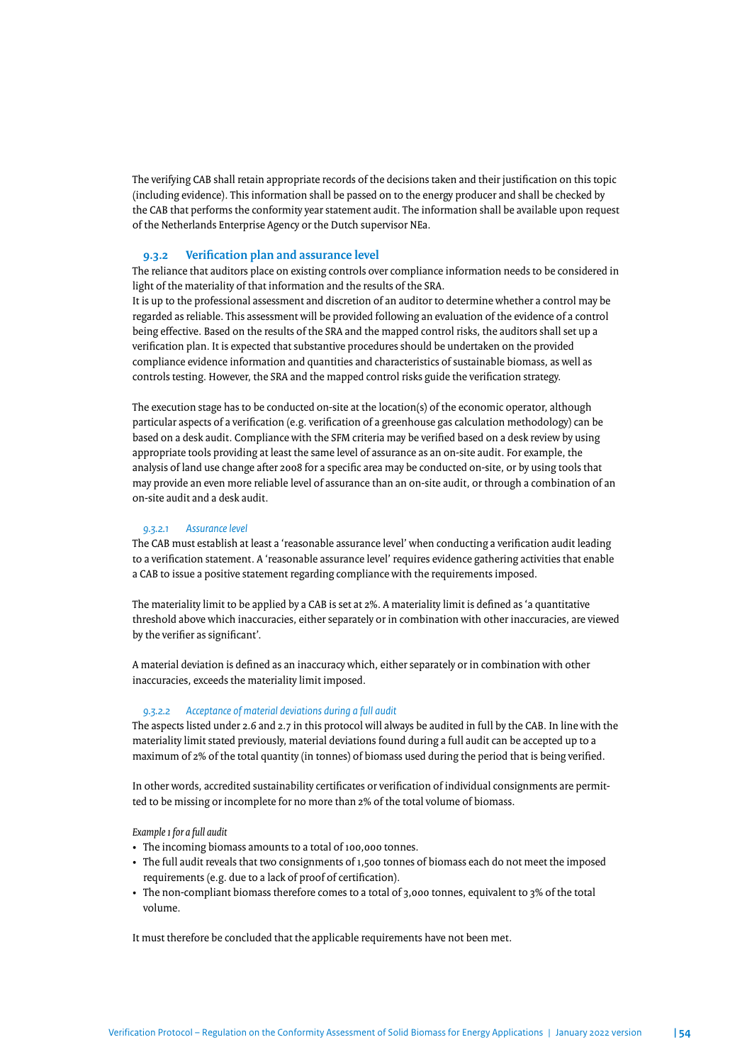The verifying CAB shall retain appropriate records of the decisions taken and their justification on this topic (including evidence). This information shall be passed on to the energy producer and shall be checked by the CAB that performs the conformity year statement audit. The information shall be available upon request of the Netherlands Enterprise Agency or the Dutch supervisor NEa.

### 9.3.2 Verification plan and assurance level

The reliance that auditors place on existing controls over compliance information needs to be considered in light of the materiality of that information and the results of the SRA.
It is up to the professional assessment and discretion of an auditor to determine whether a control may be regarded as reliable. This assessment will be provided following an evaluation of the evidence of a control being effective. Based on the results of the SRA and the mapped control risks, the auditors shall set up a verification plan. It is expected that substantive procedures should be undertaken on the provided compliance evidence information and quantities and characteristics of sustainable biomass, as well as controls testing. However, the SRA and the mapped control risks guide the verification strategy.

The execution stage has to be conducted on-site at the location(s) of the economic operator, although particular aspects of a verification (e.g. verification of a greenhouse gas calculation methodology) can be based on a desk audit. Compliance with the SFM criteria may be verified based on a desk review by using appropriate tools providing at least the same level of assurance as an on-site audit. For example, the analysis of land use change after 2008 for a specific area may be conducted on-site, or by using tools that may provide an even more reliable level of assurance than an on-site audit, or through a combination of an on-site audit and a desk audit.

#### *9.3.2.1 Assurance level*

The CAB must establish at least a 'reasonable assurance level' when conducting a verification audit leading to a verification statement. A 'reasonable assurance level' requires evidence gathering activities that enable a CAB to issue a positive statement regarding compliance with the requirements imposed.

The materiality limit to be applied by a CAB is set at 2%. A materiality limit is defined as 'a quantitative threshold above which inaccuracies, either separately or in combination with other inaccuracies, are viewed by the verifier as significant'.

A material deviation is defined as an inaccuracy which, either separately or in combination with other inaccuracies, exceeds the materiality limit imposed.

#### *9.3.2.2 Acceptance of material deviations during a full audit*

The aspects listed under 2.6 and 2.7 in this protocol will always be audited in full by the CAB. In line with the materiality limit stated previously, material deviations found during a full audit can be accepted up to a maximum of 2% of the total quantity (in tonnes) of biomass used during the period that is being verified.

In other words, accredited sustainability certificates or verification of individual consignments are permitted to be missing or incomplete for no more than 2% of the total volume of biomass.

*Example 1 for a full audit*

- The incoming biomass amounts to a total of 100,000 tonnes.
- The full audit reveals that two consignments of 1,500 tonnes of biomass each do not meet the imposed requirements (e.g. due to a lack of proof of certification).
- The non-compliant biomass therefore comes to a total of 3,000 tonnes, equivalent to 3% of the total volume.

It must therefore be concluded that the applicable requirements have not been met.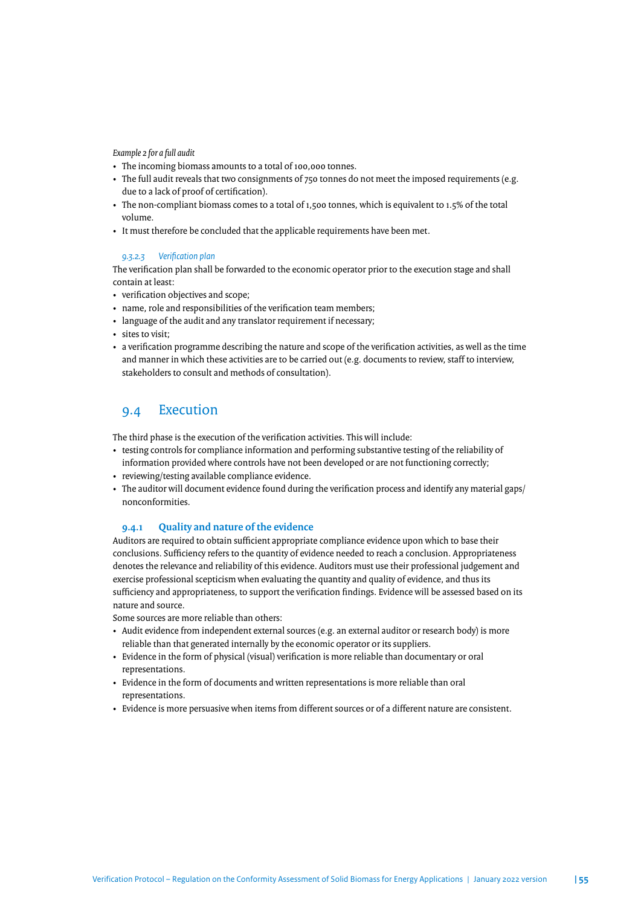*Example 2 for a full audit*

- The incoming biomass amounts to a total of 100,000 tonnes.
- The full audit reveals that two consignments of 750 tonnes do not meet the imposed requirements (e.g. due to a lack of proof of certification).
- The non-compliant biomass comes to a total of 1,500 tonnes, which is equivalent to 1.5% of the total volume.
- It must therefore be concluded that the applicable requirements have been met.

#### *9.3.2.3 Verification plan*

The verification plan shall be forwarded to the economic operator prior to the execution stage and shall contain at least:

- verification objectives and scope;
- name, role and responsibilities of the verification team members;
- language of the audit and any translator requirement if necessary;
- sites to visit;
- a verification programme describing the nature and scope of the verification activities, as well as the time and manner in which these activities are to be carried out (e.g. documents to review, staff to interview, stakeholders to consult and methods of consultation).

## 9.4 Execution

The third phase is the execution of the verification activities. This will include:

- testing controls for compliance information and performing substantive testing of the reliability of information provided where controls have not been developed or are not functioning correctly;
- reviewing/testing available compliance evidence.
- The auditor will document evidence found during the verification process and identify any material gaps/ nonconformities.

### 9.4.1 Quality and nature of the evidence

Auditors are required to obtain sufficient appropriate compliance evidence upon which to base their conclusions. Sufficiency refers to the quantity of evidence needed to reach a conclusion. Appropriateness denotes the relevance and reliability of this evidence. Auditors must use their professional judgement and exercise professional scepticism when evaluating the quantity and quality of evidence, and thus its sufficiency and appropriateness, to support the verification findings. Evidence will be assessed based on its nature and source.

Some sources are more reliable than others:

- Audit evidence from independent external sources (e.g. an external auditor or research body) is more reliable than that generated internally by the economic operator or its suppliers.
- Evidence in the form of physical (visual) verification is more reliable than documentary or oral representations.
- Evidence in the form of documents and written representations is more reliable than oral representations.
- Evidence is more persuasive when items from different sources or of a different nature are consistent.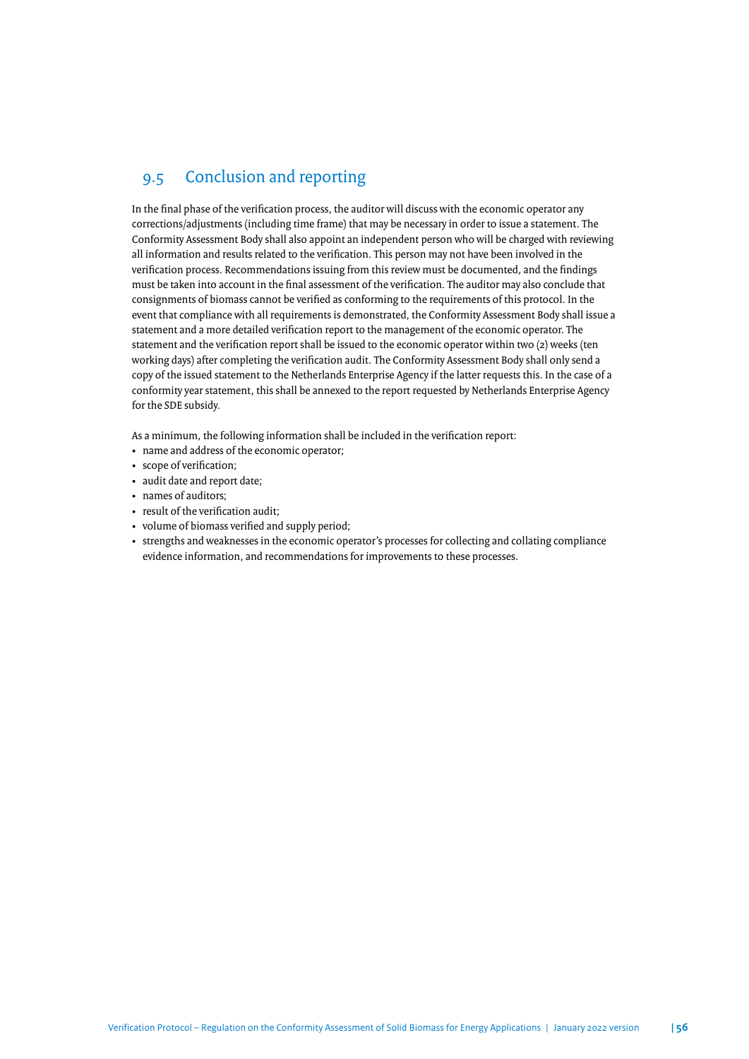## 9.5 Conclusion and reporting

In the final phase of the verification process, the auditor will discuss with the economic operator any corrections/adjustments (including time frame) that may be necessary in order to issue a statement. The Conformity Assessment Body shall also appoint an independent person who will be charged with reviewing all information and results related to the verification. This person may not have been involved in the verification process. Recommendations issuing from this review must be documented, and the findings must be taken into account in the final assessment of the verification. The auditor may also conclude that consignments of biomass cannot be verified as conforming to the requirements of this protocol. In the event that compliance with all requirements is demonstrated, the Conformity Assessment Body shall issue a statement and a more detailed verification report to the management of the economic operator. The statement and the verification report shall be issued to the economic operator within two (2) weeks (ten working days) after completing the verification audit. The Conformity Assessment Body shall only send a copy of the issued statement to the Netherlands Enterprise Agency if the latter requests this. In the case of a conformity year statement, this shall be annexed to the report requested by Netherlands Enterprise Agency for the SDE subsidy.

As a minimum, the following information shall be included in the verification report:

- name and address of the economic operator;
- scope of verification;
- audit date and report date;
- names of auditors;
- result of the verification audit;
- volume of biomass verified and supply period;
- strengths and weaknesses in the economic operator's processes for collecting and collating compliance evidence information, and recommendations for improvements to these processes.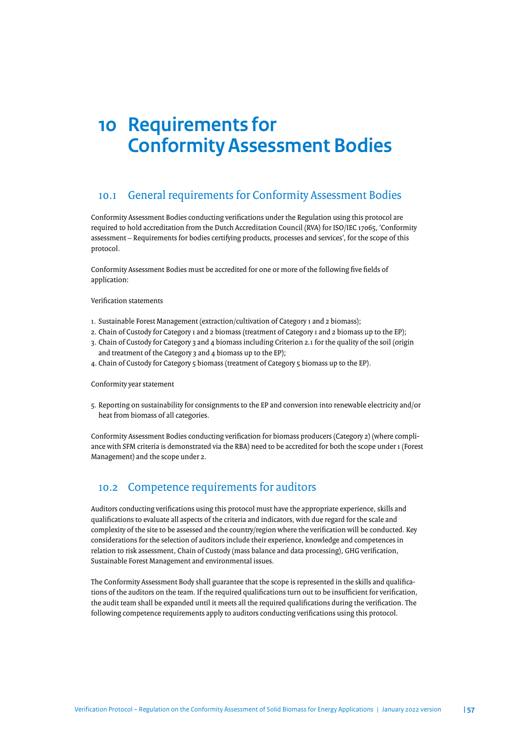# 10 Requirements for Conformity Assessment Bodies

## 10.1 General requirements for Conformity Assessment Bodies

Conformity Assessment Bodies conducting verifications under the Regulation using this protocol are required to hold accreditation from the Dutch Accreditation Council (RVA) for ISO/IEC 17065, 'Conformity assessment – Requirements for bodies certifying products, processes and services', for the scope of this protocol.

Conformity Assessment Bodies must be accredited for one or more of the following five fields of application:

Verification statements

1. Sustainable Forest Management (extraction/cultivation of Category 1 and 2 biomass);
2. Chain of Custody for Category 1 and 2 biomass (treatment of Category 1 and 2 biomass up to the EP);
3. Chain of Custody for Category 3 and 4 biomass including Criterion 2.1 for the quality of the soil (origin and treatment of the Category 3 and 4 biomass up to the EP);
4. Chain of Custody for Category 5 biomass (treatment of Category 5 biomass up to the EP).

Conformity year statement

5. Reporting on sustainability for consignments to the EP and conversion into renewable electricity and/or heat from biomass of all categories.

Conformity Assessment Bodies conducting verification for biomass producers (Category 2) (where compliance with SFM criteria is demonstrated via the RBA) need to be accredited for both the scope under 1 (Forest Management) and the scope under 2.

## 10.2 Competence requirements for auditors

Auditors conducting verifications using this protocol must have the appropriate experience, skills and qualifications to evaluate all aspects of the criteria and indicators, with due regard for the scale and complexity of the site to be assessed and the country/region where the verification will be conducted. Key considerations for the selection of auditors include their experience, knowledge and competences in relation to risk assessment, Chain of Custody (mass balance and data processing), GHG verification, Sustainable Forest Management and environmental issues.

The Conformity Assessment Body shall guarantee that the scope is represented in the skills and qualifications of the auditors on the team. If the required qualifications turn out to be insufficient for verification, the audit team shall be expanded until it meets all the required qualifications during the verification. The following competence requirements apply to auditors conducting verifications using this protocol.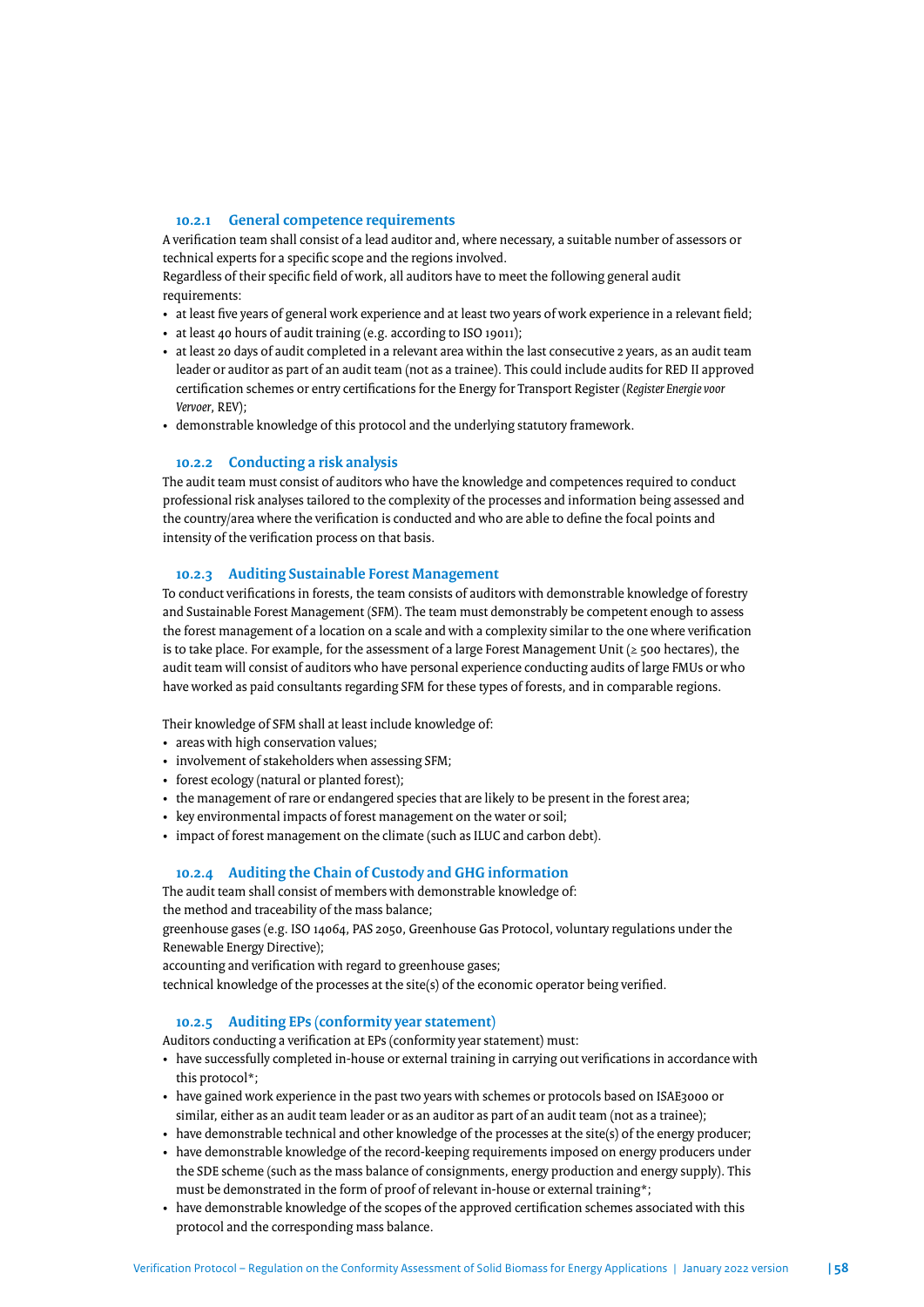### 10.2.1 General competence requirements

A verification team shall consist of a lead auditor and, where necessary, a suitable number of assessors or technical experts for a specific scope and the regions involved.
Regardless of their specific field of work, all auditors have to meet the following general audit requirements:

- at least five years of general work experience and at least two years of work experience in a relevant field;
- at least 40 hours of audit training (e.g. according to ISO 19011);
- at least 20 days of audit completed in a relevant area within the last consecutive 2 years, as an audit team leader or auditor as part of an audit team (not as a trainee). This could include audits for RED II approved certification schemes or entry certifications for the Energy for Transport Register (*Register Energie voor Vervoer*, REV);
- demonstrable knowledge of this protocol and the underlying statutory framework.

### 10.2.2 Conducting a risk analysis

The audit team must consist of auditors who have the knowledge and competences required to conduct professional risk analyses tailored to the complexity of the processes and information being assessed and the country/area where the verification is conducted and who are able to define the focal points and intensity of the verification process on that basis.

### 10.2.3 Auditing Sustainable Forest Management

To conduct verifications in forests, the team consists of auditors with demonstrable knowledge of forestry and Sustainable Forest Management (SFM). The team must demonstrably be competent enough to assess the forest management of a location on a scale and with a complexity similar to the one where verification is to take place. For example, for the assessment of a large Forest Management Unit (≥ 500 hectares), the audit team will consist of auditors who have personal experience conducting audits of large FMUs or who have worked as paid consultants regarding SFM for these types of forests, and in comparable regions.

Their knowledge of SFM shall at least include knowledge of:

- areas with high conservation values;
- involvement of stakeholders when assessing SFM;
- forest ecology (natural or planted forest);
- the management of rare or endangered species that are likely to be present in the forest area;
- key environmental impacts of forest management on the water or soil;
- impact of forest management on the climate (such as ILUC and carbon debt).

### 10.2.4 Auditing the Chain of Custody and GHG information

The audit team shall consist of members with demonstrable knowledge of:
the method and traceability of the mass balance;
greenhouse gases (e.g. ISO 14064, PAS 2050, Greenhouse Gas Protocol, voluntary regulations under the Renewable Energy Directive);
accounting and verification with regard to greenhouse gases;
technical knowledge of the processes at the site(s) of the economic operator being verified.

### 10.2.5 Auditing EPs (conformity year statement)

Auditors conducting a verification at EPs (conformity year statement) must:

- have successfully completed in-house or external training in carrying out verifications in accordance with this protocol*;
- have gained work experience in the past two years with schemes or protocols based on ISAE3000 or similar, either as an audit team leader or as an auditor as part of an audit team (not as a trainee);
- have demonstrable technical and other knowledge of the processes at the site(s) of the energy producer;
- have demonstrable knowledge of the record-keeping requirements imposed on energy producers under the SDE scheme (such as the mass balance of consignments, energy production and energy supply). This must be demonstrated in the form of proof of relevant in-house or external training*;
- have demonstrable knowledge of the scopes of the approved certification schemes associated with this protocol and the corresponding mass balance.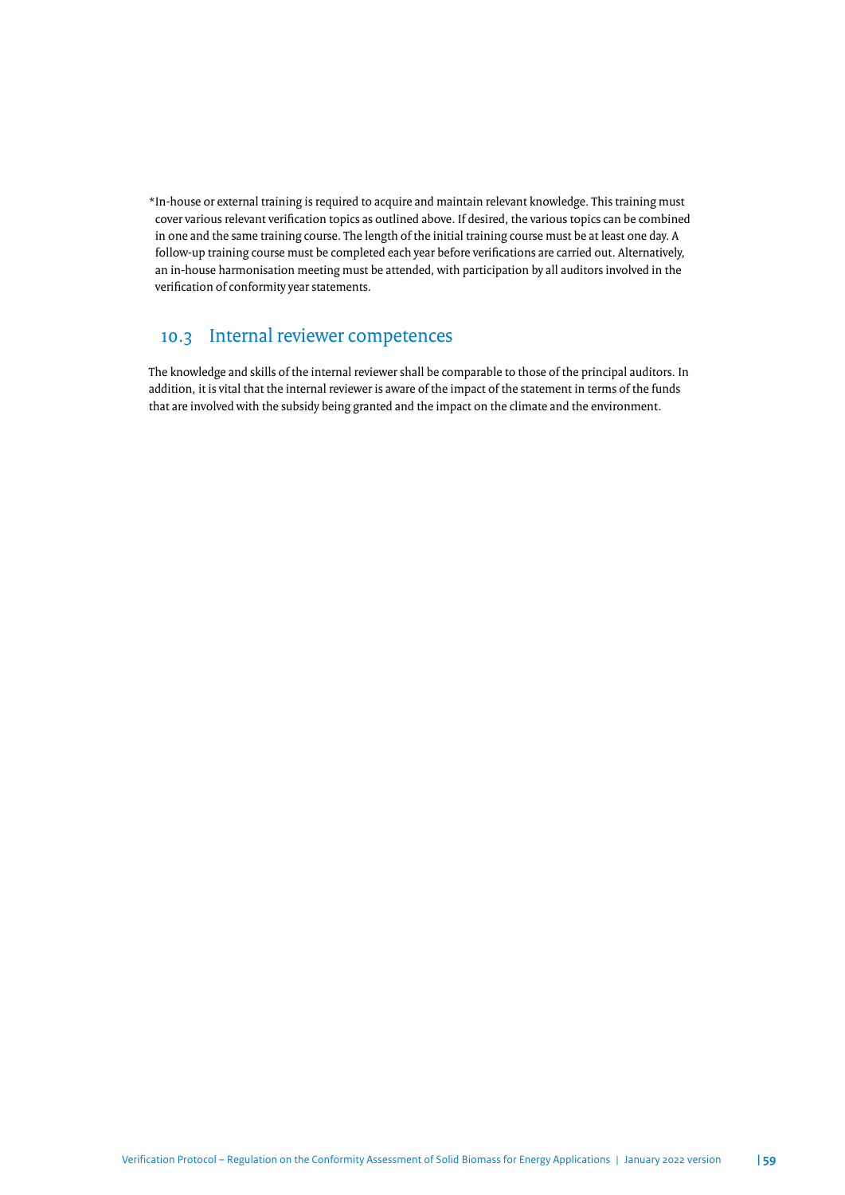*In-house or external training is required to acquire and maintain relevant knowledge. This training must cover various relevant verification topics as outlined above. If desired, the various topics can be combined in one and the same training course. The length of the initial training course must be at least one day. A follow-up training course must be completed each year before verifications are carried out. Alternatively, an in-house harmonisation meeting must be attended, with participation by all auditors involved in the verification of conformity year statements.

## 10.3 Internal reviewer competences

The knowledge and skills of the internal reviewer shall be comparable to those of the principal auditors. In addition, it is vital that the internal reviewer is aware of the impact of the statement in terms of the funds that are involved with the subsidy being granted and the impact on the climate and the environment.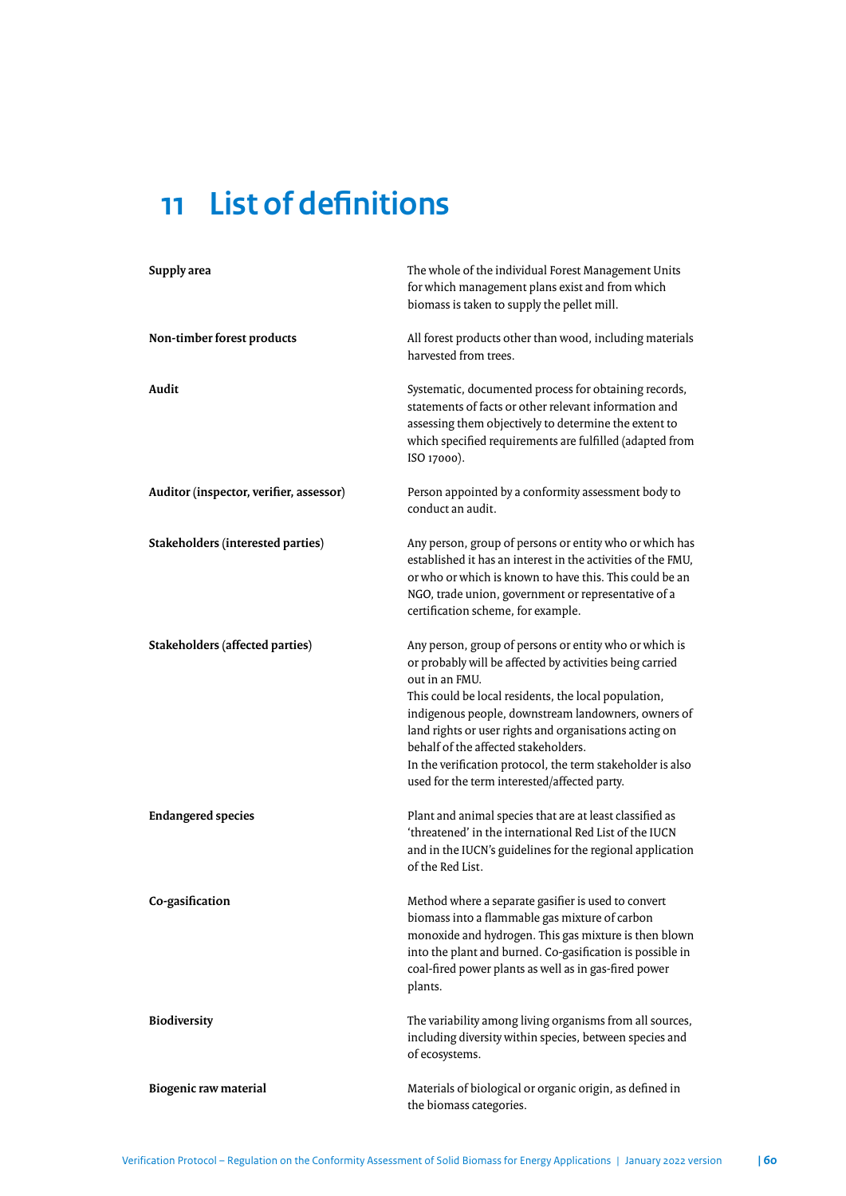# 11 List of definitions

| | |
|---|---|
| **Supply area** | The whole of the individual Forest Management Units for which management plans exist and from which biomass is taken to supply the pellet mill. |
| **Non-timber forest products** | All forest products other than wood, including materials harvested from trees. |
| **Audit** | Systematic, documented process for obtaining records, statements of facts or other relevant information and assessing them objectively to determine the extent to which specified requirements are fulfilled (adapted from ISO 17000). |
| **Auditor (inspector, verifier, assessor)** | Person appointed by a conformity assessment body to conduct an audit. |
| **Stakeholders (interested parties)** | Any person, group of persons or entity who or which has established it has an interest in the activities of the FMU, or who or which is known to have this. This could be an NGO, trade union, government or representative of a certification scheme, for example. |
| **Stakeholders (affected parties)** | Any person, group of persons or entity who or which is or probably will be affected by activities being carried out in an FMU. This could be local residents, the local population, indigenous people, downstream landowners, owners of land rights or user rights and organisations acting on behalf of the affected stakeholders. In the verification protocol, the term stakeholder is also used for the term interested/affected party. |
| **Endangered species** | Plant and animal species that are at least classified as 'threatened' in the international Red List of the IUCN and in the IUCN's guidelines for the regional application of the Red List. |
| **Co-gasification** | Method where a separate gasifier is used to convert biomass into a flammable gas mixture of carbon monoxide and hydrogen. This gas mixture is then blown into the plant and burned. Co-gasification is possible in coal-fired power plants as well as in gas-fired power plants. |
| **Biodiversity** | The variability among living organisms from all sources, including diversity within species, between species and of ecosystems. |
| **Biogenic raw material** | Materials of biological or organic origin, as defined in the biomass categories. |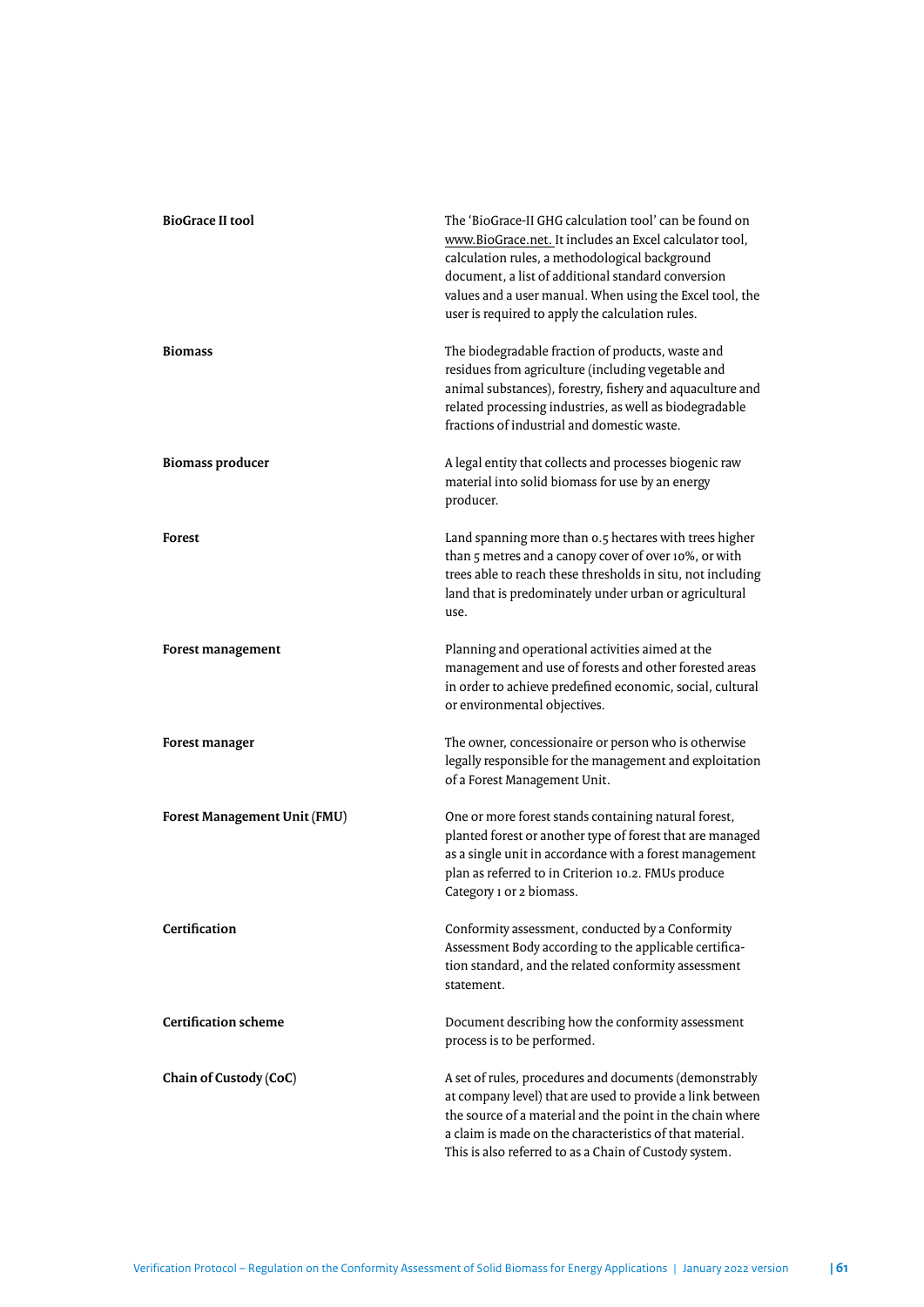| | |
|---|---|
| **BioGrace II tool** | The 'BioGrace-II GHG calculation tool' can be found on www.BioGrace.net. It includes an Excel calculator tool, calculation rules, a methodological background document, a list of additional standard conversion values and a user manual. When using the Excel tool, the user is required to apply the calculation rules. |
| **Biomass** | The biodegradable fraction of products, waste and residues from agriculture (including vegetable and animal substances), forestry, fishery and aquaculture and related processing industries, as well as biodegradable fractions of industrial and domestic waste. |
| **Biomass producer** | A legal entity that collects and processes biogenic raw material into solid biomass for use by an energy producer. |
| **Forest** | Land spanning more than 0.5 hectares with trees higher than 5 metres and a canopy cover of over 10%, or with trees able to reach these thresholds in situ, not including land that is predominately under urban or agricultural use. |
| **Forest management** | Planning and operational activities aimed at the management and use of forests and other forested areas in order to achieve predefined economic, social, cultural or environmental objectives. |
| **Forest manager** | The owner, concessionaire or person who is otherwise legally responsible for the management and exploitation of a Forest Management Unit. |
| **Forest Management Unit (FMU)** | One or more forest stands containing natural forest, planted forest or another type of forest that are managed as a single unit in accordance with a forest management plan as referred to in Criterion 10.2. FMUs produce Category 1 or 2 biomass. |
| **Certification** | Conformity assessment, conducted by a Conformity Assessment Body according to the applicable certification standard, and the related conformity assessment statement. |
| **Certification scheme** | Document describing how the conformity assessment process is to be performed. |
| **Chain of Custody (CoC)** | A set of rules, procedures and documents (demonstrably at company level) that are used to provide a link between the source of a material and the point in the chain where a claim is made on the characteristics of that material. This is also referred to as a Chain of Custody system. |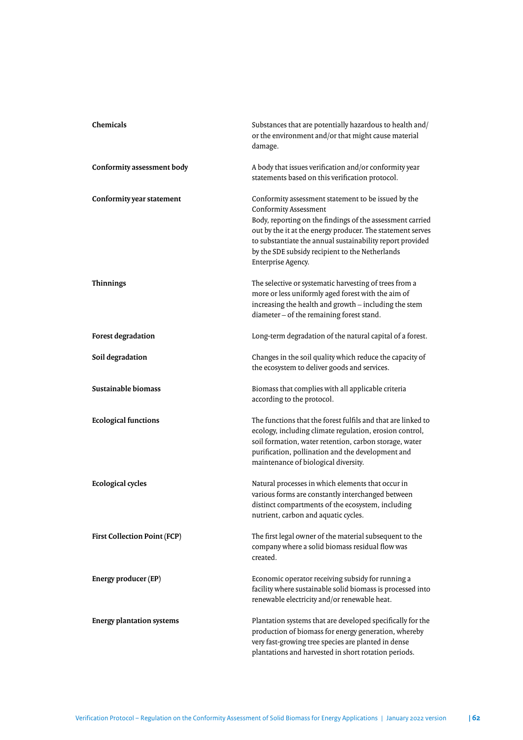| | |
|---|---|
| **Chemicals** | Substances that are potentially hazardous to health and/or the environment and/or that might cause material damage. |
| **Conformity assessment body** | A body that issues verification and/or conformity year statements based on this verification protocol. |
| **Conformity year statement** | Conformity assessment statement to be issued by the Conformity Assessment Body, reporting on the findings of the assessment carried out by the it at the energy producer. The statement serves to substantiate the annual sustainability report provided by the SDE subsidy recipient to the Netherlands Enterprise Agency. |
| **Thinnings** | The selective or systematic harvesting of trees from a more or less uniformly aged forest with the aim of increasing the health and growth – including the stem diameter – of the remaining forest stand. |
| **Forest degradation** | Long-term degradation of the natural capital of a forest. |
| **Soil degradation** | Changes in the soil quality which reduce the capacity of the ecosystem to deliver goods and services. |
| **Sustainable biomass** | Biomass that complies with all applicable criteria according to the protocol. |
| **Ecological functions** | The functions that the forest fulfils and that are linked to ecology, including climate regulation, erosion control, soil formation, water retention, carbon storage, water purification, pollination and the development and maintenance of biological diversity. |
| **Ecological cycles** | Natural processes in which elements that occur in various forms are constantly interchanged between distinct compartments of the ecosystem, including nutrient, carbon and aquatic cycles. |
| **First Collection Point (FCP)** | The first legal owner of the material subsequent to the company where a solid biomass residual flow was created. |
| **Energy producer (EP)** | Economic operator receiving subsidy for running a facility where sustainable solid biomass is processed into renewable electricity and/or renewable heat. |
| **Energy plantation systems** | Plantation systems that are developed specifically for the production of biomass for energy generation, whereby very fast-growing tree species are planted in dense plantations and harvested in short rotation periods. |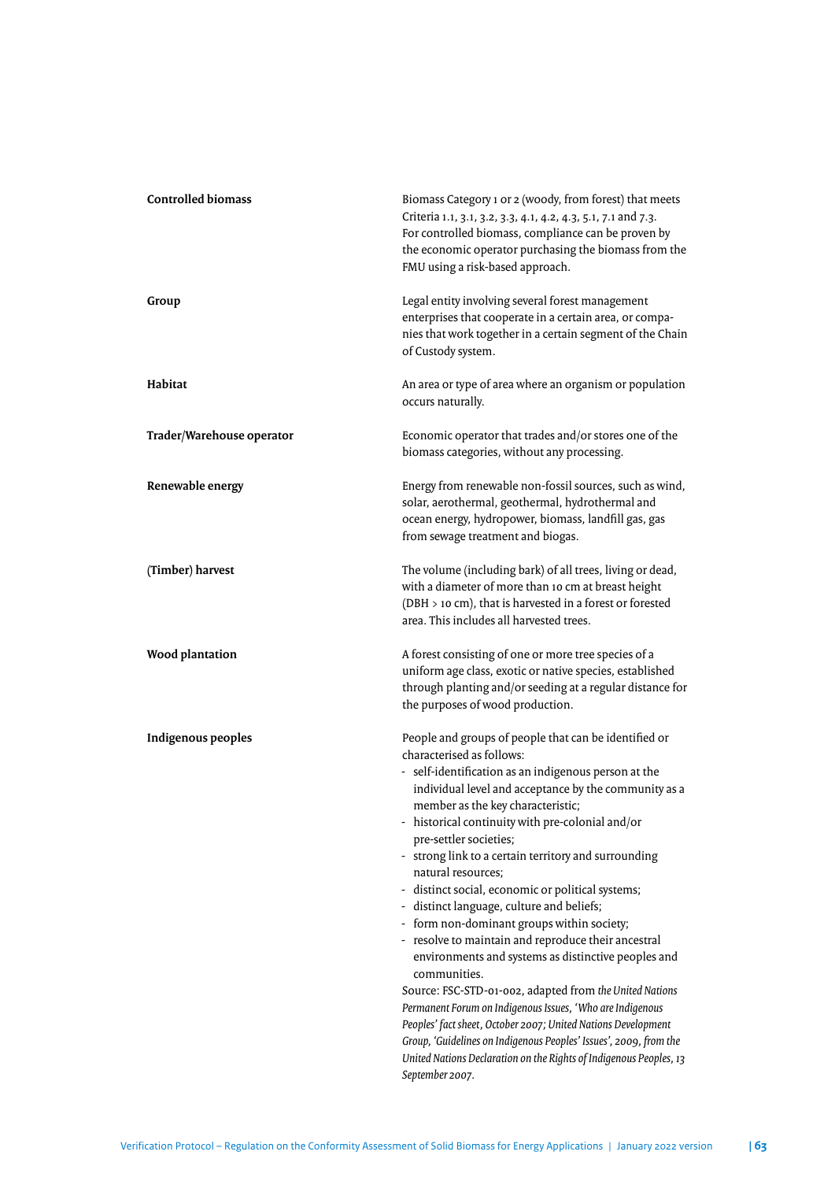| | |
|---|---|
| **Controlled biomass** | Biomass Category 1 or 2 (woody, from forest) that meets Criteria 1.1, 3.1, 3.2, 3.3, 4.1, 4.2, 4.3, 5.1, 7.1 and 7.3. For controlled biomass, compliance can be proven by the economic operator purchasing the biomass from the FMU using a risk-based approach. |
| **Group** | Legal entity involving several forest management enterprises that cooperate in a certain area, or companies that work together in a certain segment of the Chain of Custody system. |
| **Habitat** | An area or type of area where an organism or population occurs naturally. |
| **Trader/Warehouse operator** | Economic operator that trades and/or stores one of the biomass categories, without any processing. |
| **Renewable energy** | Energy from renewable non-fossil sources, such as wind, solar, aerothermal, geothermal, hydrothermal and ocean energy, hydropower, biomass, landfill gas, gas from sewage treatment and biogas. |
| **(Timber) harvest** | The volume (including bark) of all trees, living or dead, with a diameter of more than 10 cm at breast height (DBH > 10 cm), that is harvested in a forest or forested area. This includes all harvested trees. |
| **Wood plantation** | A forest consisting of one or more tree species of a uniform age class, exotic or native species, established through planting and/or seeding at a regular distance for the purposes of wood production. |
| **Indigenous peoples** | People and groups of people that can be identified or characterised as follows:<br>- self-identification as an indigenous person at the individual level and acceptance by the community as a member as the key characteristic;<br>- historical continuity with pre-colonial and/or pre-settler societies;<br>- strong link to a certain territory and surrounding natural resources;<br>- distinct social, economic or political systems;<br>- distinct language, culture and beliefs;<br>- form non-dominant groups within society;<br>- resolve to maintain and reproduce their ancestral environments and systems as distinctive peoples and communities.<br>Source: FSC-STD-01-002, adapted from *the United Nations Permanent Forum on Indigenous Issues, 'Who are Indigenous Peoples' fact sheet, October 2007; United Nations Development Group, 'Guidelines on Indigenous Peoples' Issues', 2009, from the United Nations Declaration on the Rights of Indigenous Peoples, 13 September 2007.* |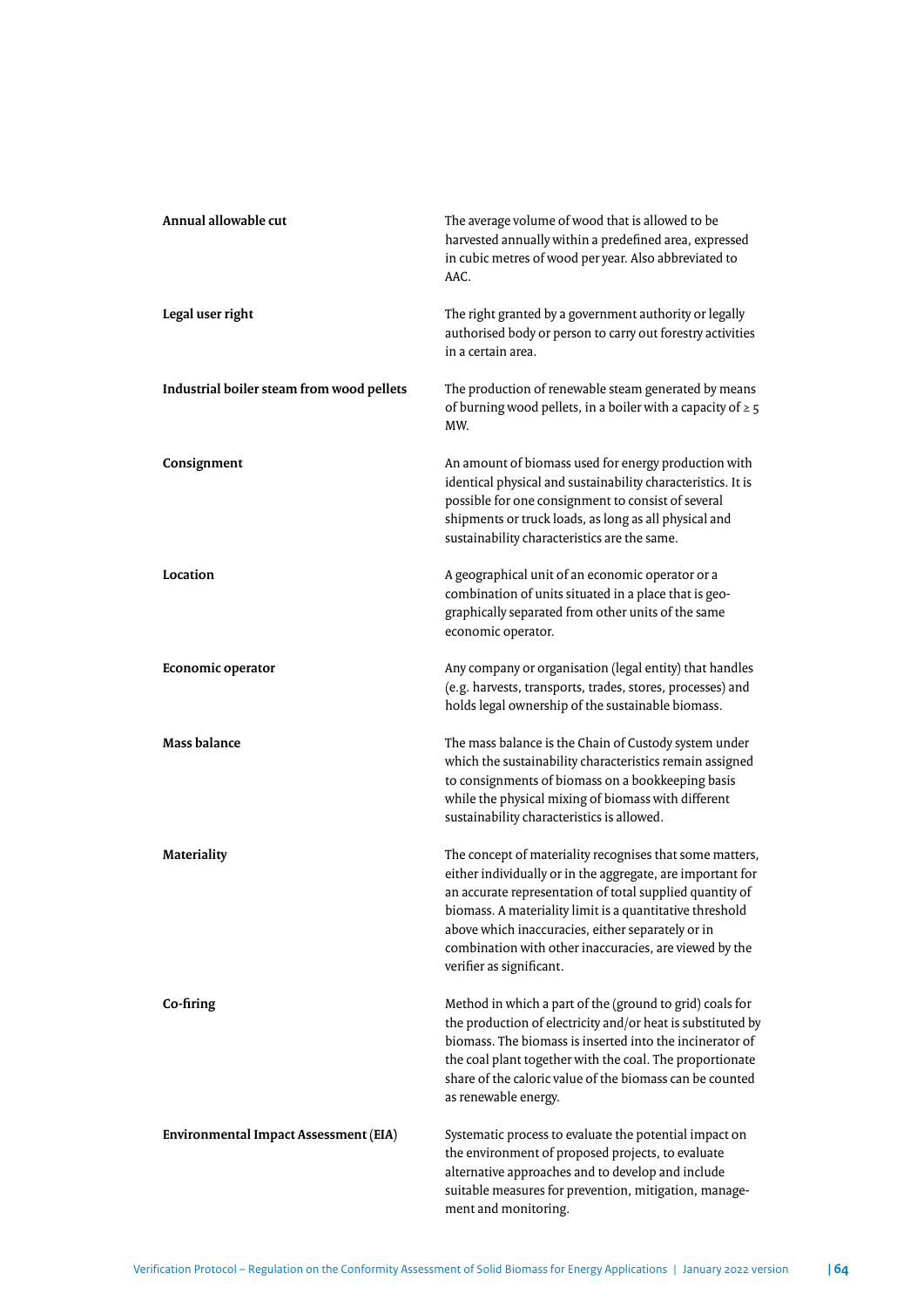| | |
|---|---|
| **Annual allowable cut** | The average volume of wood that is allowed to be harvested annually within a predefined area, expressed in cubic metres of wood per year. Also abbreviated to AAC. |
| **Legal user right** | The right granted by a government authority or legally authorised body or person to carry out forestry activities in a certain area. |
| **Industrial boiler steam from wood pellets** | The production of renewable steam generated by means of burning wood pellets, in a boiler with a capacity of ≥ 5 MW. |
| **Consignment** | An amount of biomass used for energy production with identical physical and sustainability characteristics. It is possible for one consignment to consist of several shipments or truck loads, as long as all physical and sustainability characteristics are the same. |
| **Location** | A geographical unit of an economic operator or a combination of units situated in a place that is geographically separated from other units of the same economic operator. |
| **Economic operator** | Any company or organisation (legal entity) that handles (e.g. harvests, transports, trades, stores, processes) and holds legal ownership of the sustainable biomass. |
| **Mass balance** | The mass balance is the Chain of Custody system under which the sustainability characteristics remain assigned to consignments of biomass on a bookkeeping basis while the physical mixing of biomass with different sustainability characteristics is allowed. |
| **Materiality** | The concept of materiality recognises that some matters, either individually or in the aggregate, are important for an accurate representation of total supplied quantity of biomass. A materiality limit is a quantitative threshold above which inaccuracies, either separately or in combination with other inaccuracies, are viewed by the verifier as significant. |
| **Co-firing** | Method in which a part of the (ground to grid) coals for the production of electricity and/or heat is substituted by biomass. The biomass is inserted into the incinerator of the coal plant together with the coal. The proportionate share of the caloric value of the biomass can be counted as renewable energy. |
| **Environmental Impact Assessment (EIA)** | Systematic process to evaluate the potential impact on the environment of proposed projects, to evaluate alternative approaches and to develop and include suitable measures for prevention, mitigation, management and monitoring. |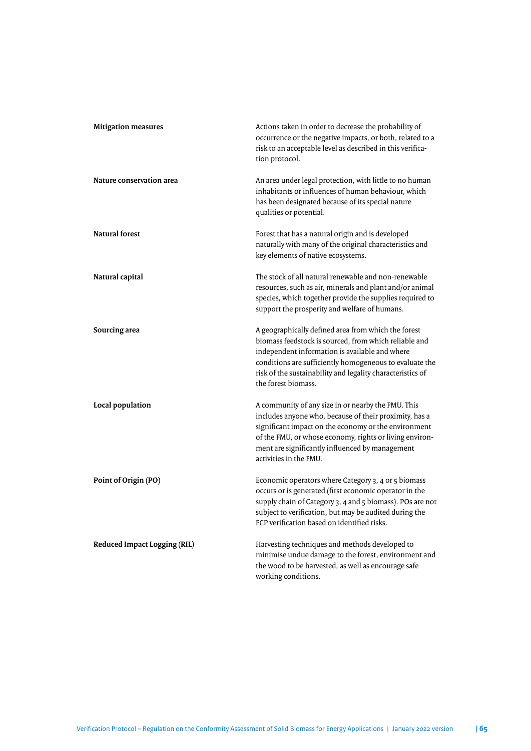| | |
|---|---|
| **Mitigation measures** | Actions taken in order to decrease the probability of occurrence or the negative impacts, or both, related to a risk to an acceptable level as described in this verification protocol. |
| **Nature conservation area** | An area under legal protection, with little to no human inhabitants or influences of human behaviour, which has been designated because of its special nature qualities or potential. |
| **Natural forest** | Forest that has a natural origin and is developed naturally with many of the original characteristics and key elements of native ecosystems. |
| **Natural capital** | The stock of all natural renewable and non-renewable resources, such as air, minerals and plant and/or animal species, which together provide the supplies required to support the prosperity and welfare of humans. |
| **Sourcing area** | A geographically defined area from which the forest biomass feedstock is sourced, from which reliable and independent information is available and where conditions are sufficiently homogeneous to evaluate the risk of the sustainability and legality characteristics of the forest biomass. |
| **Local population** | A community of any size in or nearby the FMU. This includes anyone who, because of their proximity, has a significant impact on the economy or the environment of the FMU, or whose economy, rights or living environment are significantly influenced by management activities in the FMU. |
| **Point of Origin (PO)** | Economic operators where Category 3, 4 or 5 biomass occurs or is generated (first economic operator in the supply chain of Category 3, 4 and 5 biomass). POs are not subject to verification, but may be audited during the FCP verification based on identified risks. |
| **Reduced Impact Logging (RIL)** | Harvesting techniques and methods developed to minimise undue damage to the forest, environment and the wood to be harvested, as well as encourage safe working conditions. |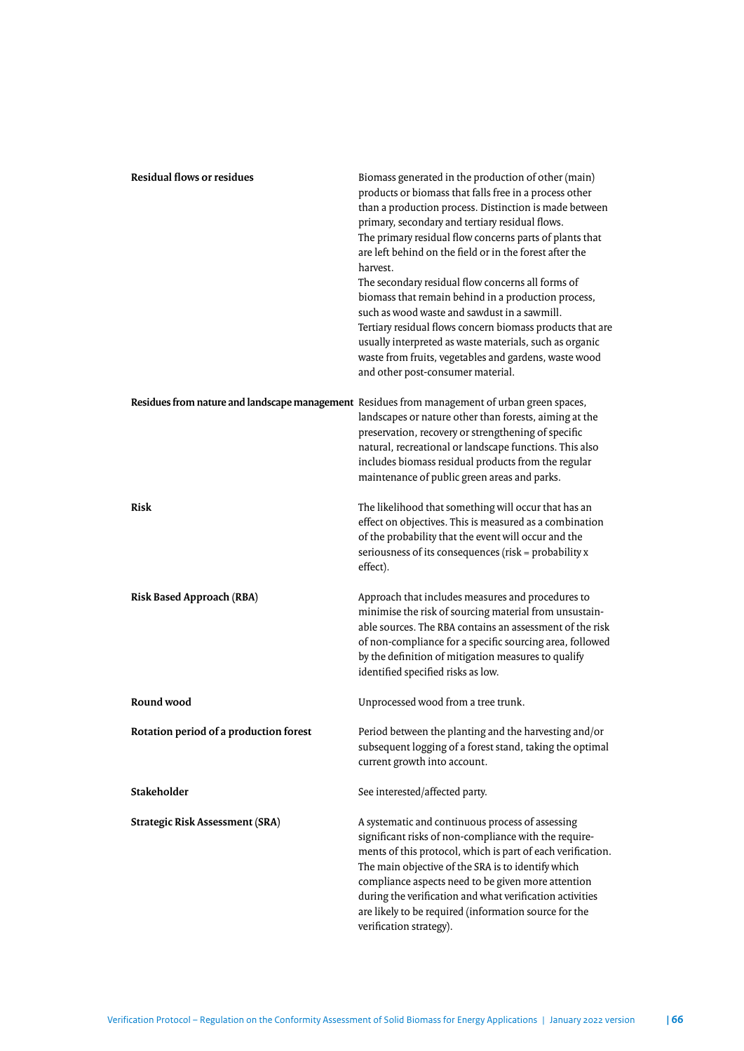| | |
|---|---|
| **Residual flows or residues** | Biomass generated in the production of other (main) products or biomass that falls free in a process other than a production process. Distinction is made between primary, secondary and tertiary residual flows. The primary residual flow concerns parts of plants that are left behind on the field or in the forest after the harvest. The secondary residual flow concerns all forms of biomass that remain behind in a production process, such as wood waste and sawdust in a sawmill. Tertiary residual flows concern biomass products that are usually interpreted as waste materials, such as organic waste from fruits, vegetables and gardens, waste wood and other post-consumer material. |
| **Residues from nature and landscape management** | Residues from management of urban green spaces, landscapes or nature other than forests, aiming at the preservation, recovery or strengthening of specific natural, recreational or landscape functions. This also includes biomass residual products from the regular maintenance of public green areas and parks. |
| **Risk** | The likelihood that something will occur that has an effect on objectives. This is measured as a combination of the probability that the event will occur and the seriousness of its consequences (risk = probability x effect). |
| **Risk Based Approach (RBA)** | Approach that includes measures and procedures to minimise the risk of sourcing material from unsustainable sources. The RBA contains an assessment of the risk of non-compliance for a specific sourcing area, followed by the definition of mitigation measures to qualify identified specified risks as low. |
| **Round wood** | Unprocessed wood from a tree trunk. |
| **Rotation period of a production forest** | Period between the planting and the harvesting and/or subsequent logging of a forest stand, taking the optimal current growth into account. |
| **Stakeholder** | See interested/affected party. |
| **Strategic Risk Assessment (SRA)** | A systematic and continuous process of assessing significant risks of non-compliance with the requirements of this protocol, which is part of each verification. The main objective of the SRA is to identify which compliance aspects need to be given more attention during the verification and what verification activities are likely to be required (information source for the verification strategy). |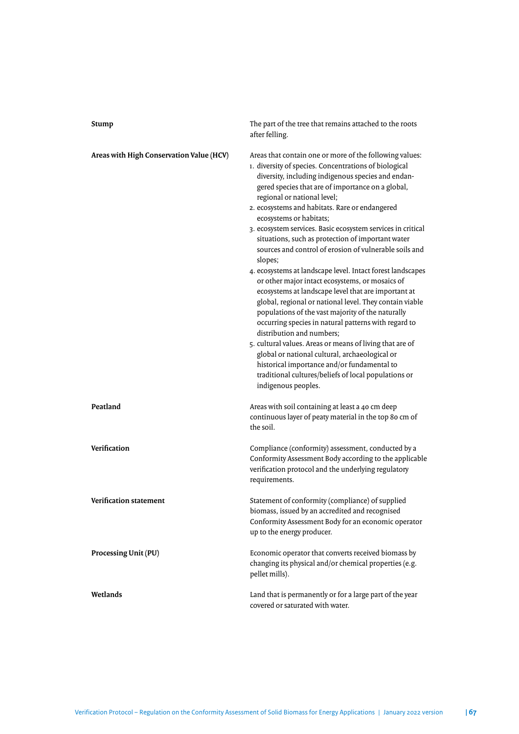| | |
|---|---|
| **Stump** | The part of the tree that remains attached to the roots after felling. |
| **Areas with High Conservation Value (HCV)** | Areas that contain one or more of the following values:<br>1. diversity of species. Concentrations of biological diversity, including indigenous species and endangered species that are of importance on a global, regional or national level;<br>2. ecosystems and habitats. Rare or endangered ecosystems or habitats;<br>3. ecosystem services. Basic ecosystem services in critical situations, such as protection of important water sources and control of erosion of vulnerable soils and slopes;<br>4. ecosystems at landscape level. Intact forest landscapes or other major intact ecosystems, or mosaics of ecosystems at landscape level that are important at global, regional or national level. They contain viable populations of the vast majority of the naturally occurring species in natural patterns with regard to distribution and numbers;<br>5. cultural values. Areas or means of living that are of global or national cultural, archaeological or historical importance and/or fundamental to traditional cultures/beliefs of local populations or indigenous peoples. |
| **Peatland** | Areas with soil containing at least a 40 cm deep continuous layer of peaty material in the top 80 cm of the soil. |
| **Verification** | Compliance (conformity) assessment, conducted by a Conformity Assessment Body according to the applicable verification protocol and the underlying regulatory requirements. |
| **Verification statement** | Statement of conformity (compliance) of supplied biomass, issued by an accredited and recognised Conformity Assessment Body for an economic operator up to the energy producer. |
| **Processing Unit (PU)** | Economic operator that converts received biomass by changing its physical and/or chemical properties (e.g. pellet mills). |
| **Wetlands** | Land that is permanently or for a large part of the year covered or saturated with water. |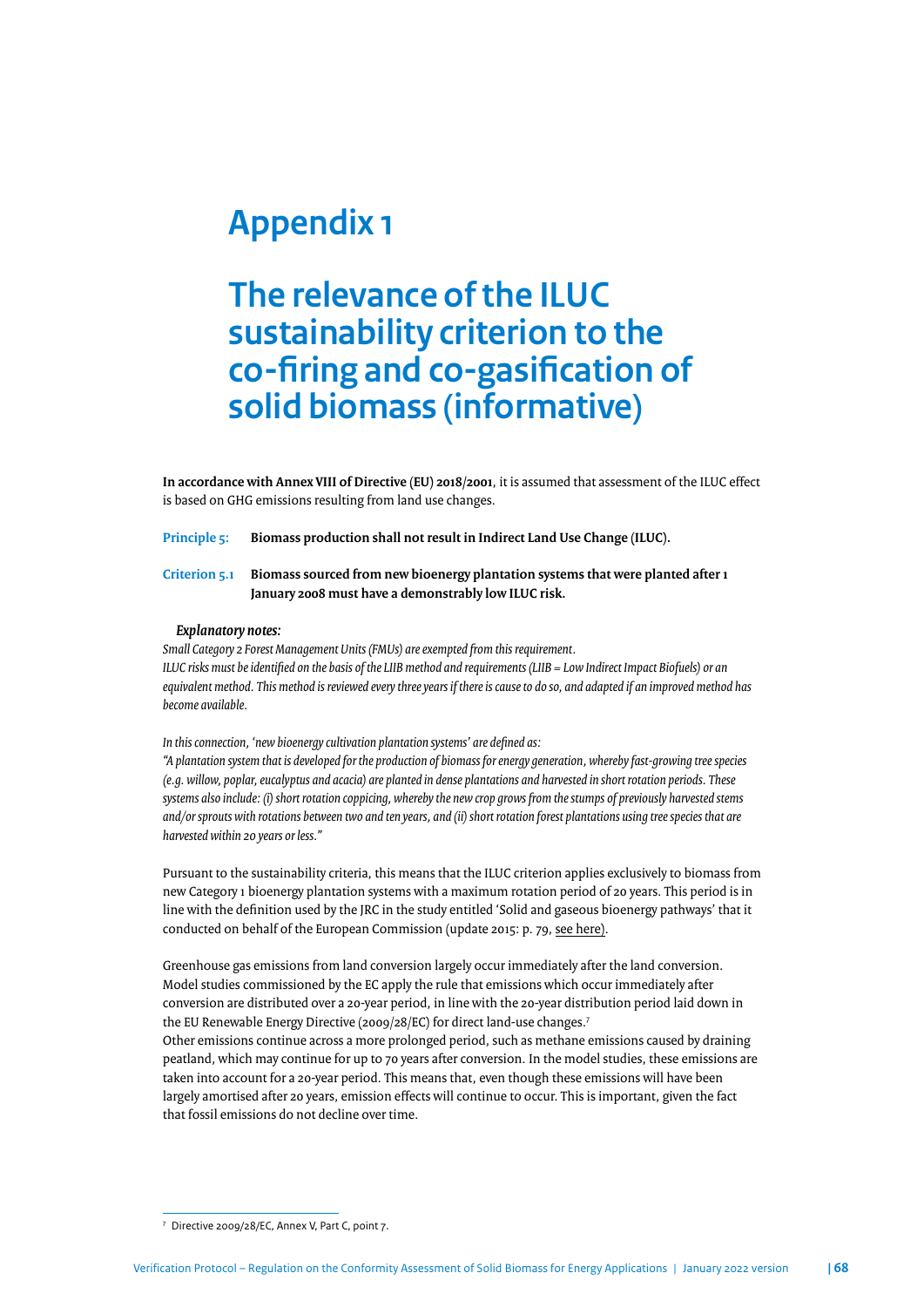# Appendix 1

# The relevance of the ILUC sustainability criterion to the co-firing and co-gasification of solid biomass (informative)

**In accordance with Annex VIII of Directive (EU) 2018/2001**, it is assumed that assessment of the ILUC effect is based on GHG emissions resulting from land use changes.

**Principle 5:** **Biomass production shall not result in Indirect Land Use Change (ILUC).**

**Criterion 5.1** **Biomass sourced from new bioenergy plantation systems that were planted after 1 January 2008 must have a demonstrably low ILUC risk.**

***Explanatory notes:***

*Small Category 2 Forest Management Units (FMUs) are exempted from this requirement.*
*ILUC risks must be identified on the basis of the LIIB method and requirements (LIIB = Low Indirect Impact Biofuels) or an equivalent method. This method is reviewed every three years if there is cause to do so, and adapted if an improved method has become available.*

*In this connection, 'new bioenergy cultivation plantation systems' are defined as:*
*"A plantation system that is developed for the production of biomass for energy generation, whereby fast-growing tree species (e.g. willow, poplar, eucalyptus and acacia) are planted in dense plantations and harvested in short rotation periods. These systems also include: (i) short rotation coppicing, whereby the new crop grows from the stumps of previously harvested stems and/or sprouts with rotations between two and ten years, and (ii) short rotation forest plantations using tree species that are harvested within 20 years or less."*

Pursuant to the sustainability criteria, this means that the ILUC criterion applies exclusively to biomass from new Category 1 bioenergy plantation systems with a maximum rotation period of 20 years. This period is in line with the definition used by the JRC in the study entitled 'Solid and gaseous bioenergy pathways' that it conducted on behalf of the European Commission (update 2015: p. 79, see here).

Greenhouse gas emissions from land conversion largely occur immediately after the land conversion. Model studies commissioned by the EC apply the rule that emissions which occur immediately after conversion are distributed over a 20-year period, in line with the 20-year distribution period laid down in the EU Renewable Energy Directive (2009/28/EC) for direct land-use changes.[7]
Other emissions continue across a more prolonged period, such as methane emissions caused by draining peatland, which may continue for up to 70 years after conversion. In the model studies, these emissions are taken into account for a 20-year period. This means that, even though these emissions will have been largely amortised after 20 years, emission effects will continue to occur. This is important, given the fact that fossil emissions do not decline over time.

[7] Directive 2009/28/EC, Annex V, Part C, point 7.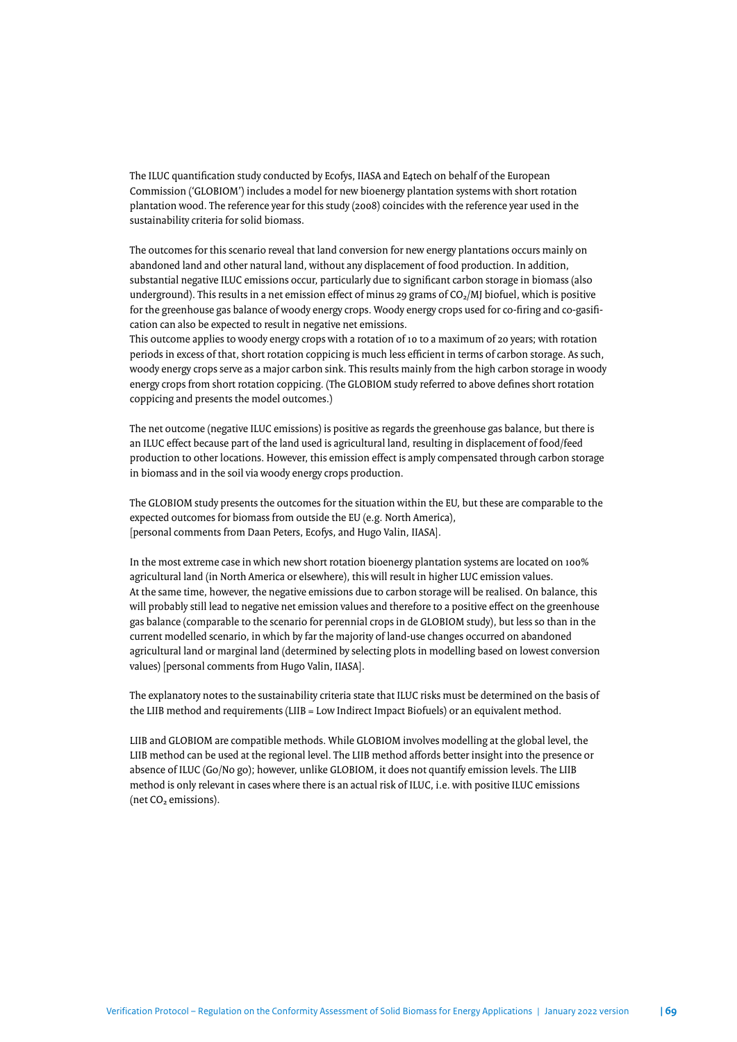The ILUC quantification study conducted by Ecofys, IIASA and E4tech on behalf of the European Commission ('GLOBIOM') includes a model for new bioenergy plantation systems with short rotation plantation wood. The reference year for this study (2008) coincides with the reference year used in the sustainability criteria for solid biomass.

The outcomes for this scenario reveal that land conversion for new energy plantations occurs mainly on abandoned land and other natural land, without any displacement of food production. In addition, substantial negative ILUC emissions occur, particularly due to significant carbon storage in biomass (also underground). This results in a net emission effect of minus 29 grams of $CO_2$/MJ biofuel, which is positive for the greenhouse gas balance of woody energy crops. Woody energy crops used for co-firing and co-gasification can also be expected to result in negative net emissions.
This outcome applies to woody energy crops with a rotation of 10 to a maximum of 20 years; with rotation periods in excess of that, short rotation coppicing is much less efficient in terms of carbon storage. As such, woody energy crops serve as a major carbon sink. This results mainly from the high carbon storage in woody energy crops from short rotation coppicing. (The GLOBIOM study referred to above defines short rotation coppicing and presents the model outcomes.)

The net outcome (negative ILUC emissions) is positive as regards the greenhouse gas balance, but there is an ILUC effect because part of the land used is agricultural land, resulting in displacement of food/feed production to other locations. However, this emission effect is amply compensated through carbon storage in biomass and in the soil via woody energy crops production.

The GLOBIOM study presents the outcomes for the situation within the EU, but these are comparable to the expected outcomes for biomass from outside the EU (e.g. North America), [personal comments from Daan Peters, Ecofys, and Hugo Valin, IIASA].

In the most extreme case in which new short rotation bioenergy plantation systems are located on 100% agricultural land (in North America or elsewhere), this will result in higher LUC emission values. At the same time, however, the negative emissions due to carbon storage will be realised. On balance, this will probably still lead to negative net emission values and therefore to a positive effect on the greenhouse gas balance (comparable to the scenario for perennial crops in de GLOBIOM study), but less so than in the current modelled scenario, in which by far the majority of land-use changes occurred on abandoned agricultural land or marginal land (determined by selecting plots in modelling based on lowest conversion values) [personal comments from Hugo Valin, IIASA].

The explanatory notes to the sustainability criteria state that ILUC risks must be determined on the basis of the LIIB method and requirements (LIIB = Low Indirect Impact Biofuels) or an equivalent method.

LIIB and GLOBIOM are compatible methods. While GLOBIOM involves modelling at the global level, the LIIB method can be used at the regional level. The LIIB method affords better insight into the presence or absence of ILUC (Go/No go); however, unlike GLOBIOM, it does not quantify emission levels. The LIIB method is only relevant in cases where there is an actual risk of ILUC, i.e. with positive ILUC emissions (net $CO_2$ emissions).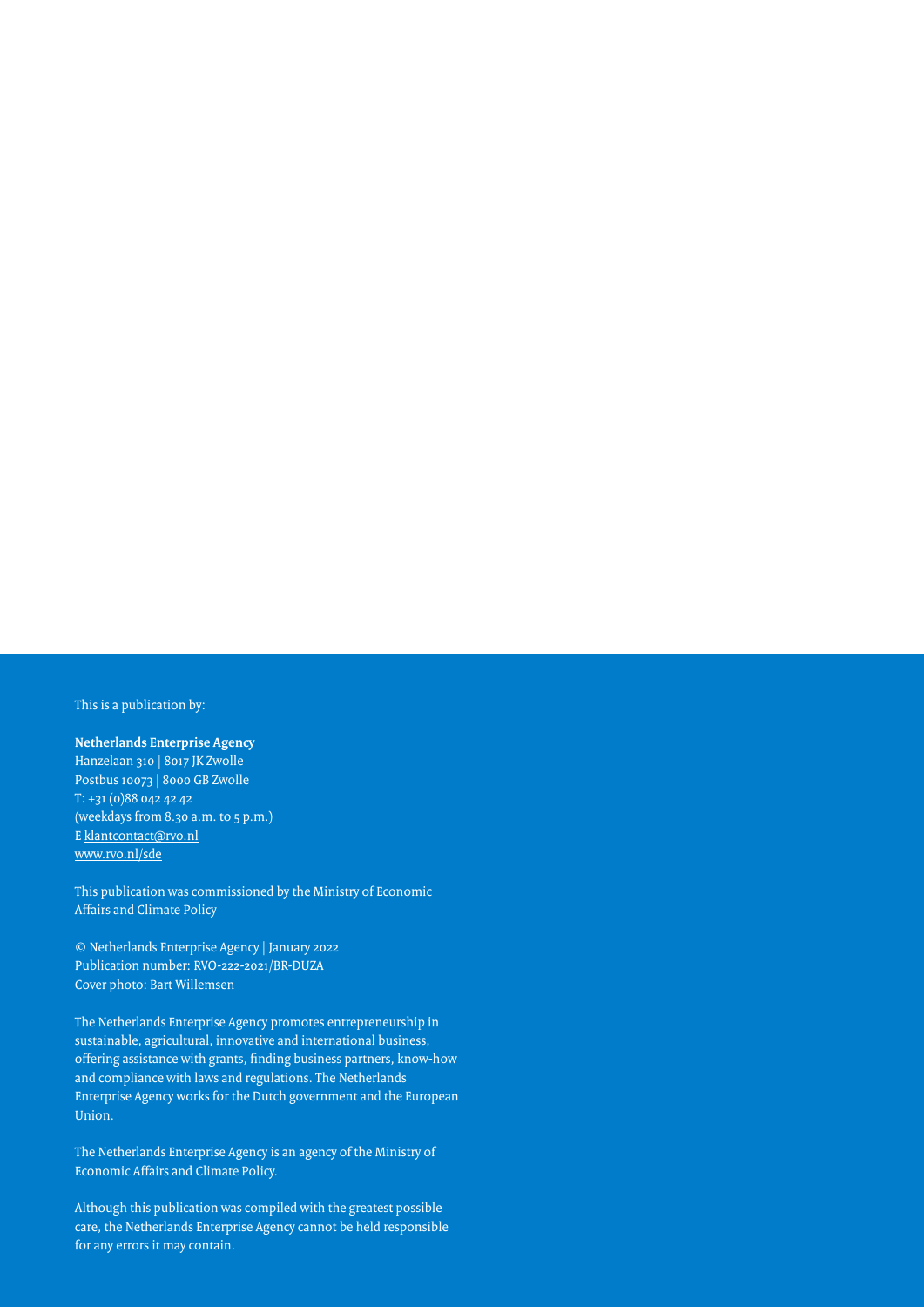This is a publication by:

**Netherlands Enterprise Agency**
Hanzelaan 310 | 8017 JK Zwolle
Postbus 10073 | 8000 GB Zwolle
T: +31 (0)88 042 42 42
(weekdays from 8.30 a.m. to 5 p.m.)
E klantcontact@rvo.nl
www.rvo.nl/sde

This publication was commissioned by the Ministry of Economic Affairs and Climate Policy

© Netherlands Enterprise Agency | January 2022
Publication number: RVO-222-2021/BR-DUZA
Cover photo: Bart Willemsen

The Netherlands Enterprise Agency promotes entrepreneurship in sustainable, agricultural, innovative and international business, offering assistance with grants, finding business partners, know-how and compliance with laws and regulations. The Netherlands Enterprise Agency works for the Dutch government and the European Union.

The Netherlands Enterprise Agency is an agency of the Ministry of Economic Affairs and Climate Policy.

Although this publication was compiled with the greatest possible care, the Netherlands Enterprise Agency cannot be held responsible for any errors it may contain.